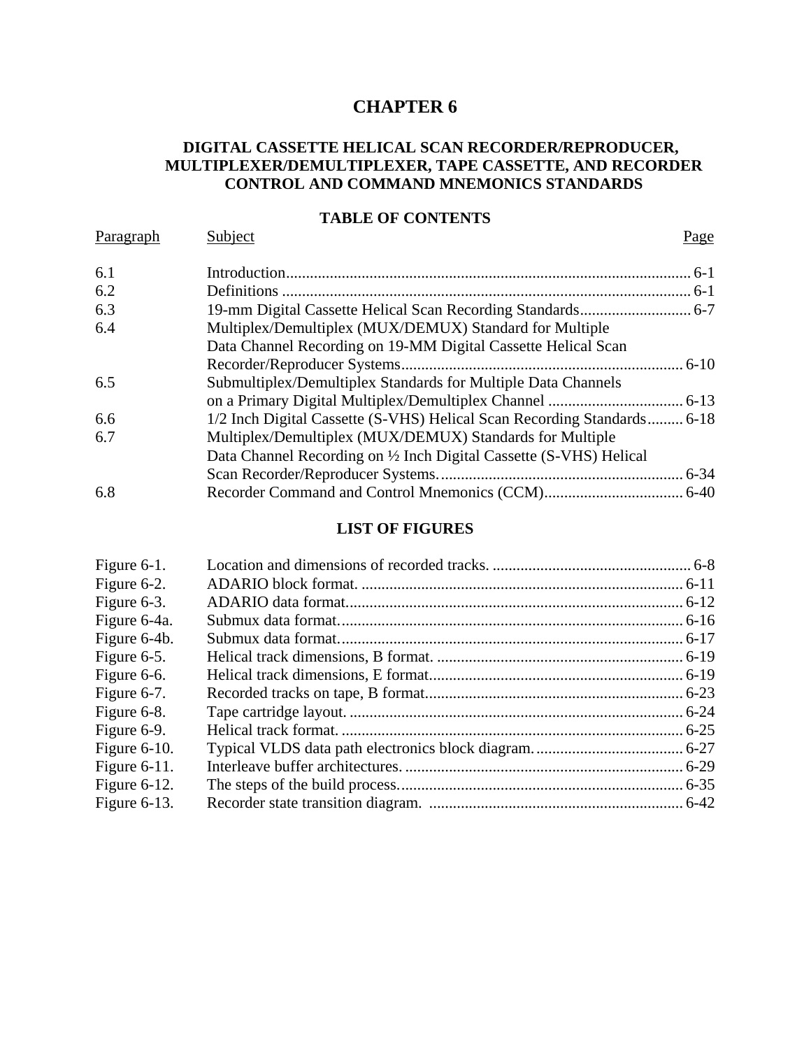# CHAPTER 6

## DIGITAL CASSETTE HELICAL SCAN RECORDER/REPRODUCER, MULTIPLEXER/DEMULTIPLEXER, TAPE CASSETTE, AND RECORDER CONTROL AND COMMAND MNEMONICS STANDARDS

### TABLE OF CONTENTS

| Paragraph | Subject | Page |
|---|---|---|
| 6.1 | Introduction | 6-1 |
| 6.2 | Definitions | 6-1 |
| 6.3 | 19-mm Digital Cassette Helical Scan Recording Standards | 6-7 |
| 6.4 | Multiplex/Demultiplex (MUX/DEMUX) Standard for Multiple Data Channel Recording on 19-MM Digital Cassette Helical Scan Recorder/Reproducer Systems | 6-10 |
| 6.5 | Submultiplex/Demultiplex Standards for Multiple Data Channels on a Primary Digital Multiplex/Demultiplex Channel | 6-13 |
| 6.6 | 1/2 Inch Digital Cassette (S-VHS) Helical Scan Recording Standards | 6-18 |
| 6.7 | Multiplex/Demultiplex (MUX/DEMUX) Standards for Multiple Data Channel Recording on ½ Inch Digital Cassette (S-VHS) Helical Scan Recorder/Reproducer Systems. | 6-34 |
| 6.8 | Recorder Command and Control Mnemonics (CCM) | 6-40 |

### LIST OF FIGURES

| Figure | Title | Page |
|---|---|---|
| Figure 6-1. | Location and dimensions of recorded tracks. | 6-8 |
| Figure 6-2. | ADARIO block format. | 6-11 |
| Figure 6-3. | ADARIO data format. | 6-12 |
| Figure 6-4a. | Submux data format. | 6-16 |
| Figure 6-4b. | Submux data format. | 6-17 |
| Figure 6-5. | Helical track dimensions, B format. | 6-19 |
| Figure 6-6. | Helical track dimensions, E format. | 6-19 |
| Figure 6-7. | Recorded tracks on tape, B format. | 6-23 |
| Figure 6-8. | Tape cartridge layout. | 6-24 |
| Figure 6-9. | Helical track format. | 6-25 |
| Figure 6-10. | Typical VLDS data path electronics block diagram. | 6-27 |
| Figure 6-11. | Interleave buffer architectures. | 6-29 |
| Figure 6-12. | The steps of the build process. | 6-35 |
| Figure 6-13. | Recorder state transition diagram. | 6-42 |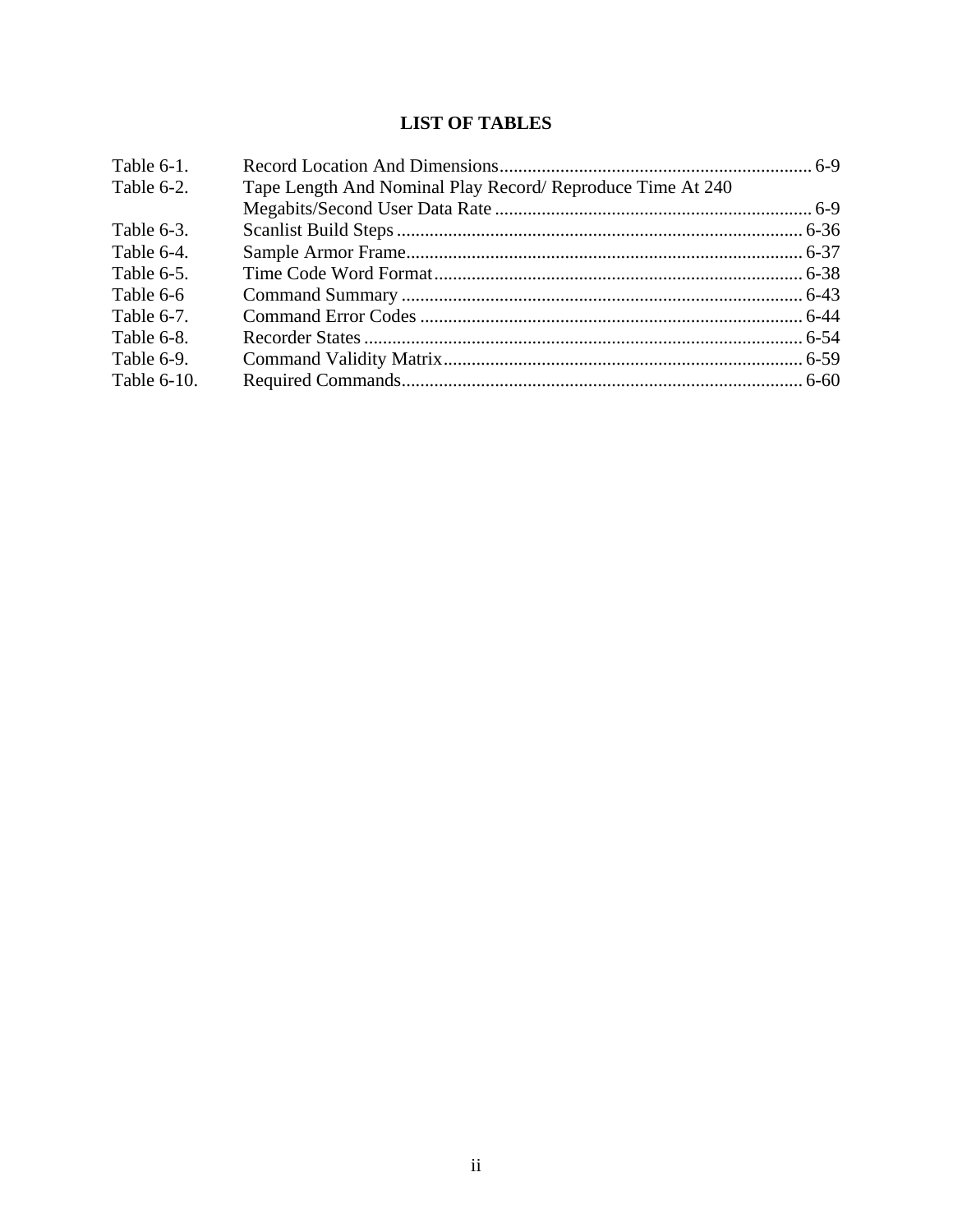# LIST OF TABLES

| | | |
|---|---|---|
| Table 6-1. | Record Location And Dimensions | 6-9 |
| Table 6-2. | Tape Length And Nominal Play Record/ Reproduce Time At 240 Megabits/Second User Data Rate | 6-9 |
| Table 6-3. | Scanlist Build Steps | 6-36 |
| Table 6-4. | Sample Armor Frame | 6-37 |
| Table 6-5. | Time Code Word Format | 6-38 |
| Table 6-6 | Command Summary | 6-43 |
| Table 6-7. | Command Error Codes | 6-44 |
| Table 6-8. | Recorder States | 6-54 |
| Table 6-9. | Command Validity Matrix | 6-59 |
| Table 6-10. | Required Commands | 6-60 |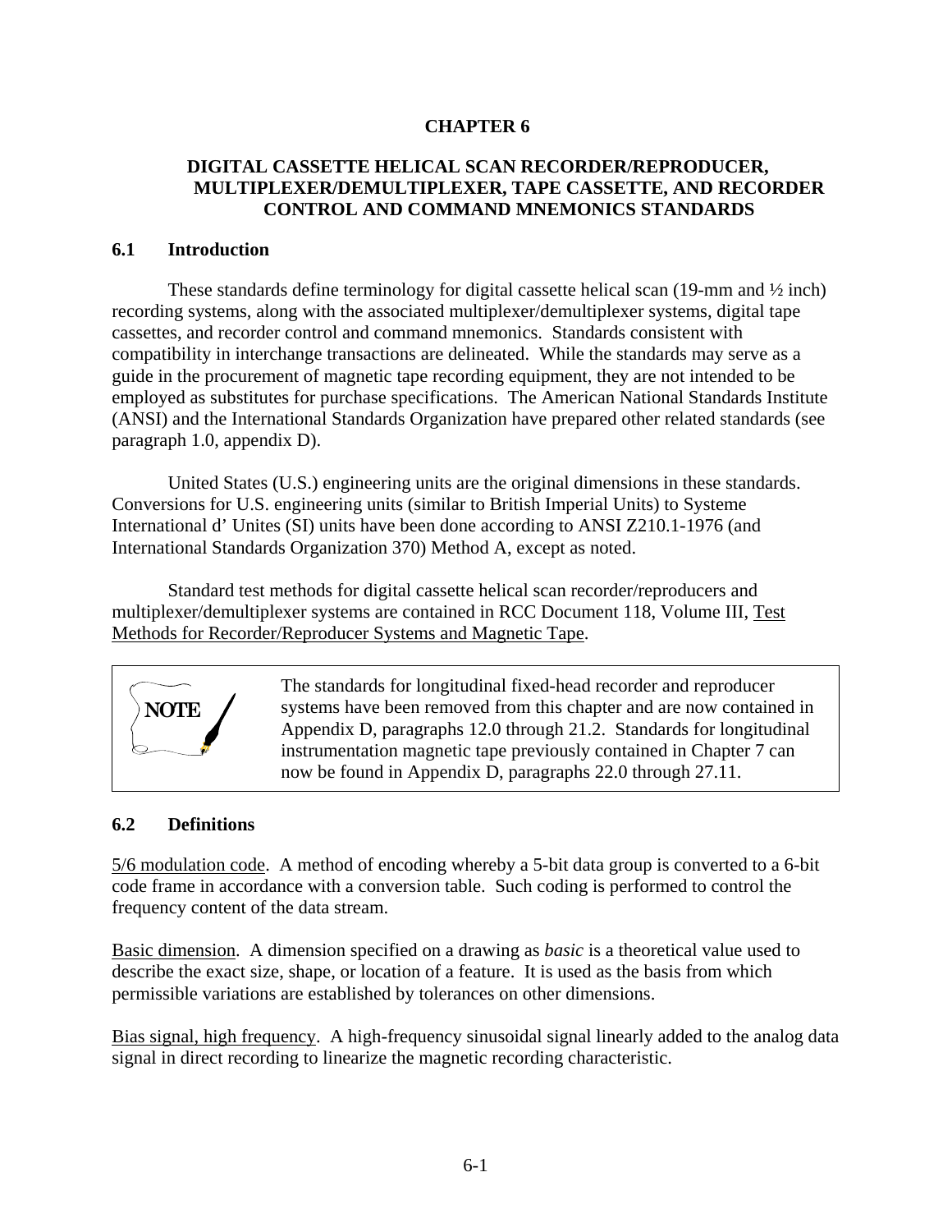# CHAPTER 6

## DIGITAL CASSETTE HELICAL SCAN RECORDER/REPRODUCER, MULTIPLEXER/DEMULTIPLEXER, TAPE CASSETTE, AND RECORDER CONTROL AND COMMAND MNEMONICS STANDARDS

### 6.1 Introduction

These standards define terminology for digital cassette helical scan (19-mm and ½ inch) recording systems, along with the associated multiplexer/demultiplexer systems, digital tape cassettes, and recorder control and command mnemonics. Standards consistent with compatibility in interchange transactions are delineated. While the standards may serve as a guide in the procurement of magnetic tape recording equipment, they are not intended to be employed as substitutes for purchase specifications. The American National Standards Institute (ANSI) and the International Standards Organization have prepared other related standards (see paragraph 1.0, appendix D).

United States (U.S.) engineering units are the original dimensions in these standards. Conversions for U.S. engineering units (similar to British Imperial Units) to Systeme International d' Unites (SI) units have been done according to ANSI Z210.1-1976 (and International Standards Organization 370) Method A, except as noted.

Standard test methods for digital cassette helical scan recorder/reproducers and multiplexer/demultiplexer systems are contained in RCC Document 118, Volume III, Test Methods for Recorder/Reproducer Systems and Magnetic Tape.

> **NOTE**
>
> The standards for longitudinal fixed-head recorder and reproducer systems have been removed from this chapter and are now contained in Appendix D, paragraphs 12.0 through 21.2. Standards for longitudinal instrumentation magnetic tape previously contained in Chapter 7 can now be found in Appendix D, paragraphs 22.0 through 27.11.

### 6.2 Definitions

5/6 modulation code. A method of encoding whereby a 5-bit data group is converted to a 6-bit code frame in accordance with a conversion table. Such coding is performed to control the frequency content of the data stream.

Basic dimension. A dimension specified on a drawing as *basic* is a theoretical value used to describe the exact size, shape, or location of a feature. It is used as the basis from which permissible variations are established by tolerances on other dimensions.

Bias signal, high frequency. A high-frequency sinusoidal signal linearly added to the analog data signal in direct recording to linearize the magnetic recording characteristic.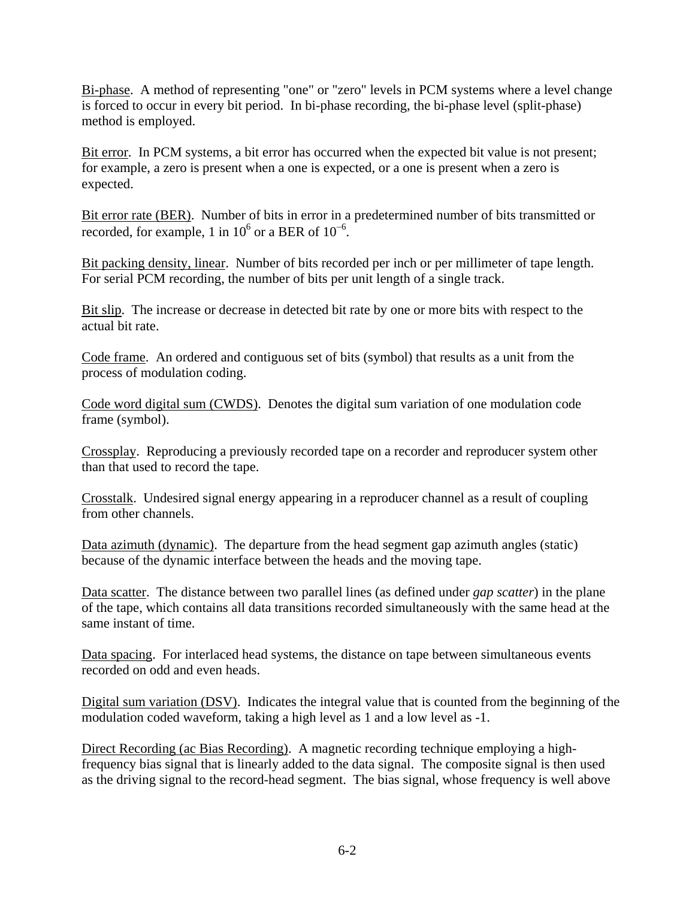Bi-phase. A method of representing "one" or "zero" levels in PCM systems where a level change is forced to occur in every bit period. In bi-phase recording, the bi-phase level (split-phase) method is employed.

Bit error. In PCM systems, a bit error has occurred when the expected bit value is not present; for example, a zero is present when a one is expected, or a one is present when a zero is expected.

Bit error rate (BER). Number of bits in error in a predetermined number of bits transmitted or recorded, for example, 1 in $10^6$ or a BER of $10^{-6}$.

Bit packing density, linear. Number of bits recorded per inch or per millimeter of tape length. For serial PCM recording, the number of bits per unit length of a single track.

Bit slip. The increase or decrease in detected bit rate by one or more bits with respect to the actual bit rate.

Code frame. An ordered and contiguous set of bits (symbol) that results as a unit from the process of modulation coding.

Code word digital sum (CWDS). Denotes the digital sum variation of one modulation code frame (symbol).

Crossplay. Reproducing a previously recorded tape on a recorder and reproducer system other than that used to record the tape.

Crosstalk. Undesired signal energy appearing in a reproducer channel as a result of coupling from other channels.

Data azimuth (dynamic). The departure from the head segment gap azimuth angles (static) because of the dynamic interface between the heads and the moving tape.

Data scatter. The distance between two parallel lines (as defined under *gap scatter*) in the plane of the tape, which contains all data transitions recorded simultaneously with the same head at the same instant of time.

Data spacing. For interlaced head systems, the distance on tape between simultaneous events recorded on odd and even heads.

Digital sum variation (DSV). Indicates the integral value that is counted from the beginning of the modulation coded waveform, taking a high level as 1 and a low level as -1.

Direct Recording (ac Bias Recording). A magnetic recording technique employing a high-frequency bias signal that is linearly added to the data signal. The composite signal is then used as the driving signal to the record-head segment. The bias signal, whose frequency is well above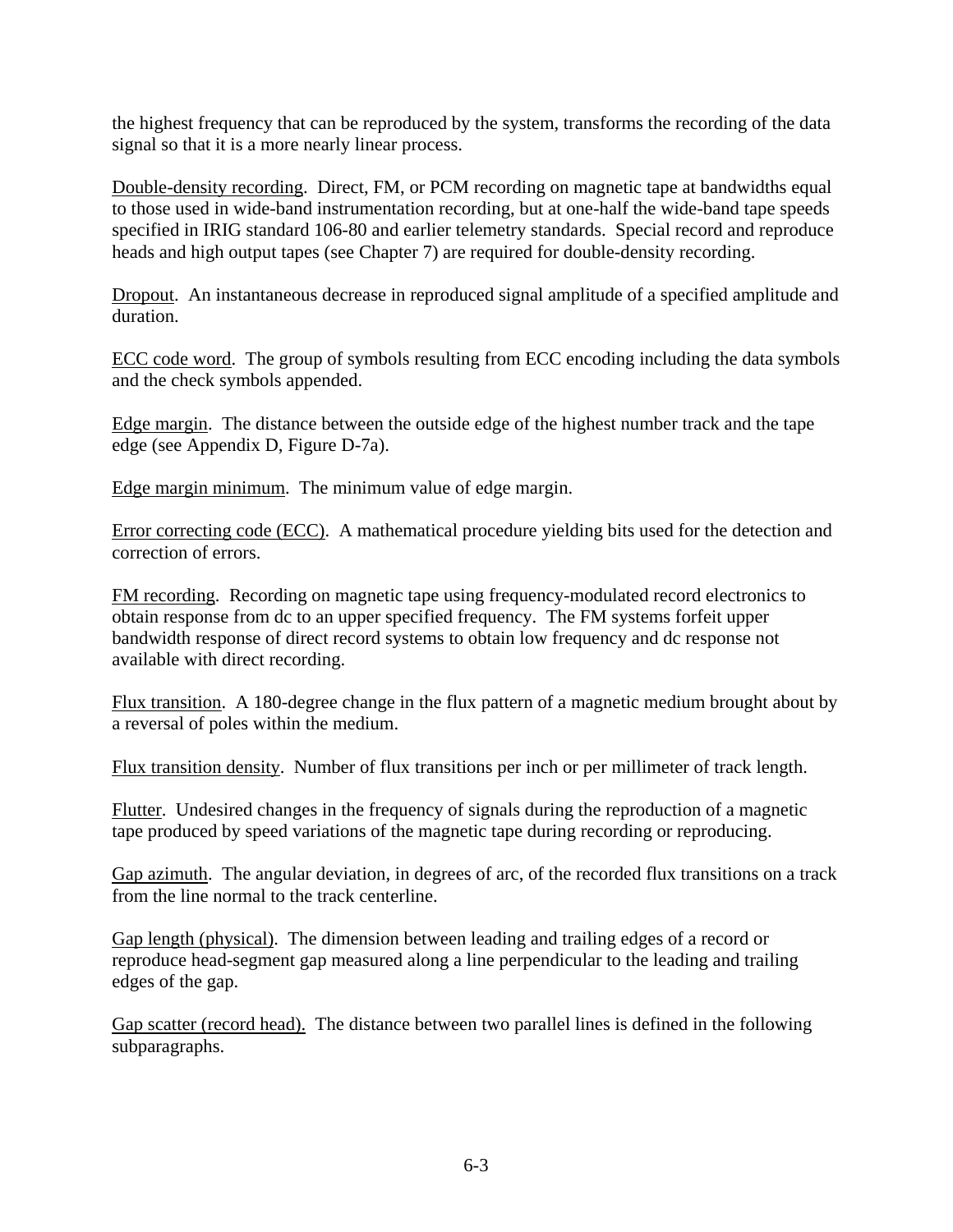the highest frequency that can be reproduced by the system, transforms the recording of the data signal so that it is a more nearly linear process.

Double-density recording. Direct, FM, or PCM recording on magnetic tape at bandwidths equal to those used in wide-band instrumentation recording, but at one-half the wide-band tape speeds specified in IRIG standard 106-80 and earlier telemetry standards. Special record and reproduce heads and high output tapes (see Chapter 7) are required for double-density recording.

Dropout. An instantaneous decrease in reproduced signal amplitude of a specified amplitude and duration.

ECC code word. The group of symbols resulting from ECC encoding including the data symbols and the check symbols appended.

Edge margin. The distance between the outside edge of the highest number track and the tape edge (see Appendix D, Figure D-7a).

Edge margin minimum. The minimum value of edge margin.

Error correcting code (ECC). A mathematical procedure yielding bits used for the detection and correction of errors.

FM recording. Recording on magnetic tape using frequency-modulated record electronics to obtain response from dc to an upper specified frequency. The FM systems forfeit upper bandwidth response of direct record systems to obtain low frequency and dc response not available with direct recording.

Flux transition. A 180-degree change in the flux pattern of a magnetic medium brought about by a reversal of poles within the medium.

Flux transition density. Number of flux transitions per inch or per millimeter of track length.

Flutter. Undesired changes in the frequency of signals during the reproduction of a magnetic tape produced by speed variations of the magnetic tape during recording or reproducing.

Gap azimuth. The angular deviation, in degrees of arc, of the recorded flux transitions on a track from the line normal to the track centerline.

Gap length (physical). The dimension between leading and trailing edges of a record or reproduce head-segment gap measured along a line perpendicular to the leading and trailing edges of the gap.

Gap scatter (record head). The distance between two parallel lines is defined in the following subparagraphs.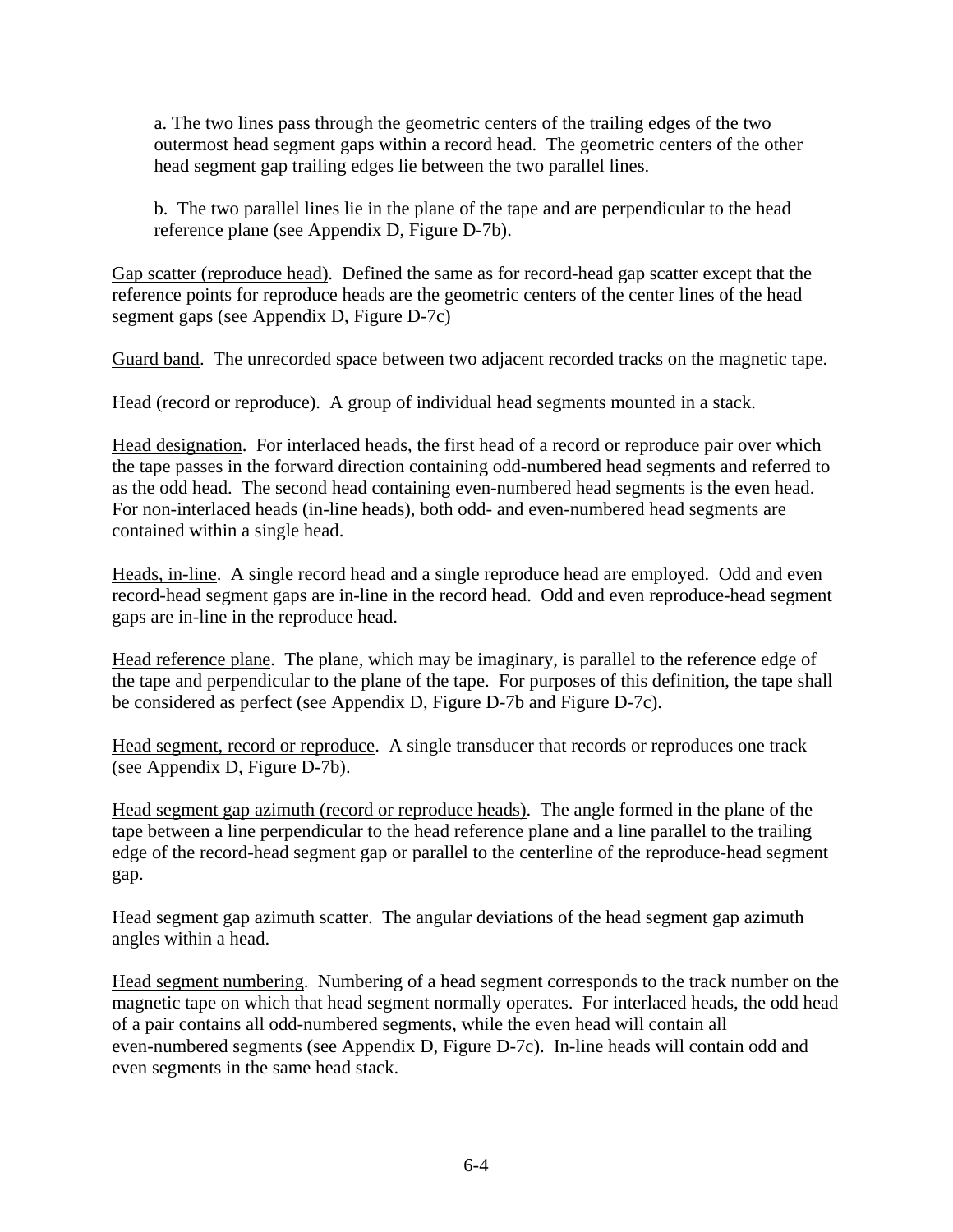a. The two lines pass through the geometric centers of the trailing edges of the two outermost head segment gaps within a record head. The geometric centers of the other head segment gap trailing edges lie between the two parallel lines.

b. The two parallel lines lie in the plane of the tape and are perpendicular to the head reference plane (see Appendix D, Figure D-7b).

Gap scatter (reproduce head). Defined the same as for record-head gap scatter except that the reference points for reproduce heads are the geometric centers of the center lines of the head segment gaps (see Appendix D, Figure D-7c)

Guard band. The unrecorded space between two adjacent recorded tracks on the magnetic tape.

Head (record or reproduce). A group of individual head segments mounted in a stack.

Head designation. For interlaced heads, the first head of a record or reproduce pair over which the tape passes in the forward direction containing odd-numbered head segments and referred to as the odd head. The second head containing even-numbered head segments is the even head. For non-interlaced heads (in-line heads), both odd- and even-numbered head segments are contained within a single head.

Heads, in-line. A single record head and a single reproduce head are employed. Odd and even record-head segment gaps are in-line in the record head. Odd and even reproduce-head segment gaps are in-line in the reproduce head.

Head reference plane. The plane, which may be imaginary, is parallel to the reference edge of the tape and perpendicular to the plane of the tape. For purposes of this definition, the tape shall be considered as perfect (see Appendix D, Figure D-7b and Figure D-7c).

Head segment, record or reproduce. A single transducer that records or reproduces one track (see Appendix D, Figure D-7b).

Head segment gap azimuth (record or reproduce heads). The angle formed in the plane of the tape between a line perpendicular to the head reference plane and a line parallel to the trailing edge of the record-head segment gap or parallel to the centerline of the reproduce-head segment gap.

Head segment gap azimuth scatter. The angular deviations of the head segment gap azimuth angles within a head.

Head segment numbering. Numbering of a head segment corresponds to the track number on the magnetic tape on which that head segment normally operates. For interlaced heads, the odd head of a pair contains all odd-numbered segments, while the even head will contain all even-numbered segments (see Appendix D, Figure D-7c). In-line heads will contain odd and even segments in the same head stack.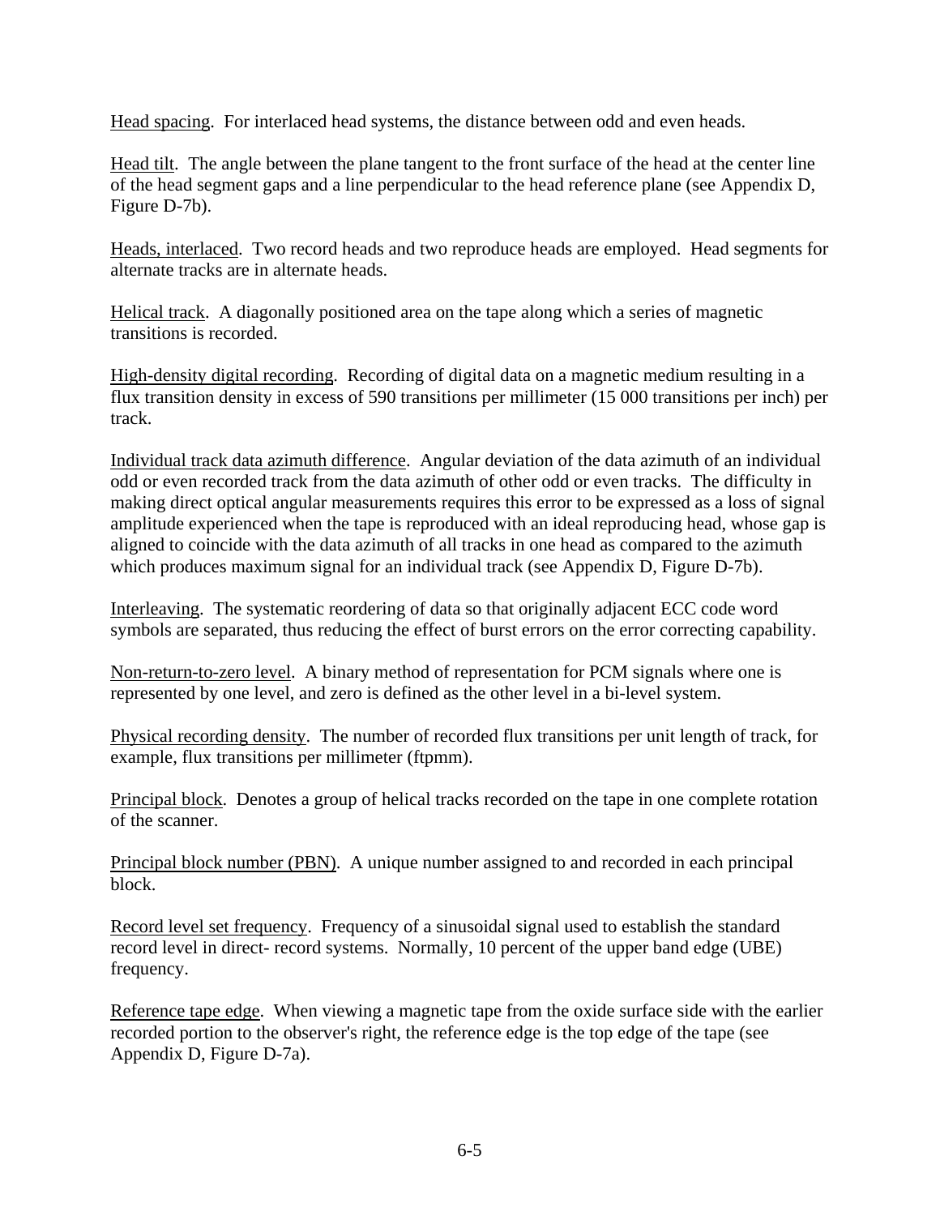Head spacing. For interlaced head systems, the distance between odd and even heads.

Head tilt. The angle between the plane tangent to the front surface of the head at the center line of the head segment gaps and a line perpendicular to the head reference plane (see Appendix D, Figure D-7b).

Heads, interlaced. Two record heads and two reproduce heads are employed. Head segments for alternate tracks are in alternate heads.

Helical track. A diagonally positioned area on the tape along which a series of magnetic transitions is recorded.

High-density digital recording. Recording of digital data on a magnetic medium resulting in a flux transition density in excess of 590 transitions per millimeter (15 000 transitions per inch) per track.

Individual track data azimuth difference. Angular deviation of the data azimuth of an individual odd or even recorded track from the data azimuth of other odd or even tracks. The difficulty in making direct optical angular measurements requires this error to be expressed as a loss of signal amplitude experienced when the tape is reproduced with an ideal reproducing head, whose gap is aligned to coincide with the data azimuth of all tracks in one head as compared to the azimuth which produces maximum signal for an individual track (see Appendix D, Figure D-7b).

Interleaving. The systematic reordering of data so that originally adjacent ECC code word symbols are separated, thus reducing the effect of burst errors on the error correcting capability.

Non-return-to-zero level. A binary method of representation for PCM signals where one is represented by one level, and zero is defined as the other level in a bi-level system.

Physical recording density. The number of recorded flux transitions per unit length of track, for example, flux transitions per millimeter (ftpmm).

Principal block. Denotes a group of helical tracks recorded on the tape in one complete rotation of the scanner.

Principal block number (PBN). A unique number assigned to and recorded in each principal block.

Record level set frequency. Frequency of a sinusoidal signal used to establish the standard record level in direct- record systems. Normally, 10 percent of the upper band edge (UBE) frequency.

Reference tape edge. When viewing a magnetic tape from the oxide surface side with the earlier recorded portion to the observer's right, the reference edge is the top edge of the tape (see Appendix D, Figure D-7a).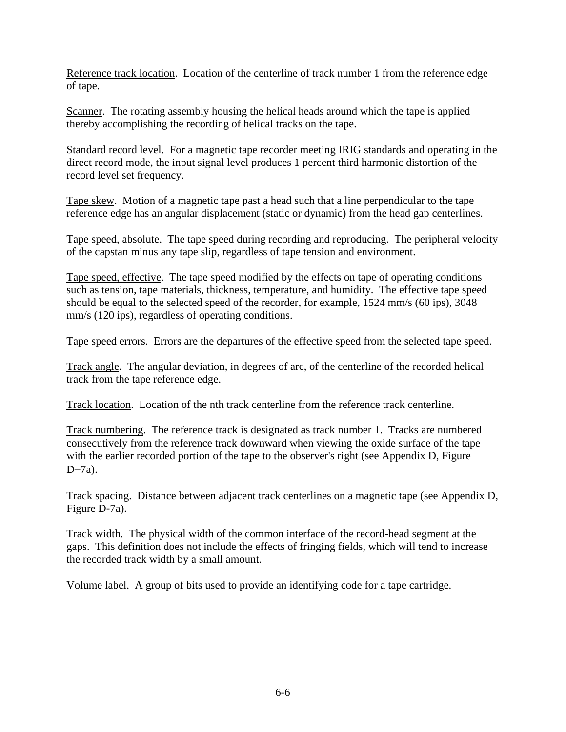<u>Reference track location</u>. Location of the centerline of track number 1 from the reference edge of tape.

<u>Scanner</u>. The rotating assembly housing the helical heads around which the tape is applied thereby accomplishing the recording of helical tracks on the tape.

<u>Standard record level</u>. For a magnetic tape recorder meeting IRIG standards and operating in the direct record mode, the input signal level produces 1 percent third harmonic distortion of the record level set frequency.

<u>Tape skew</u>. Motion of a magnetic tape past a head such that a line perpendicular to the tape reference edge has an angular displacement (static or dynamic) from the head gap centerlines.

<u>Tape speed, absolute</u>. The tape speed during recording and reproducing. The peripheral velocity of the capstan minus any tape slip, regardless of tape tension and environment.

<u>Tape speed, effective</u>. The tape speed modified by the effects on tape of operating conditions such as tension, tape materials, thickness, temperature, and humidity. The effective tape speed should be equal to the selected speed of the recorder, for example, 1524 mm/s (60 ips), 3048 mm/s (120 ips), regardless of operating conditions.

<u>Tape speed errors</u>. Errors are the departures of the effective speed from the selected tape speed.

<u>Track angle</u>. The angular deviation, in degrees of arc, of the centerline of the recorded helical track from the tape reference edge.

<u>Track location</u>. Location of the nth track centerline from the reference track centerline.

<u>Track numbering</u>. The reference track is designated as track number 1. Tracks are numbered consecutively from the reference track downward when viewing the oxide surface of the tape with the earlier recorded portion of the tape to the observer's right (see Appendix D, Figure D–7a).

<u>Track spacing</u>. Distance between adjacent track centerlines on a magnetic tape (see Appendix D, Figure D-7a).

<u>Track width</u>. The physical width of the common interface of the record-head segment at the gaps. This definition does not include the effects of fringing fields, which will tend to increase the recorded track width by a small amount.

<u>Volume label</u>. A group of bits used to provide an identifying code for a tape cartridge.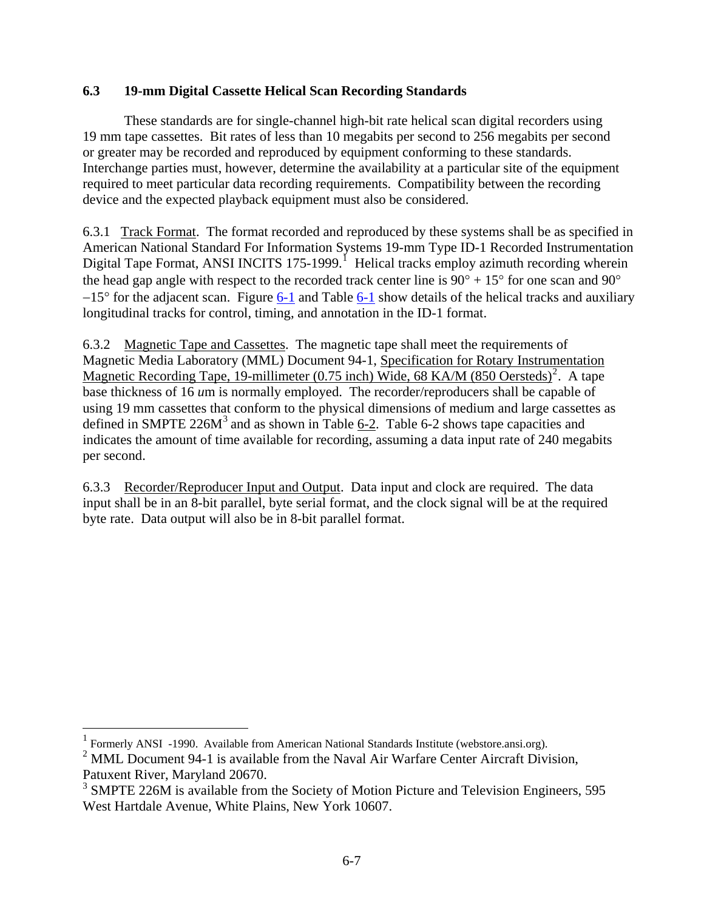### 6.3 19-mm Digital Cassette Helical Scan Recording Standards

These standards are for single-channel high-bit rate helical scan digital recorders using 19 mm tape cassettes. Bit rates of less than 10 megabits per second to 256 megabits per second or greater may be recorded and reproduced by equipment conforming to these standards. Interchange parties must, however, determine the availability at a particular site of the equipment required to meet particular data recording requirements. Compatibility between the recording device and the expected playback equipment must also be considered.

6.3.1 Track Format. The format recorded and reproduced by these systems shall be as specified in American National Standard For Information Systems 19-mm Type ID-1 Recorded Instrumentation Digital Tape Format, ANSI INCITS 175-1999.[1] Helical tracks employ azimuth recording wherein the head gap angle with respect to the recorded track center line is 90° + 15° for one scan and 90° –15° for the adjacent scan. Figure 6-1 and Table 6-1 show details of the helical tracks and auxiliary longitudinal tracks for control, timing, and annotation in the ID-1 format.

6.3.2 Magnetic Tape and Cassettes. The magnetic tape shall meet the requirements of Magnetic Media Laboratory (MML) Document 94-1, Specification for Rotary Instrumentation Magnetic Recording Tape, 19-millimeter (0.75 inch) Wide, 68 KA/M (850 Oersteds)[2]. A tape base thickness of 16 *u*m is normally employed. The recorder/reproducers shall be capable of using 19 mm cassettes that conform to the physical dimensions of medium and large cassettes as defined in SMPTE 226M[3] and as shown in Table 6-2. Table 6-2 shows tape capacities and indicates the amount of time available for recording, assuming a data input rate of 240 megabits per second.

6.3.3 Recorder/Reproducer Input and Output. Data input and clock are required. The data input shall be in an 8-bit parallel, byte serial format, and the clock signal will be at the required byte rate. Data output will also be in 8-bit parallel format.

---

[1] Formerly ANSI -1990. Available from American National Standards Institute (webstore.ansi.org).

[2] MML Document 94-1 is available from the Naval Air Warfare Center Aircraft Division, Patuxent River, Maryland 20670.

[3] SMPTE 226M is available from the Society of Motion Picture and Television Engineers, 595 West Hartdale Avenue, White Plains, New York 10607.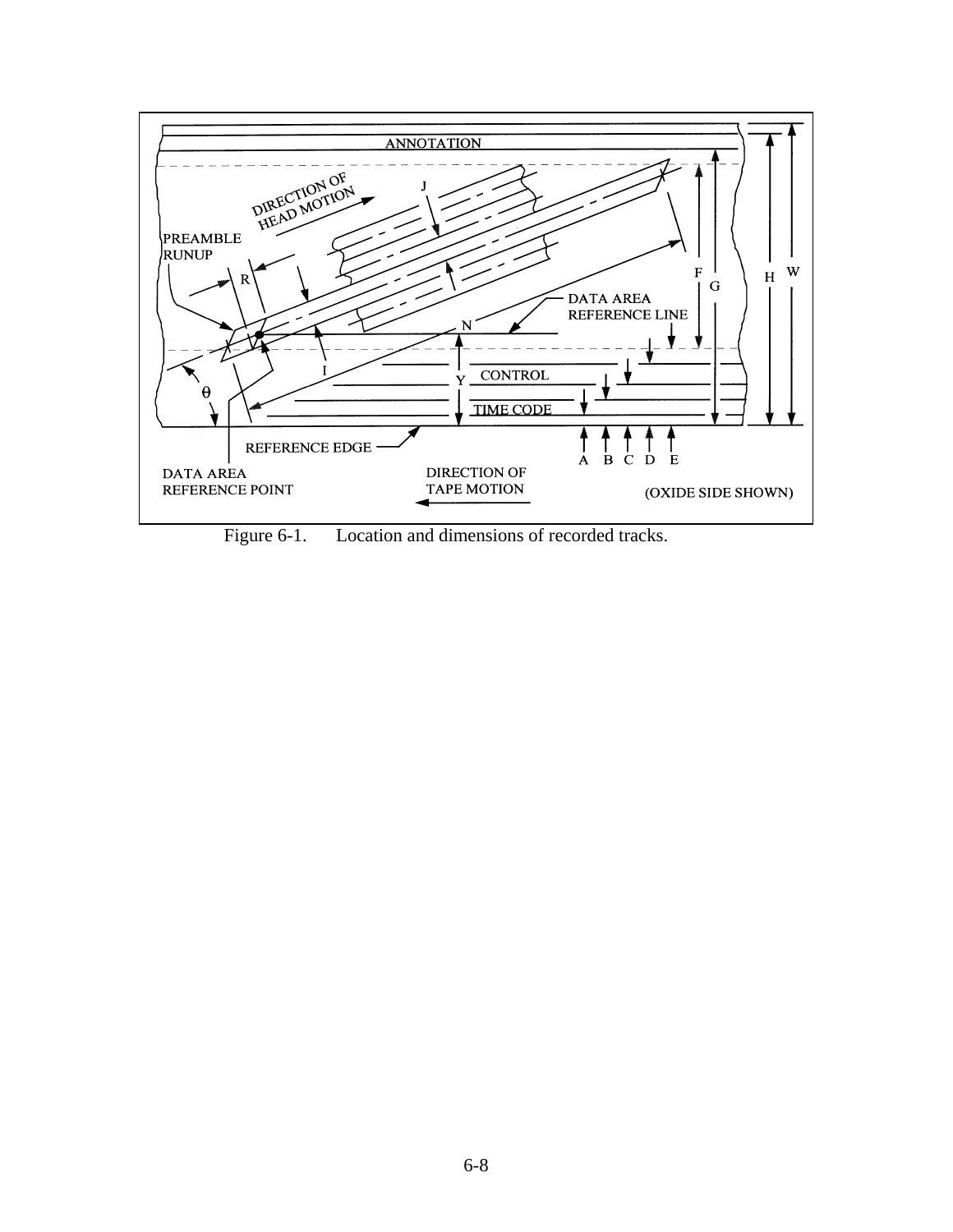Figure 6-1.      Location and dimensions of recorded tracks.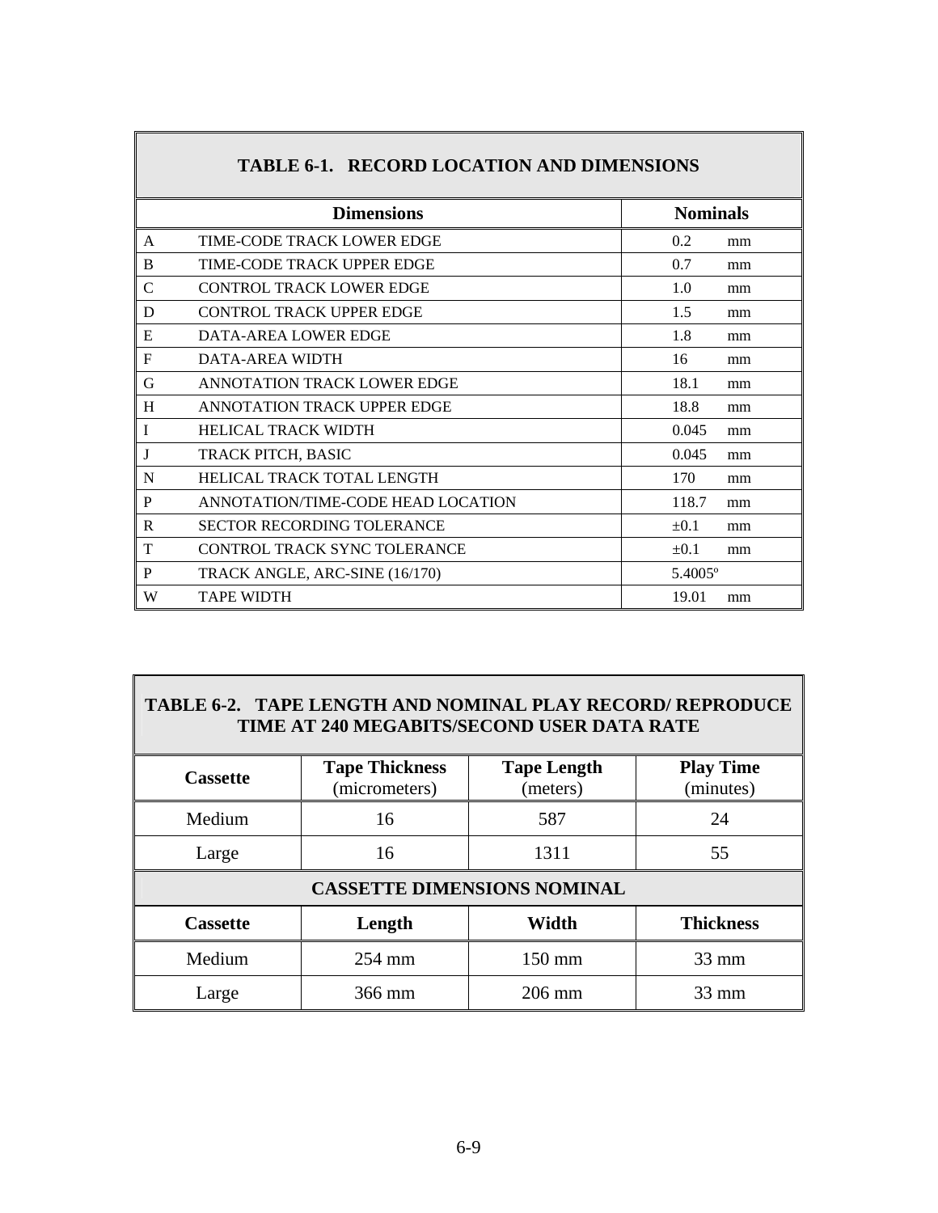| TABLE 6-1. RECORD LOCATION AND DIMENSIONS | | |
|---|---|---|
| **Dimensions** | | **Nominals** |
| A | TIME-CODE TRACK LOWER EDGE | 0.2 mm |
| B | TIME-CODE TRACK UPPER EDGE | 0.7 mm |
| C | CONTROL TRACK LOWER EDGE | 1.0 mm |
| D | CONTROL TRACK UPPER EDGE | 1.5 mm |
| E | DATA-AREA LOWER EDGE | 1.8 mm |
| F | DATA-AREA WIDTH | 16 mm |
| G | ANNOTATION TRACK LOWER EDGE | 18.1 mm |
| H | ANNOTATION TRACK UPPER EDGE | 18.8 mm |
| I | HELICAL TRACK WIDTH | 0.045 mm |
| J | TRACK PITCH, BASIC | 0.045 mm |
| N | HELICAL TRACK TOTAL LENGTH | 170 mm |
| P | ANNOTATION/TIME-CODE HEAD LOCATION | 118.7 mm |
| R | SECTOR RECORDING TOLERANCE | ±0.1 mm |
| T | CONTROL TRACK SYNC TOLERANCE | ±0.1 mm |
| P | TRACK ANGLE, ARC-SINE (16/170) | 5.4005º |
| W | TAPE WIDTH | 19.01 mm |

| TABLE 6-2. TAPE LENGTH AND NOMINAL PLAY RECORD/ REPRODUCE TIME AT 240 MEGABITS/SECOND USER DATA RATE | | | |
|---|---|---|---|
| **Cassette** | **Tape Thickness** (micrometers) | **Tape Length** (meters) | **Play Time** (minutes) |
| Medium | 16 | 587 | 24 |
| Large | 16 | 1311 | 55 |
| **CASSETTE DIMENSIONS NOMINAL** | | | |
| **Cassette** | **Length** | **Width** | **Thickness** |
| Medium | 254 mm | 150 mm | 33 mm |
| Large | 366 mm | 206 mm | 33 mm |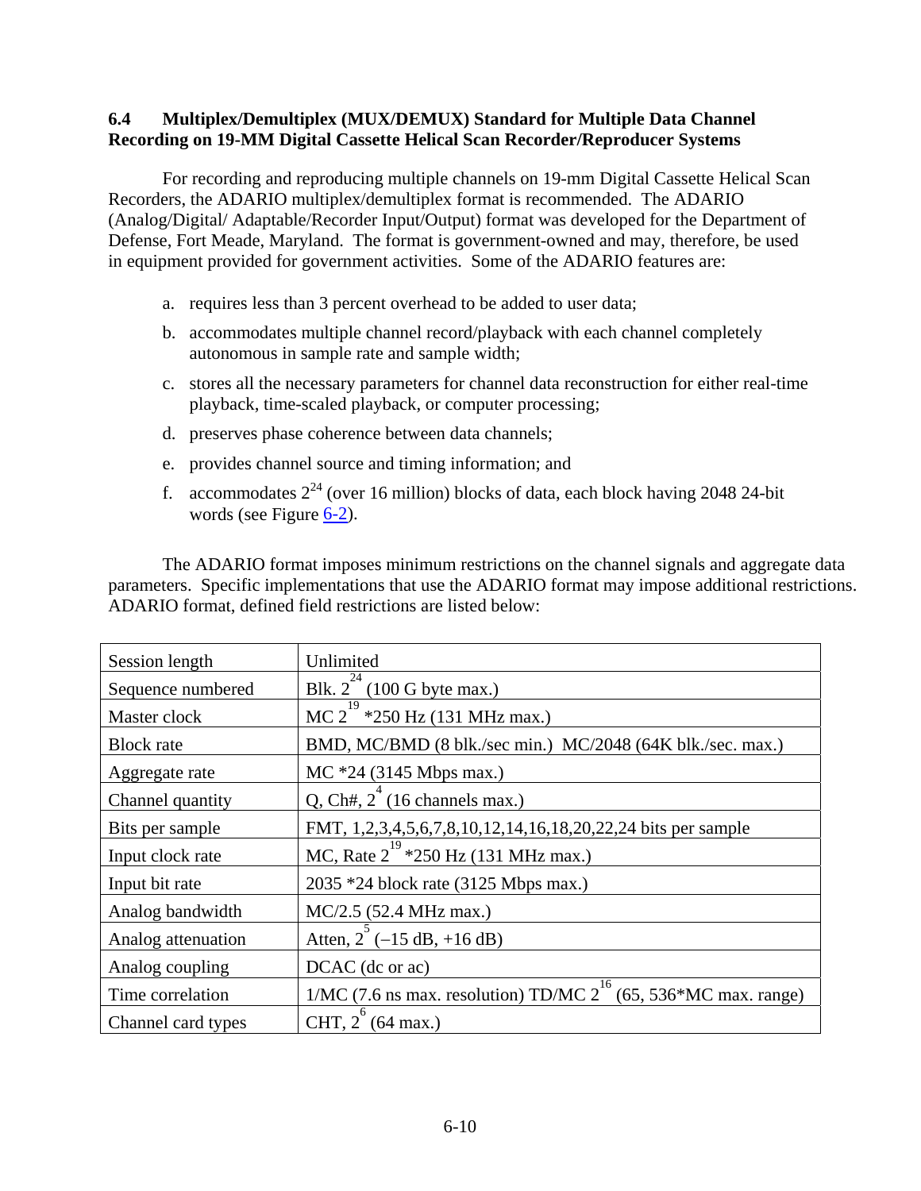## 6.4 Multiplex/Demultiplex (MUX/DEMUX) Standard for Multiple Data Channel Recording on 19-MM Digital Cassette Helical Scan Recorder/Reproducer Systems

For recording and reproducing multiple channels on 19-mm Digital Cassette Helical Scan Recorders, the ADARIO multiplex/demultiplex format is recommended. The ADARIO (Analog/Digital/ Adaptable/Recorder Input/Output) format was developed for the Department of Defense, Fort Meade, Maryland. The format is government-owned and may, therefore, be used in equipment provided for government activities. Some of the ADARIO features are:

a. requires less than 3 percent overhead to be added to user data;

b. accommodates multiple channel record/playback with each channel completely autonomous in sample rate and sample width;

c. stores all the necessary parameters for channel data reconstruction for either real-time playback, time-scaled playback, or computer processing;

d. preserves phase coherence between data channels;

e. provides channel source and timing information; and

f. accommodates $2^{24}$ (over 16 million) blocks of data, each block having 2048 24-bit words (see Figure 6-2).

The ADARIO format imposes minimum restrictions on the channel signals and aggregate data parameters. Specific implementations that use the ADARIO format may impose additional restrictions. ADARIO format, defined field restrictions are listed below:

| | |
|---|---|
| Session length | Unlimited |
| Sequence numbered | Blk. $2^{24}$ (100 G byte max.) |
| Master clock | MC $2^{19}$ *250 Hz (131 MHz max.) |
| Block rate | BMD, MC/BMD (8 blk./sec min.) MC/2048 (64K blk./sec. max.) |
| Aggregate rate | MC *24 (3145 Mbps max.) |
| Channel quantity | Q, Ch#, $2^{4}$ (16 channels max.) |
| Bits per sample | FMT, 1,2,3,4,5,6,7,8,10,12,14,16,18,20,22,24 bits per sample |
| Input clock rate | MC, Rate $2^{19}$ *250 Hz (131 MHz max.) |
| Input bit rate | 2035 *24 block rate (3125 Mbps max.) |
| Analog bandwidth | MC/2.5 (52.4 MHz max.) |
| Analog attenuation | Atten, $2^{5}$ (–15 dB, +16 dB) |
| Analog coupling | DCAC (dc or ac) |
| Time correlation | 1/MC (7.6 ns max. resolution) TD/MC $2^{16}$ (65, 536*MC max. range) |
| Channel card types | CHT, $2^{6}$ (64 max.) |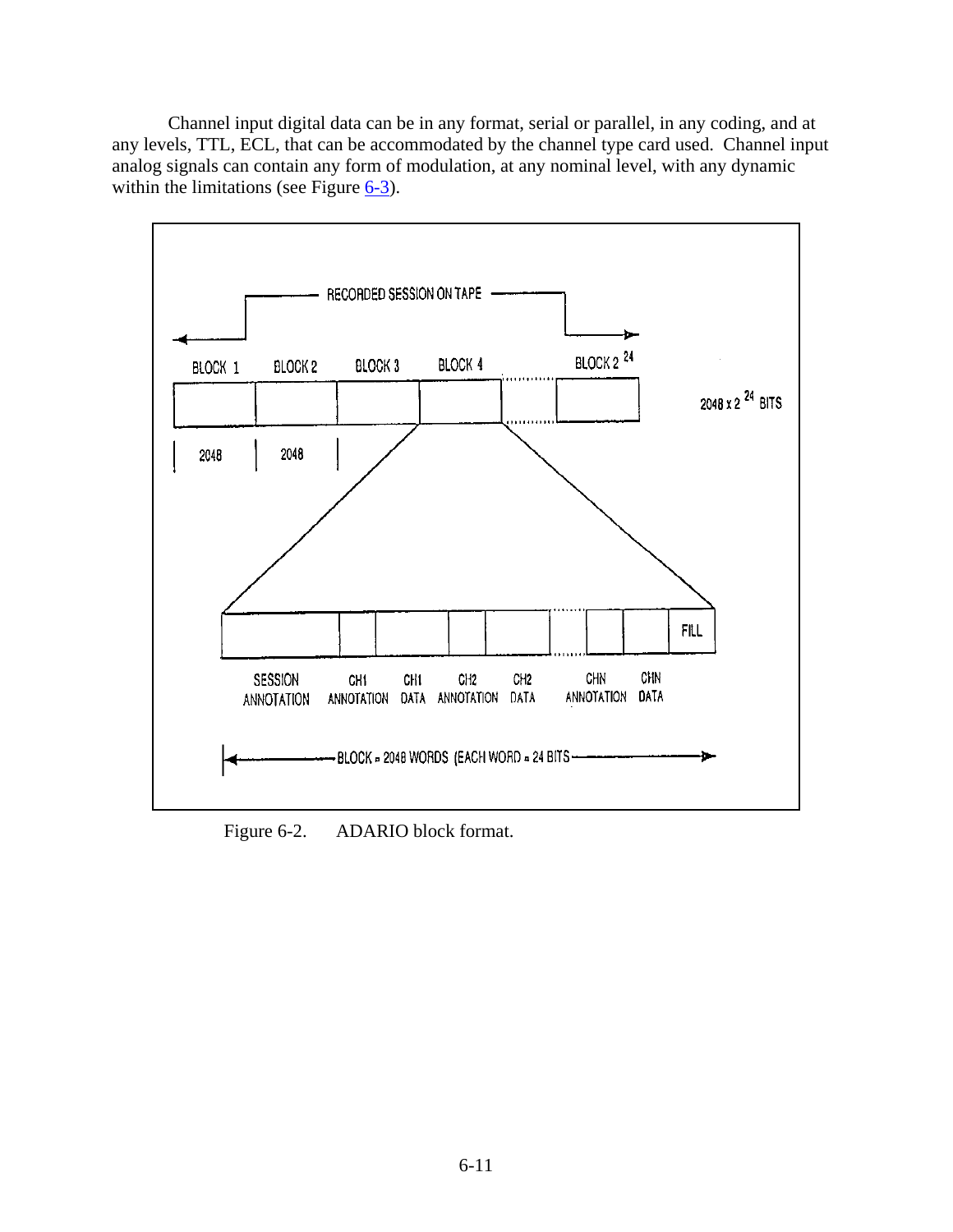Channel input digital data can be in any format, serial or parallel, in any coding, and at any levels, TTL, ECL, that can be accommodated by the channel type card used. Channel input analog signals can contain any form of modulation, at any nominal level, with any dynamic within the limitations (see Figure 6-3).

Figure 6-2. ADARIO block format.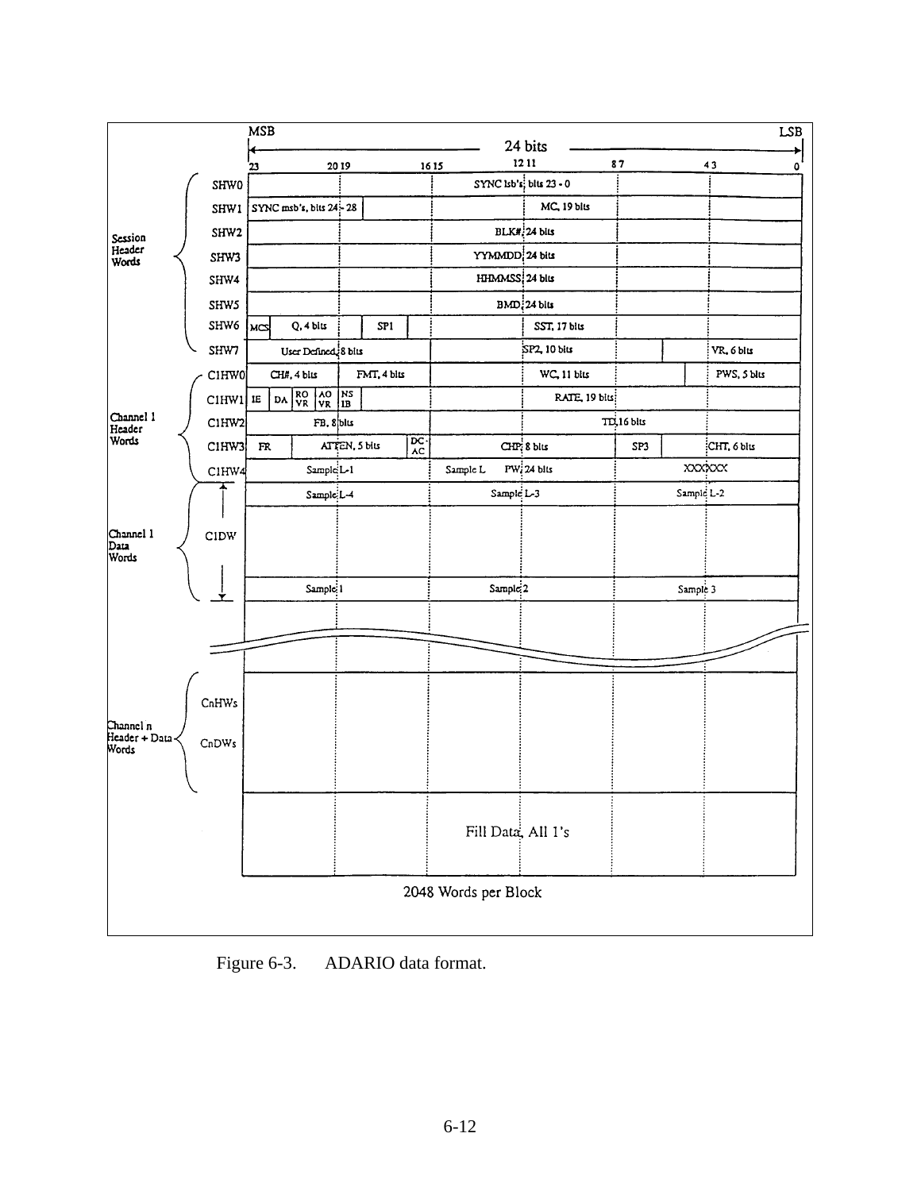MSB — 24 bits — LSB

Bit positions: 23, 20 19, 16 15, 12 11, 8 7, 4 3, 0

| Group | Word | Fields |
| --- | --- | --- |
| Session Header Words | SHW0 | SYNC lsb's; bits 23 - 0 |
| | SHW1 | SYNC msb's, bits 24 - 28 / MC, 19 bits |
| | SHW2 | BLK#, 24 bits |
| | SHW3 | YYMMDD, 24 bits |
| | SHW4 | HHMMSS, 24 bits |
| | SHW5 | BMD, 24 bits |
| | SHW6 | MCS / Q, 4 bits / SP1 / SST, 17 bits |
| | SHW7 | User Defined, 8 bits / SP2, 10 bits / VR, 6 bits |
| Channel 1 Header Words | C1HW0 | CH#, 4 bits / FMT, 4 bits / WC, 11 bits / PWS, 5 bits |
| | C1HW1 | IE / DA / RO VR / AO VR / NS IB / RATE, 19 bits |
| | C1HW2 | FB, 8 bits / TD, 16 bits |
| | C1HW3 | FR / ATTEN, 5 bits / DC-AC / CHP, 8 bits / SP3 / CHT, 6 bits |
| | C1HW4 | Sample L-1 / Sample L PW, 24 bits / XXXXXX |
| Channel 1 Data Words | C1DW | Sample L-4 / Sample L-3 / Sample L-2 |
| | | ⋮ |
| | | Sample 1 / Sample 2 / Sample 3 |
| Channel n Header + Data Words | CnHWs, CnDWs | |
| | | Fill Data, All 1's |

2048 Words per Block

Figure 6-3. ADARIO data format.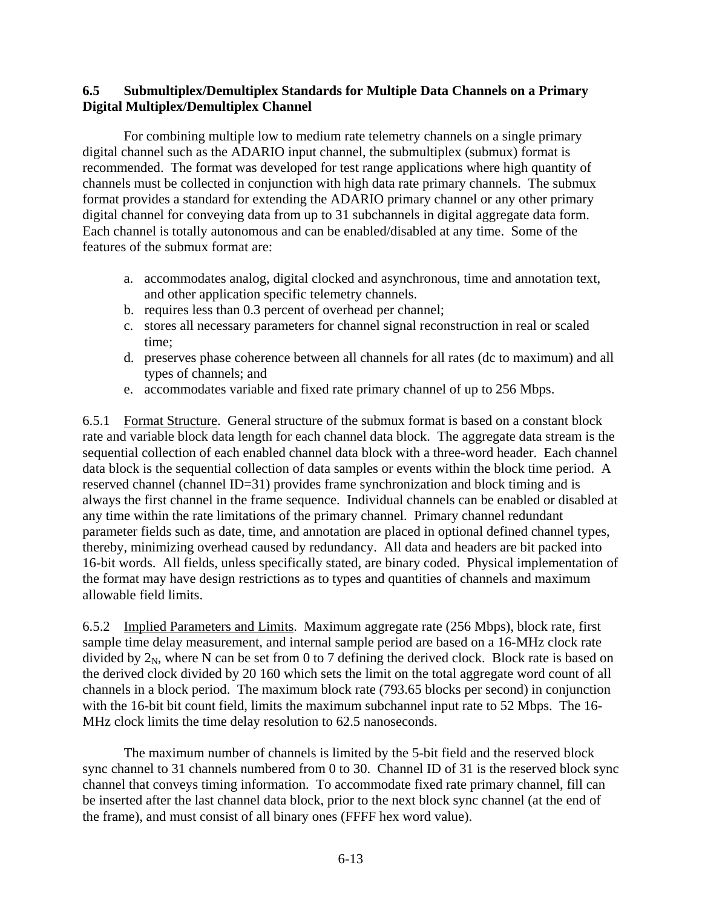### 6.5 Submultiplex/Demultiplex Standards for Multiple Data Channels on a Primary Digital Multiplex/Demultiplex Channel

For combining multiple low to medium rate telemetry channels on a single primary digital channel such as the ADARIO input channel, the submultiplex (submux) format is recommended. The format was developed for test range applications where high quantity of channels must be collected in conjunction with high data rate primary channels. The submux format provides a standard for extending the ADARIO primary channel or any other primary digital channel for conveying data from up to 31 subchannels in digital aggregate data form. Each channel is totally autonomous and can be enabled/disabled at any time. Some of the features of the submux format are:

a. accommodates analog, digital clocked and asynchronous, time and annotation text, and other application specific telemetry channels.
b. requires less than 0.3 percent of overhead per channel;
c. stores all necessary parameters for channel signal reconstruction in real or scaled time;
d. preserves phase coherence between all channels for all rates (dc to maximum) and all types of channels; and
e. accommodates variable and fixed rate primary channel of up to 256 Mbps.

6.5.1 Format Structure. General structure of the submux format is based on a constant block rate and variable block data length for each channel data block. The aggregate data stream is the sequential collection of each enabled channel data block with a three-word header. Each channel data block is the sequential collection of data samples or events within the block time period. A reserved channel (channel ID=31) provides frame synchronization and block timing and is always the first channel in the frame sequence. Individual channels can be enabled or disabled at any time within the rate limitations of the primary channel. Primary channel redundant parameter fields such as date, time, and annotation are placed in optional defined channel types, thereby, minimizing overhead caused by redundancy. All data and headers are bit packed into 16-bit words. All fields, unless specifically stated, are binary coded. Physical implementation of the format may have design restrictions as to types and quantities of channels and maximum allowable field limits.

6.5.2 Implied Parameters and Limits. Maximum aggregate rate (256 Mbps), block rate, first sample time delay measurement, and internal sample period are based on a 16-MHz clock rate divided by $2_N$, where N can be set from 0 to 7 defining the derived clock. Block rate is based on the derived clock divided by 20 160 which sets the limit on the total aggregate word count of all channels in a block period. The maximum block rate (793.65 blocks per second) in conjunction with the 16-bit bit count field, limits the maximum subchannel input rate to 52 Mbps. The 16-MHz clock limits the time delay resolution to 62.5 nanoseconds.

The maximum number of channels is limited by the 5-bit field and the reserved block sync channel to 31 channels numbered from 0 to 30. Channel ID of 31 is the reserved block sync channel that conveys timing information. To accommodate fixed rate primary channel, fill can be inserted after the last channel data block, prior to the next block sync channel (at the end of the frame), and must consist of all binary ones (FFFF hex word value).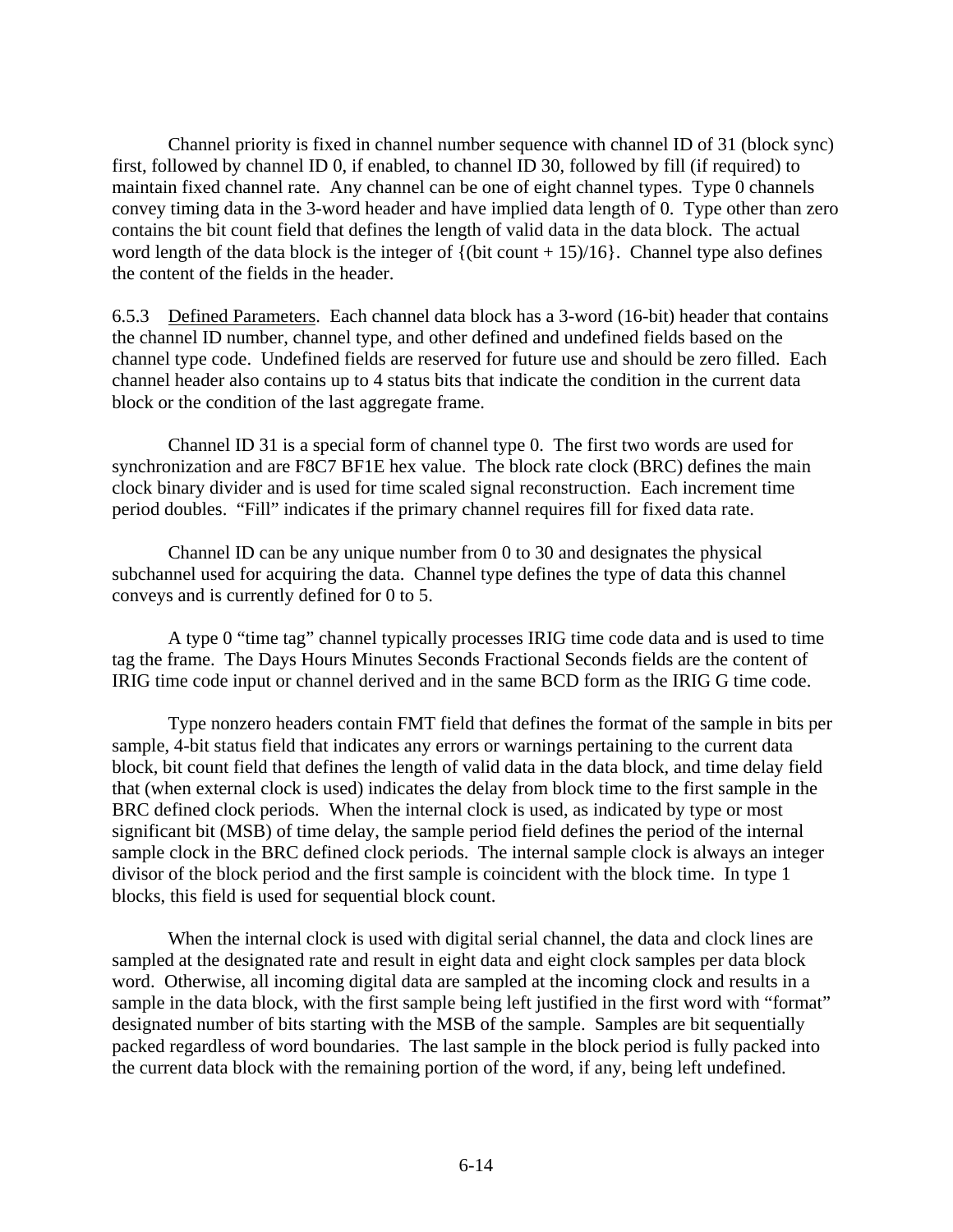Channel priority is fixed in channel number sequence with channel ID of 31 (block sync) first, followed by channel ID 0, if enabled, to channel ID 30, followed by fill (if required) to maintain fixed channel rate. Any channel can be one of eight channel types. Type 0 channels convey timing data in the 3-word header and have implied data length of 0. Type other than zero contains the bit count field that defines the length of valid data in the data block. The actual word length of the data block is the integer of {(bit count + 15)/16}. Channel type also defines the content of the fields in the header.

6.5.3 Defined Parameters. Each channel data block has a 3-word (16-bit) header that contains the channel ID number, channel type, and other defined and undefined fields based on the channel type code. Undefined fields are reserved for future use and should be zero filled. Each channel header also contains up to 4 status bits that indicate the condition in the current data block or the condition of the last aggregate frame.

Channel ID 31 is a special form of channel type 0. The first two words are used for synchronization and are F8C7 BF1E hex value. The block rate clock (BRC) defines the main clock binary divider and is used for time scaled signal reconstruction. Each increment time period doubles. "Fill" indicates if the primary channel requires fill for fixed data rate.

Channel ID can be any unique number from 0 to 30 and designates the physical subchannel used for acquiring the data. Channel type defines the type of data this channel conveys and is currently defined for 0 to 5.

A type 0 "time tag" channel typically processes IRIG time code data and is used to time tag the frame. The Days Hours Minutes Seconds Fractional Seconds fields are the content of IRIG time code input or channel derived and in the same BCD form as the IRIG G time code.

Type nonzero headers contain FMT field that defines the format of the sample in bits per sample, 4-bit status field that indicates any errors or warnings pertaining to the current data block, bit count field that defines the length of valid data in the data block, and time delay field that (when external clock is used) indicates the delay from block time to the first sample in the BRC defined clock periods. When the internal clock is used, as indicated by type or most significant bit (MSB) of time delay, the sample period field defines the period of the internal sample clock in the BRC defined clock periods. The internal sample clock is always an integer divisor of the block period and the first sample is coincident with the block time. In type 1 blocks, this field is used for sequential block count.

When the internal clock is used with digital serial channel, the data and clock lines are sampled at the designated rate and result in eight data and eight clock samples per data block word. Otherwise, all incoming digital data are sampled at the incoming clock and results in a sample in the data block, with the first sample being left justified in the first word with "format" designated number of bits starting with the MSB of the sample. Samples are bit sequentially packed regardless of word boundaries. The last sample in the block period is fully packed into the current data block with the remaining portion of the word, if any, being left undefined.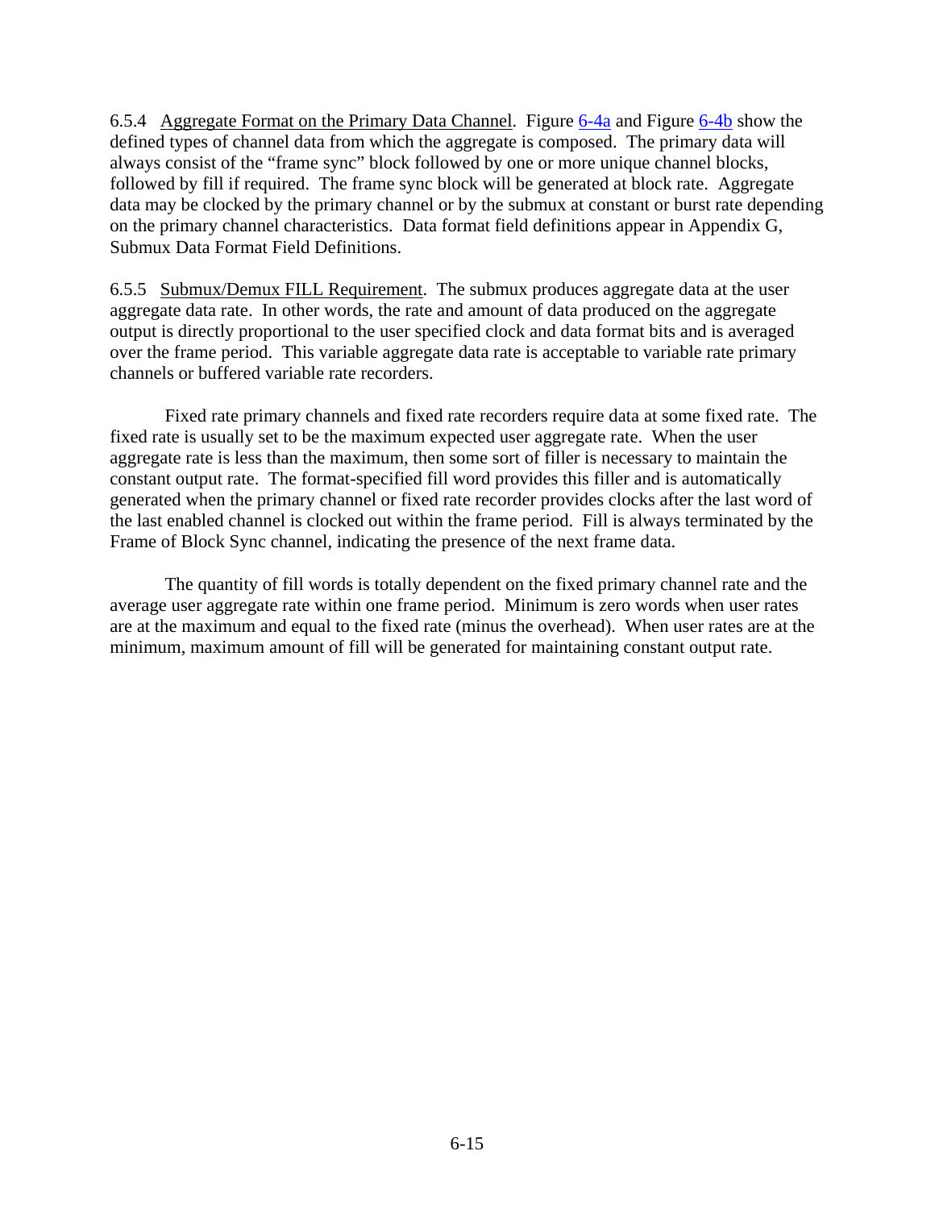6.5.4 Aggregate Format on the Primary Data Channel. Figure 6-4a and Figure 6-4b show the defined types of channel data from which the aggregate is composed. The primary data will always consist of the "frame sync" block followed by one or more unique channel blocks, followed by fill if required. The frame sync block will be generated at block rate. Aggregate data may be clocked by the primary channel or by the submux at constant or burst rate depending on the primary channel characteristics. Data format field definitions appear in Appendix G, Submux Data Format Field Definitions.

6.5.5 Submux/Demux FILL Requirement. The submux produces aggregate data at the user aggregate data rate. In other words, the rate and amount of data produced on the aggregate output is directly proportional to the user specified clock and data format bits and is averaged over the frame period. This variable aggregate data rate is acceptable to variable rate primary channels or buffered variable rate recorders.

Fixed rate primary channels and fixed rate recorders require data at some fixed rate. The fixed rate is usually set to be the maximum expected user aggregate rate. When the user aggregate rate is less than the maximum, then some sort of filler is necessary to maintain the constant output rate. The format-specified fill word provides this filler and is automatically generated when the primary channel or fixed rate recorder provides clocks after the last word of the last enabled channel is clocked out within the frame period. Fill is always terminated by the Frame of Block Sync channel, indicating the presence of the next frame data.

The quantity of fill words is totally dependent on the fixed primary channel rate and the average user aggregate rate within one frame period. Minimum is zero words when user rates are at the maximum and equal to the fixed rate (minus the overhead). When user rates are at the minimum, maximum amount of fill will be generated for maintaining constant output rate.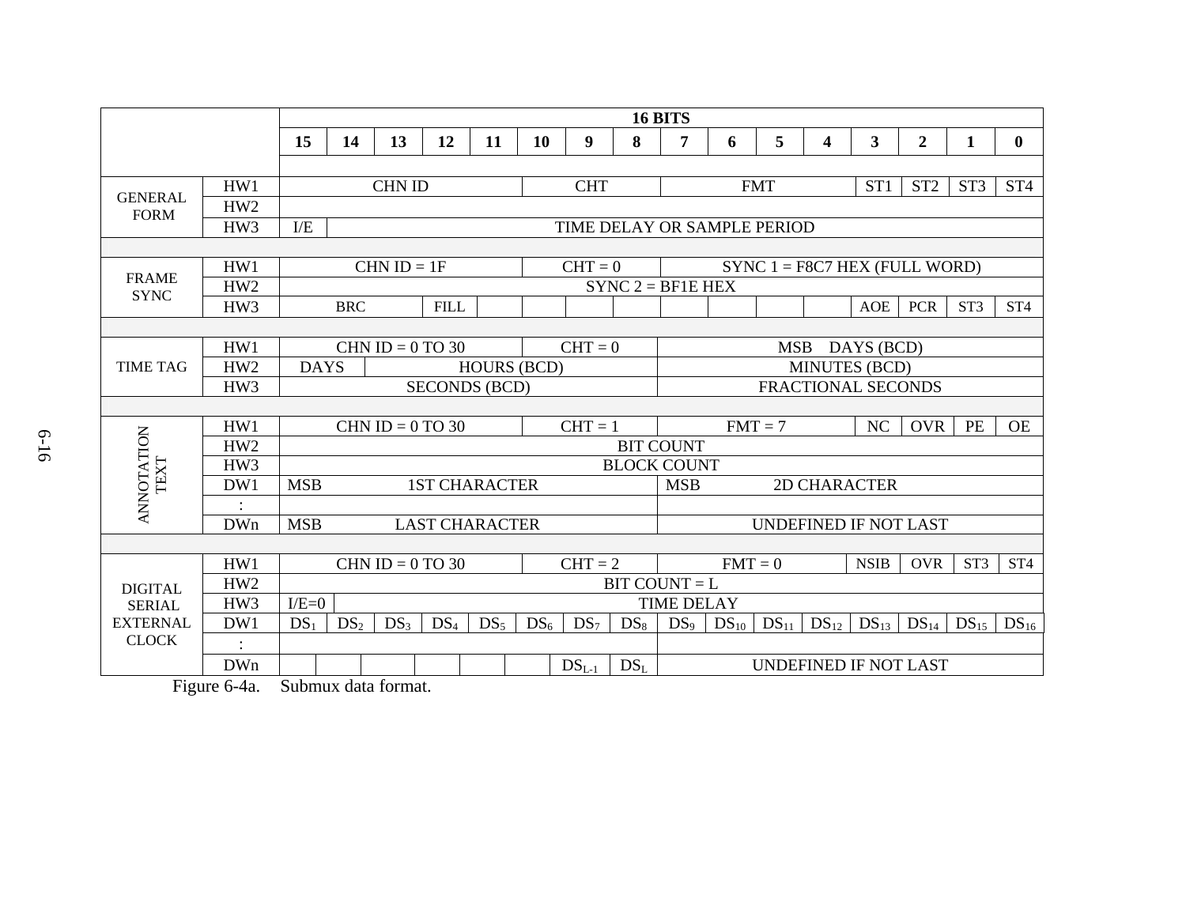| | | 16 BITS | | | | | | | | | | | | | | | |
|---|---|---|---|---|---|---|---|---|---|---|---|---|---|---|---|---|---|
| | | 15 | 14 | 13 | 12 | 11 | 10 | 9 | 8 | 7 | 6 | 5 | 4 | 3 | 2 | 1 | 0 |
| GENERAL FORM | HW1 | CHN ID | | | | | CHT | | | FMT | | | | ST1 | ST2 | ST3 | ST4 |
| | HW2 | | | | | | | | | | | | | | | | |
| | HW3 | I/E | TIME DELAY OR SAMPLE PERIOD | | | | | | | | | | | | | | |
| FRAME SYNC | HW1 | CHN ID = 1F | | | | | CHT = 0 | | | SYNC 1 = F8C7 HEX (FULL WORD) | | | | | | | |
| | HW2 | SYNC 2 = BF1E HEX | | | | | | | | | | | | | | | |
| | HW3 | BRC | | | FILL | | | | | | | | | AOE | PCR | ST3 | ST4 |
| TIME TAG | HW1 | CHN ID = 0 TO 30 | | | | | CHT = 0 | | | MSB DAYS (BCD) | | | | | | | |
| | HW2 | DAYS | | HOURS (BCD) | | | | | | MINUTES (BCD) | | | | | | | |
| | HW3 | SECONDS (BCD) | | | | | | | | FRACTIONAL SECONDS | | | | | | | |
| ANNOTATION TEXT | HW1 | CHN ID = 0 TO 30 | | | | | CHT = 1 | | | FMT = 7 | | | | NC | OVR | PE | OE |
| | HW2 | BIT COUNT | | | | | | | | | | | | | | | |
| | HW3 | BLOCK COUNT | | | | | | | | | | | | | | | |
| | DW1 | MSB 1ST CHARACTER | | | | | | | | MSB 2D CHARACTER | | | | | | | |
| | : | | | | | | | | | | | | | | | | |
| | DWn | MSB LAST CHARACTER | | | | | | | | UNDEFINED IF NOT LAST | | | | | | | |
| DIGITAL SERIAL EXTERNAL CLOCK | HW1 | CHN ID = 0 TO 30 | | | | | CHT = 2 | | | FMT = 0 | | | | NSIB | OVR | ST3 | ST4 |
| | HW2 | BIT COUNT = L | | | | | | | | | | | | | | | |
| | HW3 | I/E=0 | TIME DELAY | | | | | | | | | | | | | | |
| | DW1 | $DS_1$ | $DS_2$ | $DS_3$ | $DS_4$ | $DS_5$ | $DS_6$ | $DS_7$ | $DS_8$ | $DS_9$ | $DS_{10}$ | $DS_{11}$ | $DS_{12}$ | $DS_{13}$ | $DS_{14}$ | $DS_{15}$ | $DS_{16}$ |
| | : | | | | | | | | | | | | | | | | |
| | DWn | | | | | | | $DS_{L-1}$ | $DS_L$ | UNDEFINED IF NOT LAST | | | | | | | |

Figure 6-4a. Submux data format.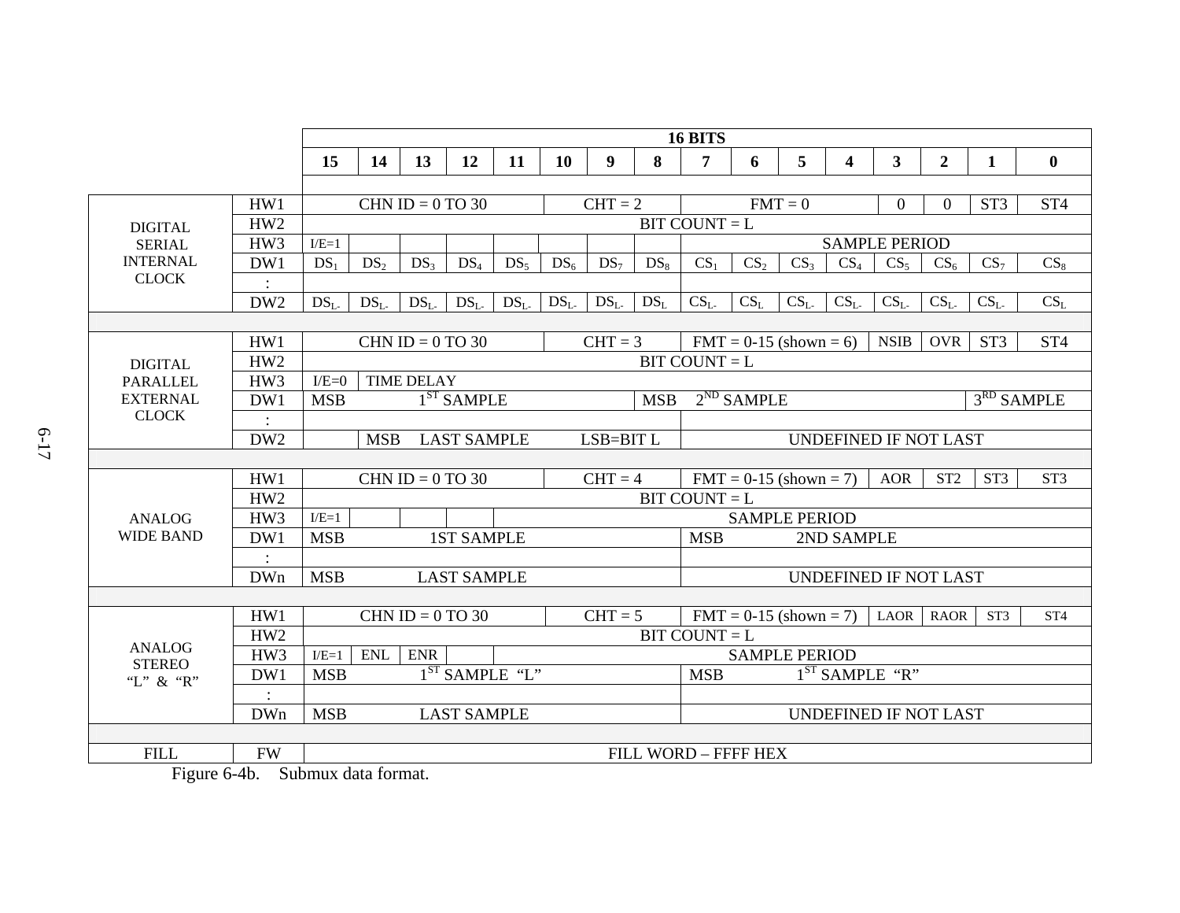| | | 16 BITS | | | | | | | | | | | | | | | |
|---|---|---|---|---|---|---|---|---|---|---|---|---|---|---|---|---|---|
| | | 15 | 14 | 13 | 12 | 11 | 10 | 9 | 8 | 7 | 6 | 5 | 4 | 3 | 2 | 1 | 0 |
| DIGITAL SERIAL INTERNAL CLOCK | HW1 | CHN ID = 0 TO 30 | | | | | CHT = 2 | | | FMT = 0 | | | | 0 | 0 | ST3 | ST4 |
| | HW2 | BIT COUNT = L | | | | | | | | | | | | | | | |
| | HW3 | I/E=1 | | | | | | | | SAMPLE PERIOD | | | | | | | |
| | DW1 | $DS_1$ | $DS_2$ | $DS_3$ | $DS_4$ | $DS_5$ | $DS_6$ | $DS_7$ | $DS_8$ | $CS_1$ | $CS_2$ | $CS_3$ | $CS_4$ | $CS_5$ | $CS_6$ | $CS_7$ | $CS_8$ |
| | : | | | | | | | | | | | | | | | | |
| | DW2 | $DS_{L-}$ | $DS_{L-}$ | $DS_{L-}$ | $DS_{L-}$ | $DS_{L-}$ | $DS_{L-}$ | $DS_{L-}$ | $DS_L$ | $CS_{L-}$ | $CS_L$ | $CS_{L-}$ | $CS_{L-}$ | $CS_{L-}$ | $CS_{L-}$ | $CS_{L-}$ | $CS_L$ |
| | | | | | | | | | | | | | | | | | |
| DIGITAL PARALLEL EXTERNAL CLOCK | HW1 | CHN ID = 0 TO 30 | | | | | CHT = 3 | | | FMT = 0-15 (shown = 6) | | | | NSIB | OVR | ST3 | ST4 |
| | HW2 | BIT COUNT = L | | | | | | | | | | | | | | | |
| | HW3 | I/E=0 | TIME DELAY | | | | | | | | | | | | | | |
| | DW1 | MSB 1$^{ST}$ SAMPLE | | | | | | | MSB 2$^{ND}$ SAMPLE | | | | | | | 3$^{RD}$ SAMPLE | |
| | : | | | | | | | | | | | | | | | | |
| | DW2 | | MSB LAST SAMPLE LSB=BIT L | | | | | | | UNDEFINED IF NOT LAST | | | | | | | |
| | | | | | | | | | | | | | | | | | |
| ANALOG WIDE BAND | HW1 | CHN ID = 0 TO 30 | | | | | CHT = 4 | | | FMT = 0-15 (shown = 7) | | | | AOR | ST2 | ST3 | ST3 |
| | HW2 | BIT COUNT = L | | | | | | | | | | | | | | | |
| | HW3 | I/E=1 | | | | SAMPLE PERIOD | | | | | | | | | | | |
| | DW1 | MSB 1ST SAMPLE | | | | | | | | MSB 2ND SAMPLE | | | | | | | |
| | : | | | | | | | | | | | | | | | | |
| | DWn | MSB LAST SAMPLE | | | | | | | | UNDEFINED IF NOT LAST | | | | | | | |
| | | | | | | | | | | | | | | | | | |
| ANALOG STEREO "L" & "R" | HW1 | CHN ID = 0 TO 30 | | | | | CHT = 5 | | | FMT = 0-15 (shown = 7) | | | | LAOR | RAOR | ST3 | ST4 |
| | HW2 | BIT COUNT = L | | | | | | | | | | | | | | | |
| | HW3 | I/E=1 | ENL | ENR | | SAMPLE PERIOD | | | | | | | | | | | |
| | DW1 | MSB 1$^{ST}$ SAMPLE "L" | | | | | | | | MSB 1$^{ST}$ SAMPLE "R" | | | | | | | |
| | : | | | | | | | | | | | | | | | | |
| | DWn | MSB LAST SAMPLE | | | | | | | | UNDEFINED IF NOT LAST | | | | | | | |
| | | | | | | | | | | | | | | | | | |
| FILL | FW | FILL WORD – FFFF HEX | | | | | | | | | | | | | | | |

Figure 6-4b. Submux data format.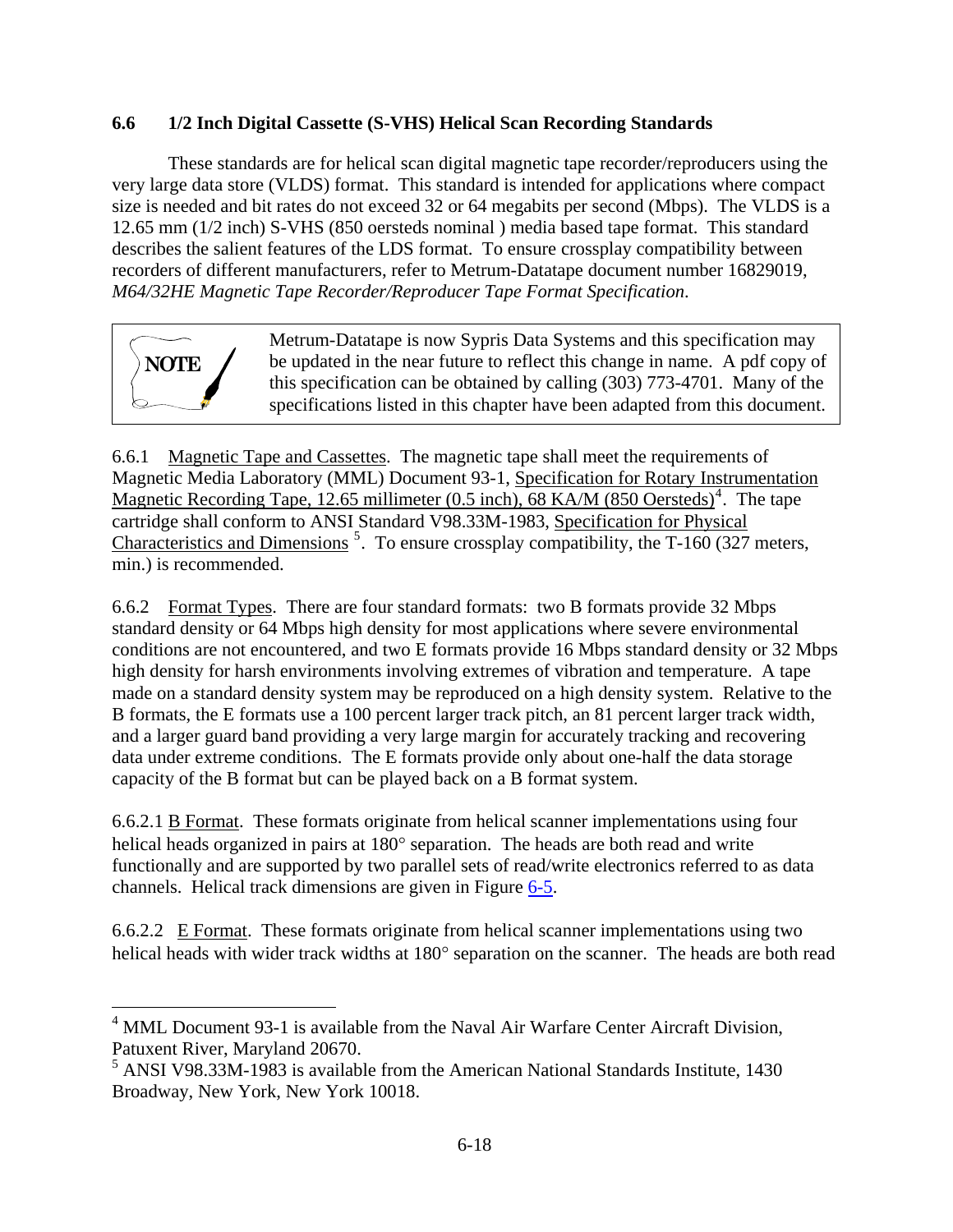### 6.6 1/2 Inch Digital Cassette (S-VHS) Helical Scan Recording Standards

These standards are for helical scan digital magnetic tape recorder/reproducers using the very large data store (VLDS) format. This standard is intended for applications where compact size is needed and bit rates do not exceed 32 or 64 megabits per second (Mbps). The VLDS is a 12.65 mm (1/2 inch) S-VHS (850 oersteds nominal ) media based tape format. This standard describes the salient features of the LDS format. To ensure crossplay compatibility between recorders of different manufacturers, refer to Metrum-Datatape document number 16829019, *M64/32HE Magnetic Tape Recorder/Reproducer Tape Format Specification*.

> **NOTE**
>
> Metrum-Datatape is now Sypris Data Systems and this specification may be updated in the near future to reflect this change in name. A pdf copy of this specification can be obtained by calling (303) 773-4701. Many of the specifications listed in this chapter have been adapted from this document.

6.6.1 Magnetic Tape and Cassettes. The magnetic tape shall meet the requirements of Magnetic Media Laboratory (MML) Document 93-1, Specification for Rotary Instrumentation Magnetic Recording Tape, 12.65 millimeter (0.5 inch), 68 KA/M (850 Oersteds)[4]. The tape cartridge shall conform to ANSI Standard V98.33M-1983, Specification for Physical Characteristics and Dimensions [5]. To ensure crossplay compatibility, the T-160 (327 meters, min.) is recommended.

6.6.2 Format Types. There are four standard formats: two B formats provide 32 Mbps standard density or 64 Mbps high density for most applications where severe environmental conditions are not encountered, and two E formats provide 16 Mbps standard density or 32 Mbps high density for harsh environments involving extremes of vibration and temperature. A tape made on a standard density system may be reproduced on a high density system. Relative to the B formats, the E formats use a 100 percent larger track pitch, an 81 percent larger track width, and a larger guard band providing a very large margin for accurately tracking and recovering data under extreme conditions. The E formats provide only about one-half the data storage capacity of the B format but can be played back on a B format system.

6.6.2.1 B Format. These formats originate from helical scanner implementations using four helical heads organized in pairs at 180° separation. The heads are both read and write functionally and are supported by two parallel sets of read/write electronics referred to as data channels. Helical track dimensions are given in Figure 6-5.

6.6.2.2 E Format. These formats originate from helical scanner implementations using two helical heads with wider track widths at 180° separation on the scanner. The heads are both read

---

[4] MML Document 93-1 is available from the Naval Air Warfare Center Aircraft Division, Patuxent River, Maryland 20670.

[5] ANSI V98.33M-1983 is available from the American National Standards Institute, 1430 Broadway, New York, New York 10018.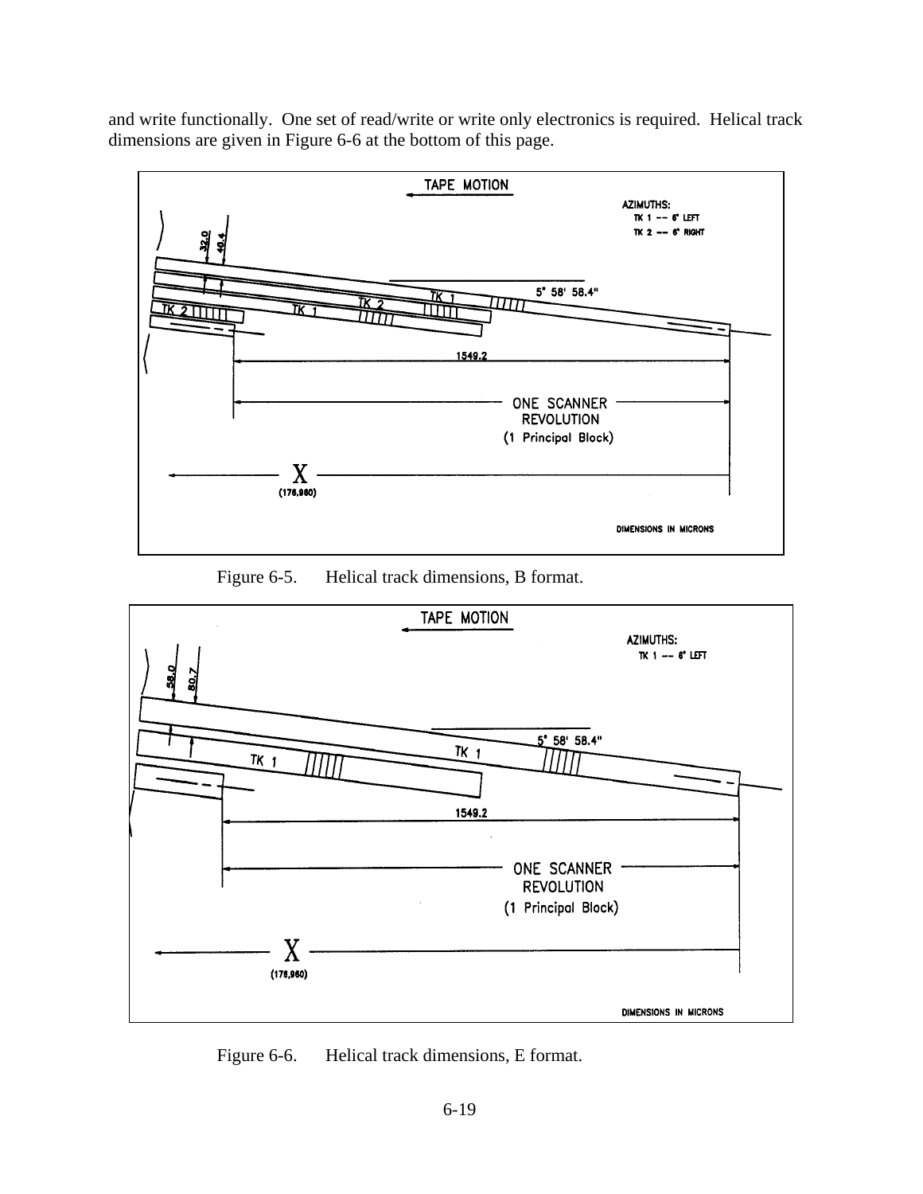and write functionally. One set of read/write or write only electronics is required. Helical track dimensions are given in Figure 6-6 at the bottom of this page.

Figure 6-5. Helical track dimensions, B format.

Figure 6-6. Helical track dimensions, E format.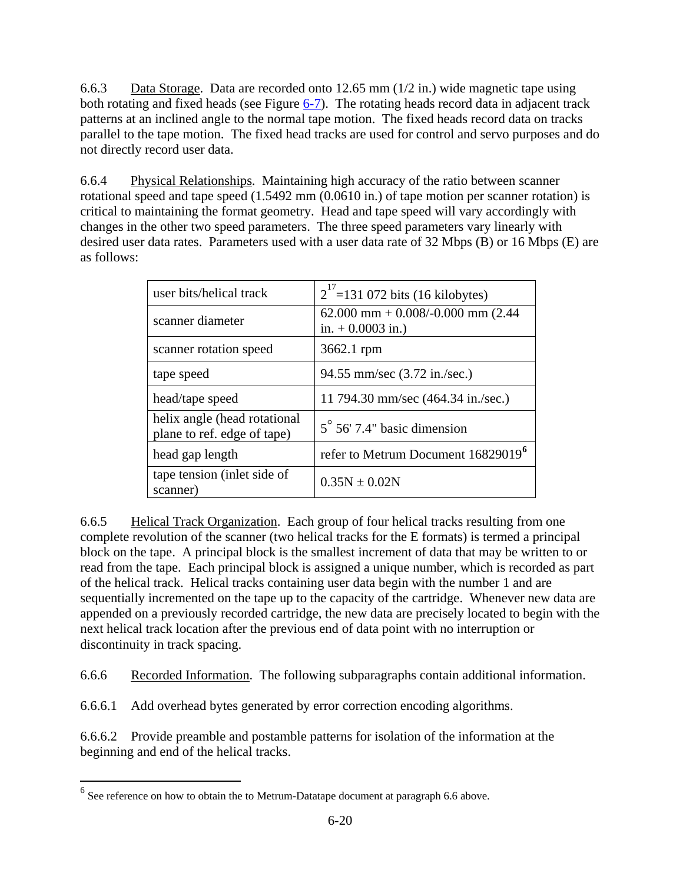6.6.3 Data Storage. Data are recorded onto 12.65 mm (1/2 in.) wide magnetic tape using both rotating and fixed heads (see Figure 6-7). The rotating heads record data in adjacent track patterns at an inclined angle to the normal tape motion. The fixed heads record data on tracks parallel to the tape motion. The fixed head tracks are used for control and servo purposes and do not directly record user data.

6.6.4 Physical Relationships. Maintaining high accuracy of the ratio between scanner rotational speed and tape speed (1.5492 mm (0.0610 in.) of tape motion per scanner rotation) is critical to maintaining the format geometry. Head and tape speed will vary accordingly with changes in the other two speed parameters. The three speed parameters vary linearly with desired user data rates. Parameters used with a user data rate of 32 Mbps (B) or 16 Mbps (E) are as follows:

| | |
|---|---|
| user bits/helical track | $2^{17}$=131 072 bits (16 kilobytes) |
| scanner diameter | 62.000 mm + 0.008/-0.000 mm (2.44 in. + 0.0003 in.) |
| scanner rotation speed | 3662.1 rpm |
| tape speed | 94.55 mm/sec (3.72 in./sec.) |
| head/tape speed | 11 794.30 mm/sec (464.34 in./sec.) |
| helix angle (head rotational plane to ref. edge of tape) | 5° 56' 7.4" basic dimension |
| head gap length | refer to Metrum Document 16829019[6] |
| tape tension (inlet side of scanner) | 0.35N ± 0.02N |

6.6.5 Helical Track Organization. Each group of four helical tracks resulting from one complete revolution of the scanner (two helical tracks for the E formats) is termed a principal block on the tape. A principal block is the smallest increment of data that may be written to or read from the tape. Each principal block is assigned a unique number, which is recorded as part of the helical track. Helical tracks containing user data begin with the number 1 and are sequentially incremented on the tape up to the capacity of the cartridge. Whenever new data are appended on a previously recorded cartridge, the new data are precisely located to begin with the next helical track location after the previous end of data point with no interruption or discontinuity in track spacing.

6.6.6 Recorded Information. The following subparagraphs contain additional information.

6.6.6.1 Add overhead bytes generated by error correction encoding algorithms.

6.6.6.2 Provide preamble and postamble patterns for isolation of the information at the beginning and end of the helical tracks.

---

[6] See reference on how to obtain the to Metrum-Datatape document at paragraph 6.6 above.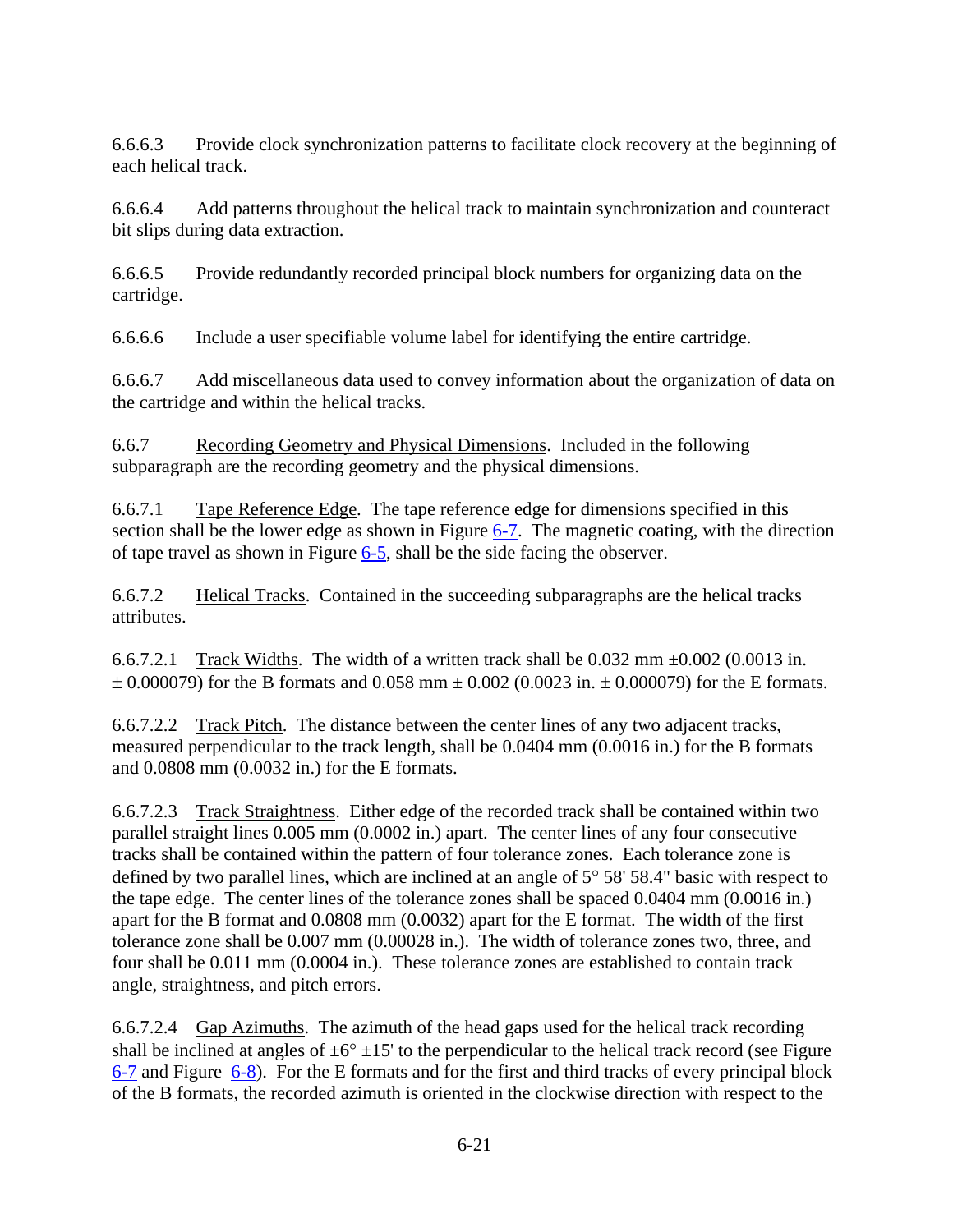6.6.6.3 Provide clock synchronization patterns to facilitate clock recovery at the beginning of each helical track.

6.6.6.4 Add patterns throughout the helical track to maintain synchronization and counteract bit slips during data extraction.

6.6.6.5 Provide redundantly recorded principal block numbers for organizing data on the cartridge.

6.6.6.6 Include a user specifiable volume label for identifying the entire cartridge.

6.6.6.7 Add miscellaneous data used to convey information about the organization of data on the cartridge and within the helical tracks.

6.6.7 Recording Geometry and Physical Dimensions. Included in the following subparagraph are the recording geometry and the physical dimensions.

6.6.7.1 Tape Reference Edge. The tape reference edge for dimensions specified in this section shall be the lower edge as shown in Figure 6-7. The magnetic coating, with the direction of tape travel as shown in Figure 6-5, shall be the side facing the observer.

6.6.7.2 Helical Tracks. Contained in the succeeding subparagraphs are the helical tracks attributes.

6.6.7.2.1 Track Widths. The width of a written track shall be 0.032 mm ±0.002 (0.0013 in. ± 0.000079) for the B formats and 0.058 mm ± 0.002 (0.0023 in. ± 0.000079) for the E formats.

6.6.7.2.2 Track Pitch. The distance between the center lines of any two adjacent tracks, measured perpendicular to the track length, shall be 0.0404 mm (0.0016 in.) for the B formats and 0.0808 mm (0.0032 in.) for the E formats.

6.6.7.2.3 Track Straightness. Either edge of the recorded track shall be contained within two parallel straight lines 0.005 mm (0.0002 in.) apart. The center lines of any four consecutive tracks shall be contained within the pattern of four tolerance zones. Each tolerance zone is defined by two parallel lines, which are inclined at an angle of 5° 58' 58.4" basic with respect to the tape edge. The center lines of the tolerance zones shall be spaced 0.0404 mm (0.0016 in.) apart for the B format and 0.0808 mm (0.0032) apart for the E format. The width of the first tolerance zone shall be 0.007 mm (0.00028 in.). The width of tolerance zones two, three, and four shall be 0.011 mm (0.0004 in.). These tolerance zones are established to contain track angle, straightness, and pitch errors.

6.6.7.2.4 Gap Azimuths. The azimuth of the head gaps used for the helical track recording shall be inclined at angles of ±6° ±15' to the perpendicular to the helical track record (see Figure 6-7 and Figure 6-8). For the E formats and for the first and third tracks of every principal block of the B formats, the recorded azimuth is oriented in the clockwise direction with respect to the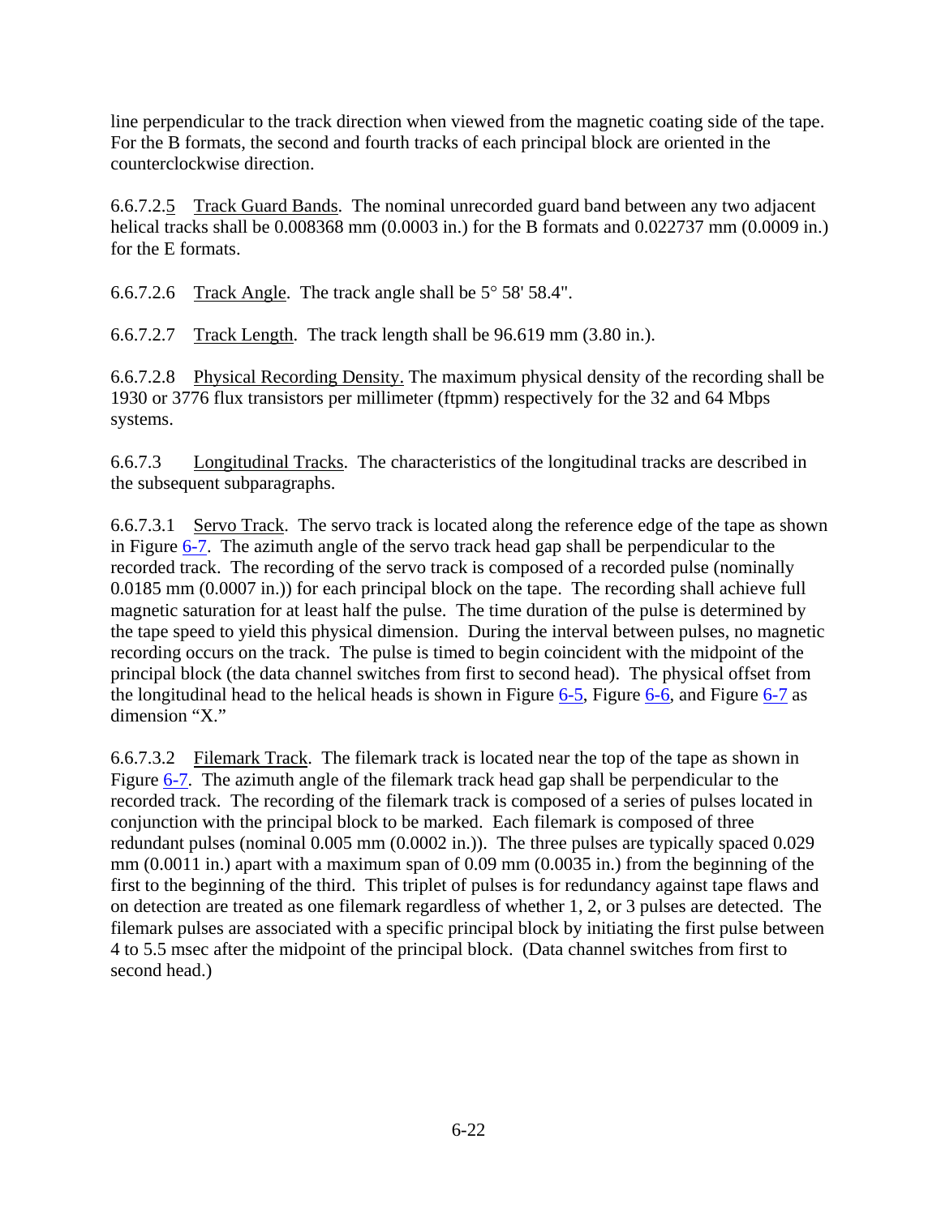line perpendicular to the track direction when viewed from the magnetic coating side of the tape. For the B formats, the second and fourth tracks of each principal block are oriented in the counterclockwise direction.

6.6.7.2.5 Track Guard Bands. The nominal unrecorded guard band between any two adjacent helical tracks shall be 0.008368 mm (0.0003 in.) for the B formats and 0.022737 mm (0.0009 in.) for the E formats.

6.6.7.2.6 Track Angle. The track angle shall be 5° 58' 58.4".

6.6.7.2.7 Track Length. The track length shall be 96.619 mm (3.80 in.).

6.6.7.2.8 Physical Recording Density. The maximum physical density of the recording shall be 1930 or 3776 flux transistors per millimeter (ftpmm) respectively for the 32 and 64 Mbps systems.

6.6.7.3 Longitudinal Tracks. The characteristics of the longitudinal tracks are described in the subsequent subparagraphs.

6.6.7.3.1 Servo Track. The servo track is located along the reference edge of the tape as shown in Figure 6-7. The azimuth angle of the servo track head gap shall be perpendicular to the recorded track. The recording of the servo track is composed of a recorded pulse (nominally 0.0185 mm (0.0007 in.)) for each principal block on the tape. The recording shall achieve full magnetic saturation for at least half the pulse. The time duration of the pulse is determined by the tape speed to yield this physical dimension. During the interval between pulses, no magnetic recording occurs on the track. The pulse is timed to begin coincident with the midpoint of the principal block (the data channel switches from first to second head). The physical offset from the longitudinal head to the helical heads is shown in Figure 6-5, Figure 6-6, and Figure 6-7 as dimension "X."

6.6.7.3.2 Filemark Track. The filemark track is located near the top of the tape as shown in Figure 6-7. The azimuth angle of the filemark track head gap shall be perpendicular to the recorded track. The recording of the filemark track is composed of a series of pulses located in conjunction with the principal block to be marked. Each filemark is composed of three redundant pulses (nominal 0.005 mm (0.0002 in.)). The three pulses are typically spaced 0.029 mm (0.0011 in.) apart with a maximum span of 0.09 mm (0.0035 in.) from the beginning of the first to the beginning of the third. This triplet of pulses is for redundancy against tape flaws and on detection are treated as one filemark regardless of whether 1, 2, or 3 pulses are detected. The filemark pulses are associated with a specific principal block by initiating the first pulse between 4 to 5.5 msec after the midpoint of the principal block. (Data channel switches from first to second head.)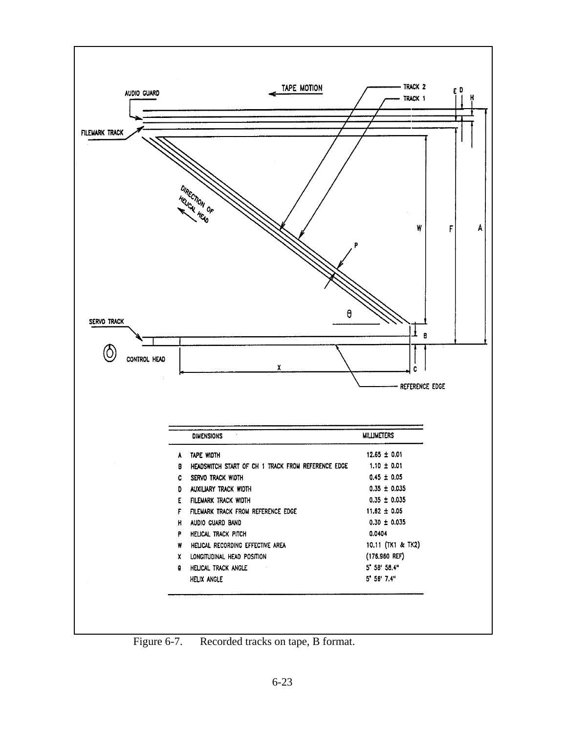| | DIMENSIONS | MILLIMETERS |
|---|---|---|
| A | TAPE WIDTH | 12.65 ± 0.01 |
| B | HEADSWITCH START OF CH 1 TRACK FROM REFERENCE EDGE | 1.10 ± 0.01 |
| C | SERVO TRACK WIDTH | 0.45 ± 0.05 |
| D | AUXILIARY TRACK WIDTH | 0.35 ± 0.035 |
| E | FILEMARK TRACK WIDTH | 0.35 ± 0.035 |
| F | FILEMARK TRACK FROM REFERENCE EDGE | 11.62 ± 0.05 |
| H | AUDIO GUARD BAND | 0.30 ± 0.035 |
| P | HELICAL TRACK PITCH | 0.0404 |
| W | HELICAL RECORDING EFFECTIVE AREA | 10.11 (TK1 & TK2) |
| X | LONGITUDINAL HEAD POSITION | (176.960 REF) |
| θ | HELICAL TRACK ANGLE | 5° 58' 58.4" |
| | HELIX ANGLE | 5° 56' 7.4" |

Figure 6-7. Recorded tracks on tape, B format.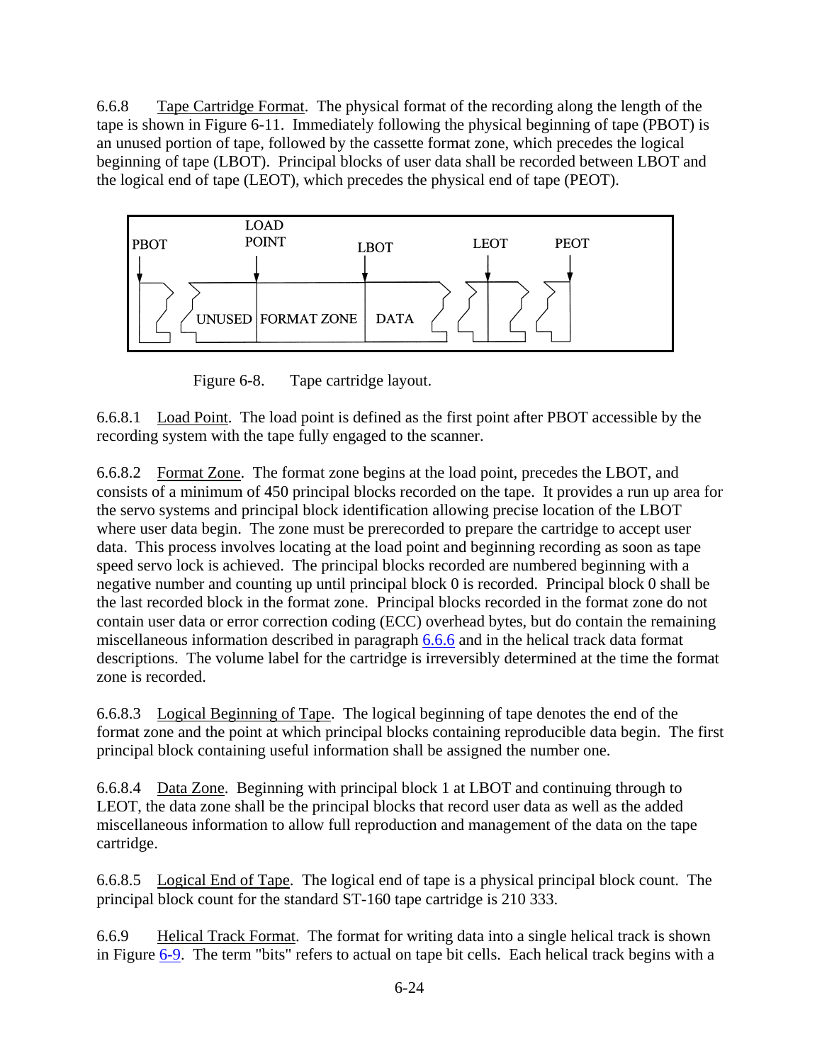6.6.8 Tape Cartridge Format. The physical format of the recording along the length of the tape is shown in Figure 6-11. Immediately following the physical beginning of tape (PBOT) is an unused portion of tape, followed by the cassette format zone, which precedes the logical beginning of tape (LBOT). Principal blocks of user data shall be recorded between LBOT and the logical end of tape (LEOT), which precedes the physical end of tape (PEOT).

PBOT LOAD POINT LBOT LEOT PEOT

UNUSED | FORMAT ZONE | DATA

Figure 6-8. Tape cartridge layout.

6.6.8.1 Load Point. The load point is defined as the first point after PBOT accessible by the recording system with the tape fully engaged to the scanner.

6.6.8.2 Format Zone. The format zone begins at the load point, precedes the LBOT, and consists of a minimum of 450 principal blocks recorded on the tape. It provides a run up area for the servo systems and principal block identification allowing precise location of the LBOT where user data begin. The zone must be prerecorded to prepare the cartridge to accept user data. This process involves locating at the load point and beginning recording as soon as tape speed servo lock is achieved. The principal blocks recorded are numbered beginning with a negative number and counting up until principal block 0 is recorded. Principal block 0 shall be the last recorded block in the format zone. Principal blocks recorded in the format zone do not contain user data or error correction coding (ECC) overhead bytes, but do contain the remaining miscellaneous information described in paragraph 6.6.6 and in the helical track data format descriptions. The volume label for the cartridge is irreversibly determined at the time the format zone is recorded.

6.6.8.3 Logical Beginning of Tape. The logical beginning of tape denotes the end of the format zone and the point at which principal blocks containing reproducible data begin. The first principal block containing useful information shall be assigned the number one.

6.6.8.4 Data Zone. Beginning with principal block 1 at LBOT and continuing through to LEOT, the data zone shall be the principal blocks that record user data as well as the added miscellaneous information to allow full reproduction and management of the data on the tape cartridge.

6.6.8.5 Logical End of Tape. The logical end of tape is a physical principal block count. The principal block count for the standard ST-160 tape cartridge is 210 333.

6.6.9 Helical Track Format. The format for writing data into a single helical track is shown in Figure 6-9. The term "bits" refers to actual on tape bit cells. Each helical track begins with a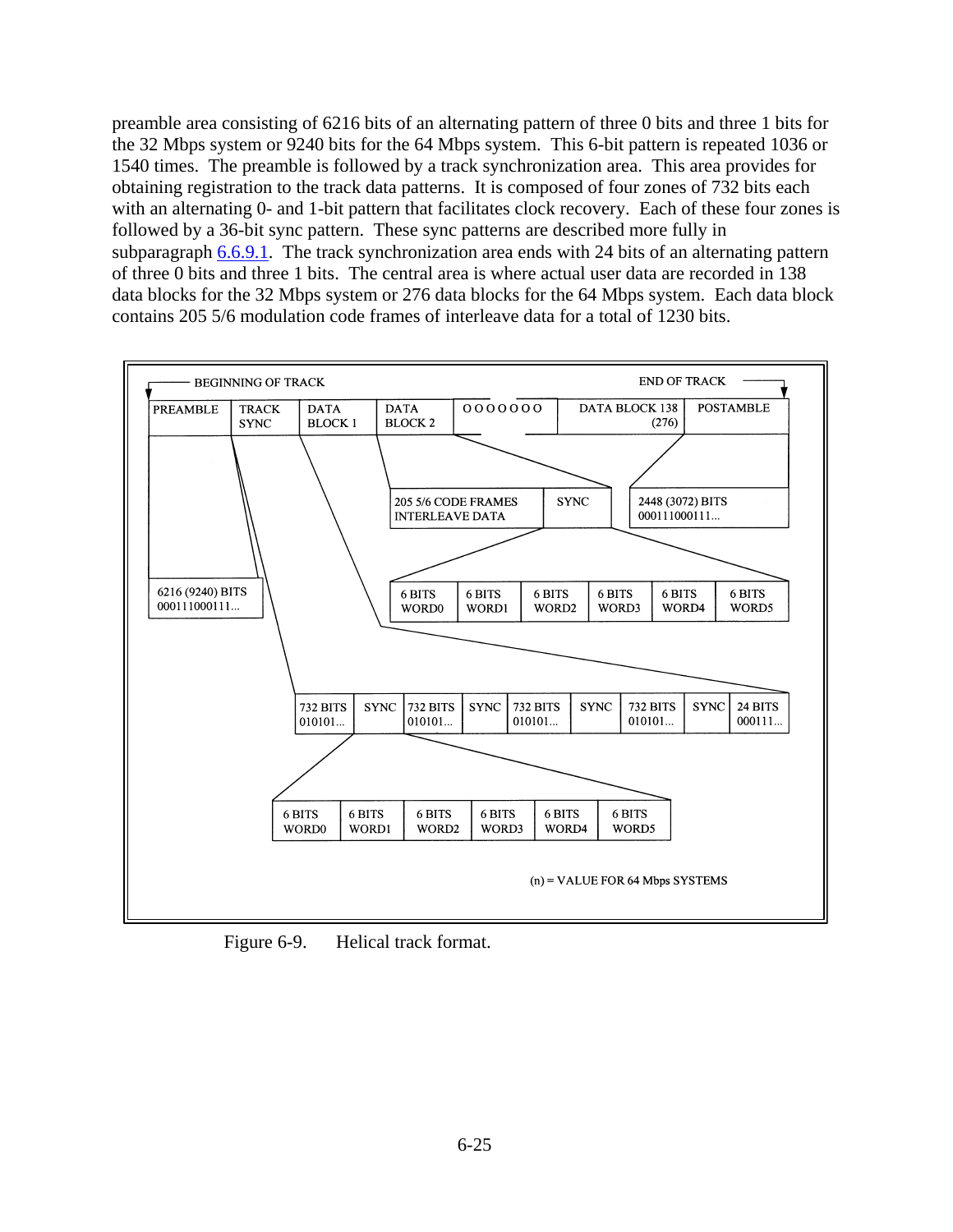preamble area consisting of 6216 bits of an alternating pattern of three 0 bits and three 1 bits for the 32 Mbps system or 9240 bits for the 64 Mbps system. This 6-bit pattern is repeated 1036 or 1540 times. The preamble is followed by a track synchronization area. This area provides for obtaining registration to the track data patterns. It is composed of four zones of 732 bits each with an alternating 0- and 1-bit pattern that facilitates clock recovery. Each of these four zones is followed by a 36-bit sync pattern. These sync patterns are described more fully in subparagraph 6.6.9.1. The track synchronization area ends with 24 bits of an alternating pattern of three 0 bits and three 1 bits. The central area is where actual user data are recorded in 138 data blocks for the 32 Mbps system or 276 data blocks for the 64 Mbps system. Each data block contains 205 5/6 modulation code frames of interleave data for a total of 1230 bits.

BEGINNING OF TRACK — END OF TRACK

| PREAMBLE | TRACK SYNC | DATA BLOCK 1 | DATA BLOCK 2 | O O O O O O O | DATA BLOCK 138 (276) | POSTAMBLE |
|---|---|---|---|---|---|---|

| 205 5/6 CODE FRAMES INTERLEAVE DATA | SYNC | 2448 (3072) BITS 000111000111... |
|---|---|---|

| 6216 (9240) BITS 000111000111... |
|---|

| 6 BITS WORD0 | 6 BITS WORD1 | 6 BITS WORD2 | 6 BITS WORD3 | 6 BITS WORD4 | 6 BITS WORD5 |
|---|---|---|---|---|---|

| 732 BITS 010101... | SYNC | 732 BITS 010101... | SYNC | 732 BITS 010101... | SYNC | 732 BITS 010101... | SYNC | 24 BITS 000111... |
|---|---|---|---|---|---|---|---|---|

| 6 BITS WORD0 | 6 BITS WORD1 | 6 BITS WORD2 | 6 BITS WORD3 | 6 BITS WORD4 | 6 BITS WORD5 |
|---|---|---|---|---|---|

(n) = VALUE FOR 64 Mbps SYSTEMS

Figure 6-9. Helical track format.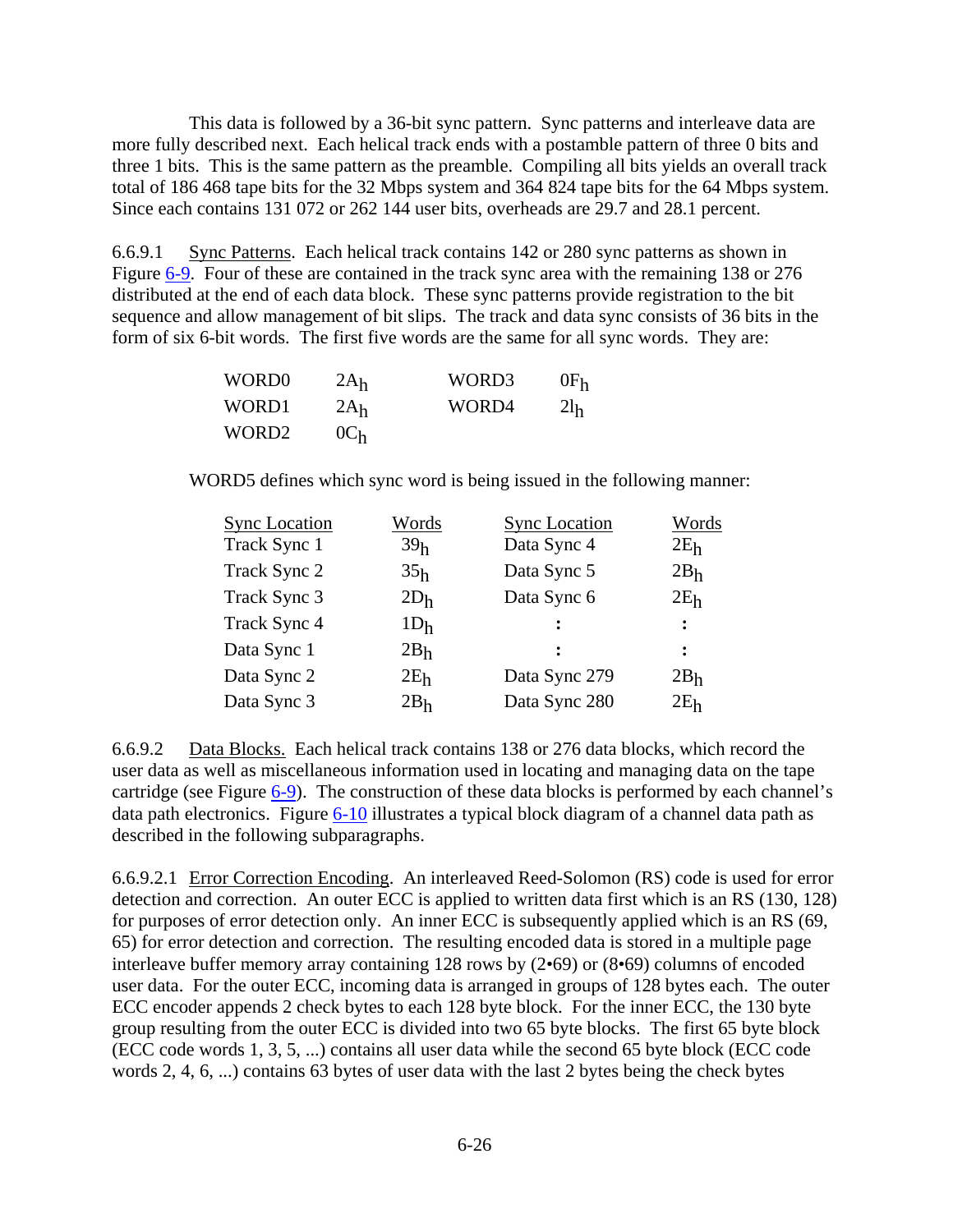This data is followed by a 36-bit sync pattern. Sync patterns and interleave data are more fully described next. Each helical track ends with a postamble pattern of three 0 bits and three 1 bits. This is the same pattern as the preamble. Compiling all bits yields an overall track total of 186 468 tape bits for the 32 Mbps system and 364 824 tape bits for the 64 Mbps system. Since each contains 131 072 or 262 144 user bits, overheads are 29.7 and 28.1 percent.

6.6.9.1 Sync Patterns. Each helical track contains 142 or 280 sync patterns as shown in Figure 6-9. Four of these are contained in the track sync area with the remaining 138 or 276 distributed at the end of each data block. These sync patterns provide registration to the bit sequence and allow management of bit slips. The track and data sync consists of 36 bits in the form of six 6-bit words. The first five words are the same for all sync words. They are:

| | | | |
|---|---|---|---|
| WORD0 | $2A_h$ | WORD3 | $0F_h$ |
| WORD1 | $2A_h$ | WORD4 | $2l_h$ |
| WORD2 | $0C_h$ | | |

WORD5 defines which sync word is being issued in the following manner:

| Sync Location | Words | Sync Location | Words |
|---|---|---|---|
| Track Sync 1 | $39_h$ | Data Sync 4 | $2E_h$ |
| Track Sync 2 | $35_h$ | Data Sync 5 | $2B_h$ |
| Track Sync 3 | $2D_h$ | Data Sync 6 | $2E_h$ |
| Track Sync 4 | $1D_h$ | : | : |
| Data Sync 1 | $2B_h$ | : | : |
| Data Sync 2 | $2E_h$ | Data Sync 279 | $2B_h$ |
| Data Sync 3 | $2B_h$ | Data Sync 280 | $2E_h$ |

6.6.9.2 Data Blocks. Each helical track contains 138 or 276 data blocks, which record the user data as well as miscellaneous information used in locating and managing data on the tape cartridge (see Figure 6-9). The construction of these data blocks is performed by each channel's data path electronics. Figure 6-10 illustrates a typical block diagram of a channel data path as described in the following subparagraphs.

6.6.9.2.1 Error Correction Encoding. An interleaved Reed-Solomon (RS) code is used for error detection and correction. An outer ECC is applied to written data first which is an RS (130, 128) for purposes of error detection only. An inner ECC is subsequently applied which is an RS (69, 65) for error detection and correction. The resulting encoded data is stored in a multiple page interleave buffer memory array containing 128 rows by (2•69) or (8•69) columns of encoded user data. For the outer ECC, incoming data is arranged in groups of 128 bytes each. The outer ECC encoder appends 2 check bytes to each 128 byte block. For the inner ECC, the 130 byte group resulting from the outer ECC is divided into two 65 byte blocks. The first 65 byte block (ECC code words 1, 3, 5, ...) contains all user data while the second 65 byte block (ECC code words 2, 4, 6, ...) contains 63 bytes of user data with the last 2 bytes being the check bytes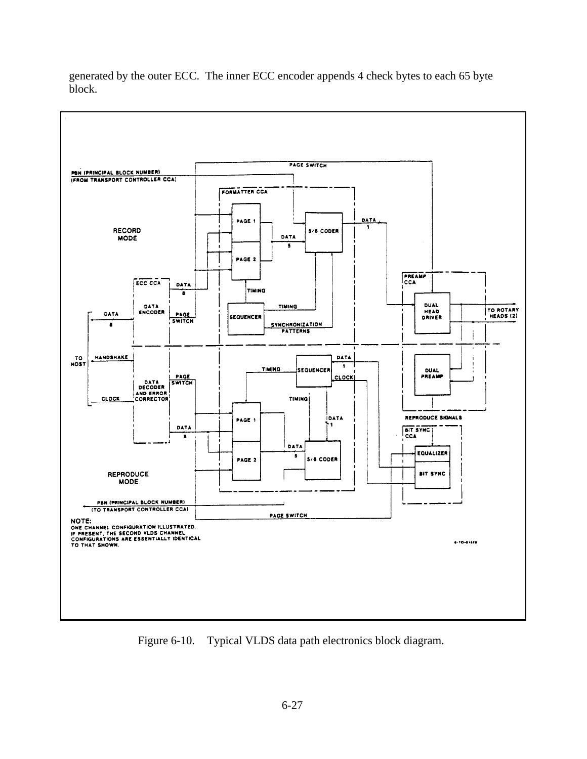generated by the outer ECC. The inner ECC encoder appends 4 check bytes to each 65 byte block.

Figure 6-10. Typical VLDS data path electronics block diagram.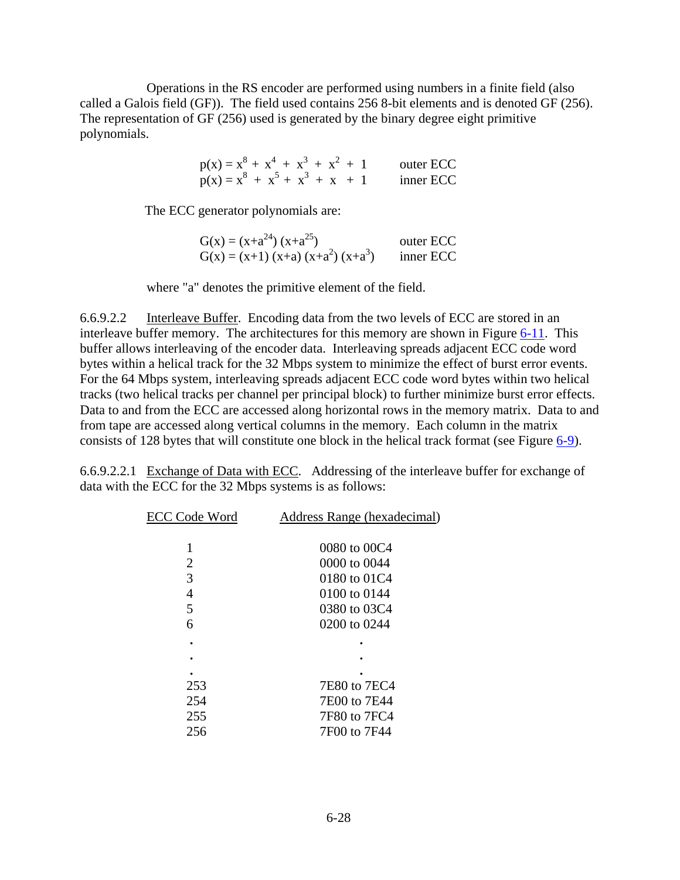Operations in the RS encoder are performed using numbers in a finite field (also called a Galois field (GF)). The field used contains 256 8-bit elements and is denoted GF (256). The representation of GF (256) used is generated by the binary degree eight primitive polynomials.

$$p(x) = x^8 + x^4 + x^3 + x^2 + 1 \qquad \text{outer ECC}$$
$$p(x) = x^8 + x^5 + x^3 + x + 1 \qquad \text{inner ECC}$$

The ECC generator polynomials are:

$$G(x) = (x+a^{24})(x+a^{25}) \qquad \text{outer ECC}$$
$$G(x) = (x+1)(x+a)(x+a^2)(x+a^3) \qquad \text{inner ECC}$$

where "a" denotes the primitive element of the field.

6.6.9.2.2 Interleave Buffer. Encoding data from the two levels of ECC are stored in an interleave buffer memory. The architectures for this memory are shown in Figure 6-11. This buffer allows interleaving of the encoder data. Interleaving spreads adjacent ECC code word bytes within a helical track for the 32 Mbps system to minimize the effect of burst error events. For the 64 Mbps system, interleaving spreads adjacent ECC code word bytes within two helical tracks (two helical tracks per channel per principal block) to further minimize burst error effects. Data to and from the ECC are accessed along horizontal rows in the memory matrix. Data to and from tape are accessed along vertical columns in the memory. Each column in the matrix consists of 128 bytes that will constitute one block in the helical track format (see Figure 6-9).

6.6.9.2.2.1 Exchange of Data with ECC. Addressing of the interleave buffer for exchange of data with the ECC for the 32 Mbps systems is as follows:

| ECC Code Word | Address Range (hexadecimal) |
|---|---|
| 1 | 0080 to 00C4 |
| 2 | 0000 to 0044 |
| 3 | 0180 to 01C4 |
| 4 | 0100 to 0144 |
| 5 | 0380 to 03C4 |
| 6 | 0200 to 0244 |
| . | . |
| . | . |
| . | . |
| 253 | 7E80 to 7EC4 |
| 254 | 7E00 to 7E44 |
| 255 | 7F80 to 7FC4 |
| 256 | 7F00 to 7F44 |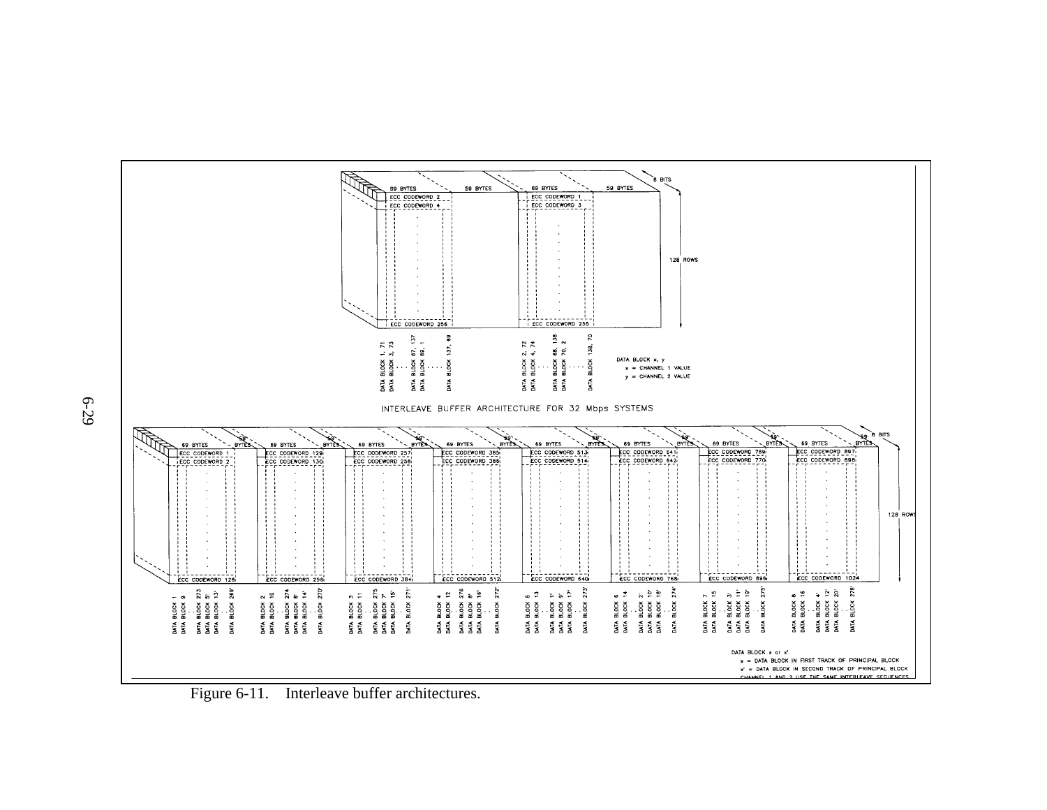Figure 6-11.    Interleave buffer architectures.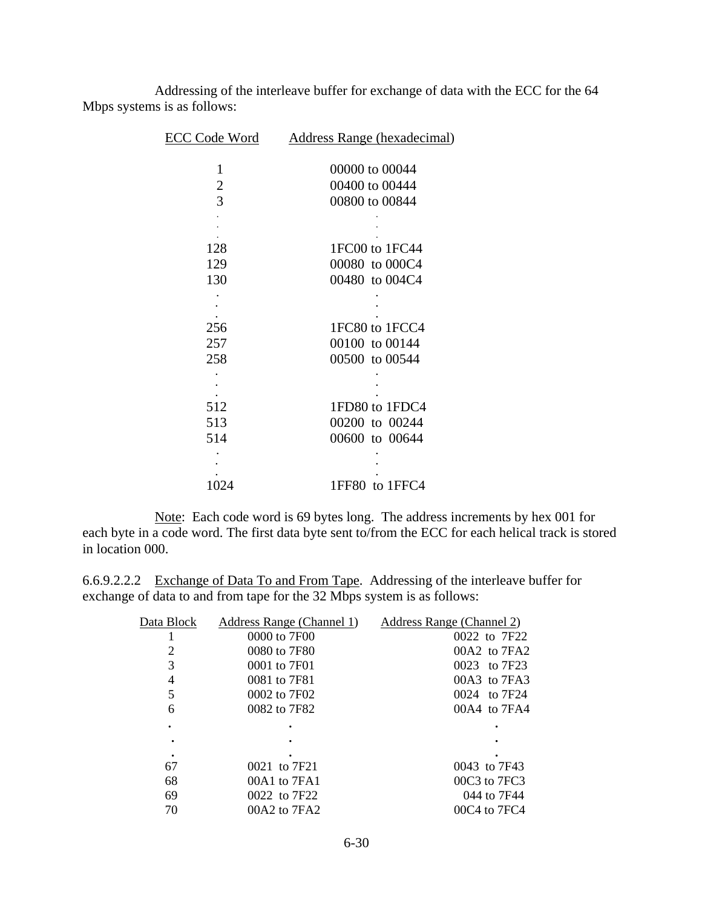Addressing of the interleave buffer for exchange of data with the ECC for the 64 Mbps systems is as follows:

| ECC Code Word | Address Range (hexadecimal) |
|---|---|
| 1 | 00000 to 00044 |
| 2 | 00400 to 00444 |
| 3 | 00800 to 00844 |
| . | . |
| . | . |
| . | . |
| 128 | 1FC00 to 1FC44 |
| 129 | 00080 to 000C4 |
| 130 | 00480 to 004C4 |
| . | . |
| . | . |
| . | . |
| 256 | 1FC80 to 1FCC4 |
| 257 | 00100 to 00144 |
| 258 | 00500 to 00544 |
| . | . |
| . | . |
| . | . |
| 512 | 1FD80 to 1FDC4 |
| 513 | 00200 to 00244 |
| 514 | 00600 to 00644 |
| . | . |
| . | . |
| . | . |
| 1024 | 1FF80 to 1FFC4 |

Note: Each code word is 69 bytes long. The address increments by hex 001 for each byte in a code word. The first data byte sent to/from the ECC for each helical track is stored in location 000.

6.6.9.2.2.2 Exchange of Data To and From Tape. Addressing of the interleave buffer for exchange of data to and from tape for the 32 Mbps system is as follows:

| Data Block | Address Range (Channel 1) | Address Range (Channel 2) |
|---|---|---|
| 1 | 0000 to 7F00 | 0022 to 7F22 |
| 2 | 0080 to 7F80 | 00A2 to 7FA2 |
| 3 | 0001 to 7F01 | 0023 to 7F23 |
| 4 | 0081 to 7F81 | 00A3 to 7FA3 |
| 5 | 0002 to 7F02 | 0024 to 7F24 |
| 6 | 0082 to 7F82 | 00A4 to 7FA4 |
| . | . | . |
| . | . | . |
| . | . | . |
| 67 | 0021 to 7F21 | 0043 to 7F43 |
| 68 | 00A1 to 7FA1 | 00C3 to 7FC3 |
| 69 | 0022 to 7F22 | 044 to 7F44 |
| 70 | 00A2 to 7FA2 | 00C4 to 7FC4 |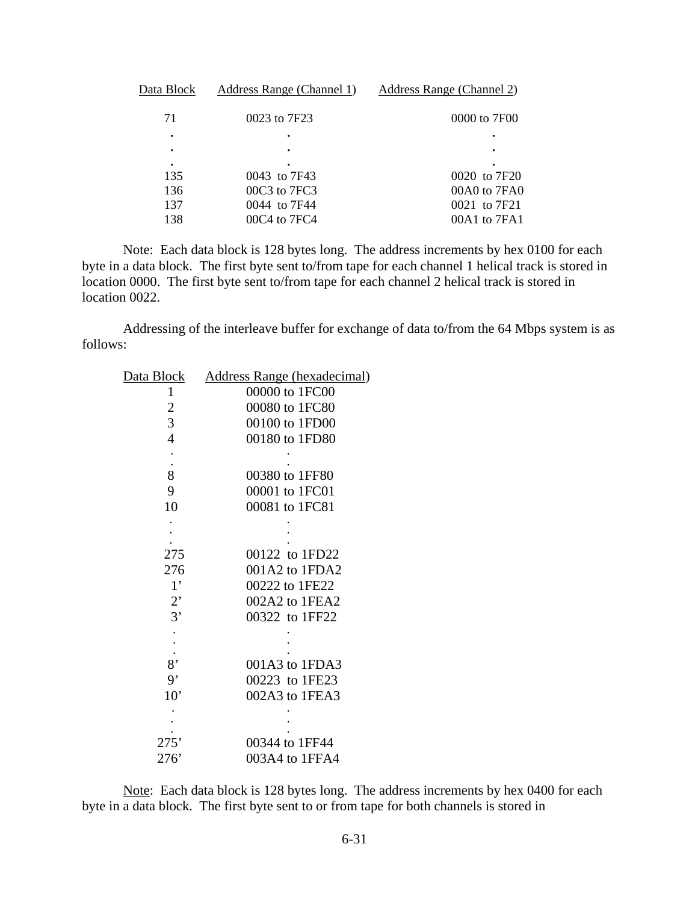| Data Block | Address Range (Channel 1) | Address Range (Channel 2) |
|---|---|---|
| 71 | 0023 to 7F23 | 0000 to 7F00 |
| . | . | . |
| . | . | . |
| . | . | . |
| 135 | 0043 to 7F43 | 0020 to 7F20 |
| 136 | 00C3 to 7FC3 | 00A0 to 7FA0 |
| 137 | 0044 to 7F44 | 0021 to 7F21 |
| 138 | 00C4 to 7FC4 | 00A1 to 7FA1 |

Note: Each data block is 128 bytes long. The address increments by hex 0100 for each byte in a data block. The first byte sent to/from tape for each channel 1 helical track is stored in location 0000. The first byte sent to/from tape for each channel 2 helical track is stored in location 0022.

Addressing of the interleave buffer for exchange of data to/from the 64 Mbps system is as follows:

| Data Block | Address Range (hexadecimal) |
|---|---|
| 1 | 00000 to 1FC00 |
| 2 | 00080 to 1FC80 |
| 3 | 00100 to 1FD00 |
| 4 | 00180 to 1FD80 |
| . | . |
| . | . |
| 8 | 00380 to 1FF80 |
| 9 | 00001 to 1FC01 |
| 10 | 00081 to 1FC81 |
| . | . |
| . | . |
| . | . |
| 275 | 00122 to 1FD22 |
| 276 | 001A2 to 1FDA2 |
| 1’ | 00222 to 1FE22 |
| 2’ | 002A2 to 1FEA2 |
| 3’ | 00322 to 1FF22 |
| . | . |
| . | . |
| . | . |
| 8’ | 001A3 to 1FDA3 |
| 9’ | 00223 to 1FE23 |
| 10’ | 002A3 to 1FEA3 |
| . | . |
| . | . |
| . | . |
| 275’ | 00344 to 1FF44 |
| 276’ | 003A4 to 1FFA4 |

Note: Each data block is 128 bytes long. The address increments by hex 0400 for each byte in a data block. The first byte sent to or from tape for both channels is stored in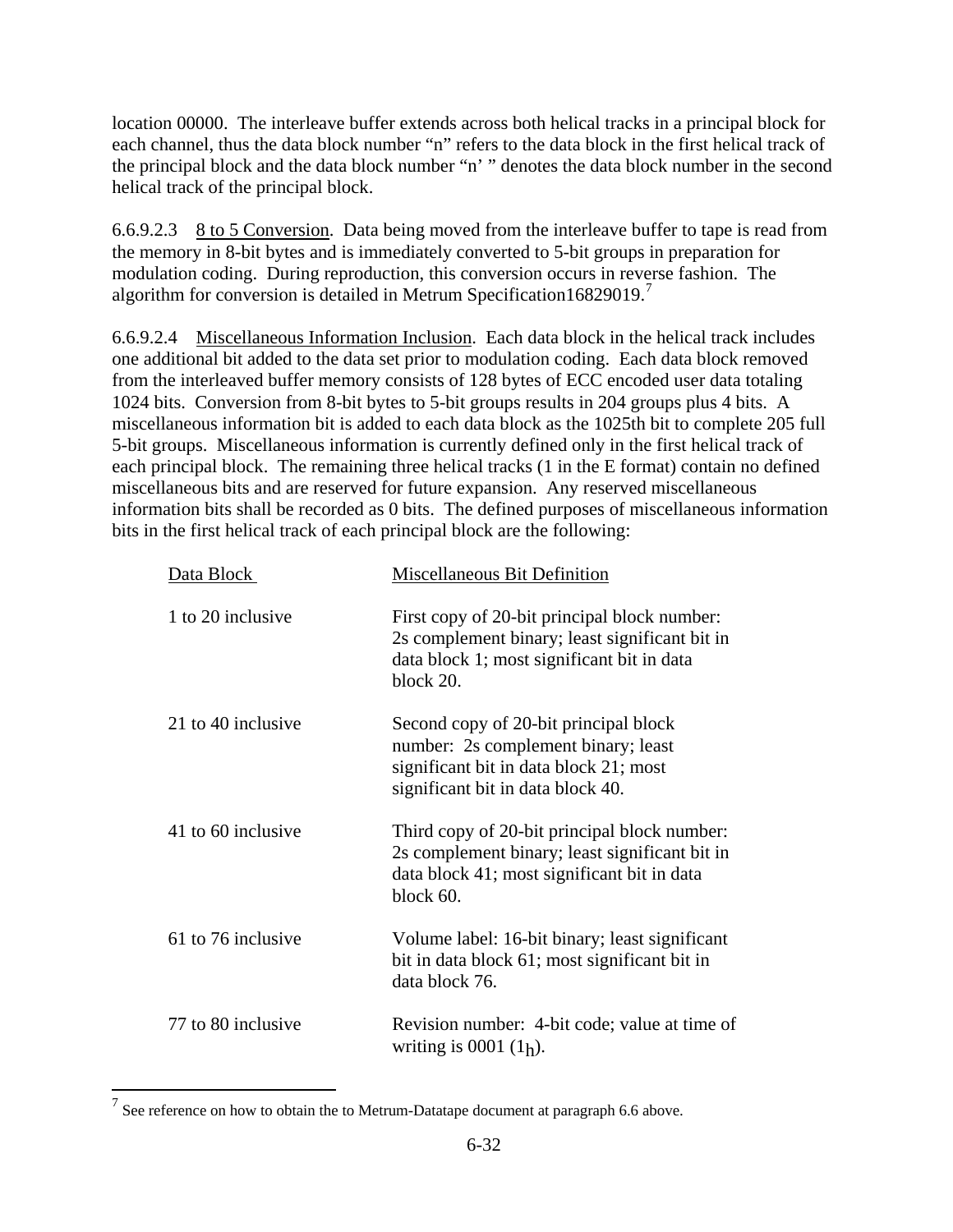location 00000. The interleave buffer extends across both helical tracks in a principal block for each channel, thus the data block number "n" refers to the data block in the first helical track of the principal block and the data block number "n' " denotes the data block number in the second helical track of the principal block.

6.6.9.2.3 <u>8 to 5 Conversion</u>. Data being moved from the interleave buffer to tape is read from the memory in 8-bit bytes and is immediately converted to 5-bit groups in preparation for modulation coding. During reproduction, this conversion occurs in reverse fashion. The algorithm for conversion is detailed in Metrum Specification16829019.[7]

6.6.9.2.4 <u>Miscellaneous Information Inclusion</u>. Each data block in the helical track includes one additional bit added to the data set prior to modulation coding. Each data block removed from the interleaved buffer memory consists of 128 bytes of ECC encoded user data totaling 1024 bits. Conversion from 8-bit bytes to 5-bit groups results in 204 groups plus 4 bits. A miscellaneous information bit is added to each data block as the 1025th bit to complete 205 full 5-bit groups. Miscellaneous information is currently defined only in the first helical track of each principal block. The remaining three helical tracks (1 in the E format) contain no defined miscellaneous bits and are reserved for future expansion. Any reserved miscellaneous information bits shall be recorded as 0 bits. The defined purposes of miscellaneous information bits in the first helical track of each principal block are the following:

| Data Block | Miscellaneous Bit Definition |
|---|---|
| 1 to 20 inclusive | First copy of 20-bit principal block number: 2s complement binary; least significant bit in data block 1; most significant bit in data block 20. |
| 21 to 40 inclusive | Second copy of 20-bit principal block number: 2s complement binary; least significant bit in data block 21; most significant bit in data block 40. |
| 41 to 60 inclusive | Third copy of 20-bit principal block number: 2s complement binary; least significant bit in data block 41; most significant bit in data block 60. |
| 61 to 76 inclusive | Volume label: 16-bit binary; least significant bit in data block 61; most significant bit in data block 76. |
| 77 to 80 inclusive | Revision number: 4-bit code; value at time of writing is 0001 ($1_h$). |

[7] See reference on how to obtain the to Metrum-Datatape document at paragraph 6.6 above.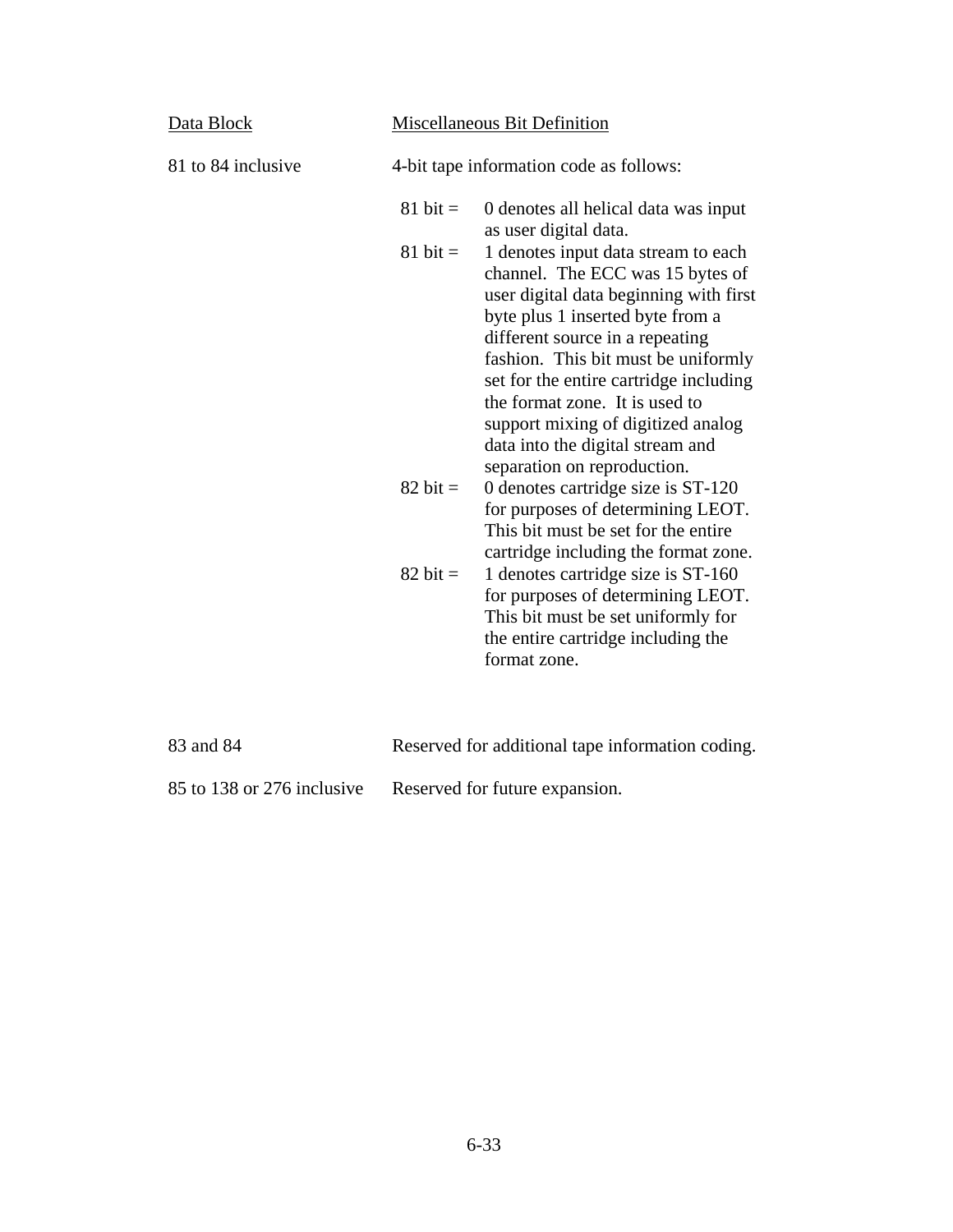| Data Block | Miscellaneous Bit Definition |
|---|---|
| 81 to 84 inclusive | 4-bit tape information code as follows: |
| | 81 bit = 0 denotes all helical data was input as user digital data. |
| | 81 bit = 1 denotes input data stream to each channel. The ECC was 15 bytes of user digital data beginning with first byte plus 1 inserted byte from a different source in a repeating fashion. This bit must be uniformly set for the entire cartridge including the format zone. It is used to support mixing of digitized analog data into the digital stream and separation on reproduction. |
| | 82 bit = 0 denotes cartridge size is ST-120 for purposes of determining LEOT. This bit must be set for the entire cartridge including the format zone. |
| | 82 bit = 1 denotes cartridge size is ST-160 for purposes of determining LEOT. This bit must be set uniformly for the entire cartridge including the format zone. |
| 83 and 84 | Reserved for additional tape information coding. |
| 85 to 138 or 276 inclusive | Reserved for future expansion. |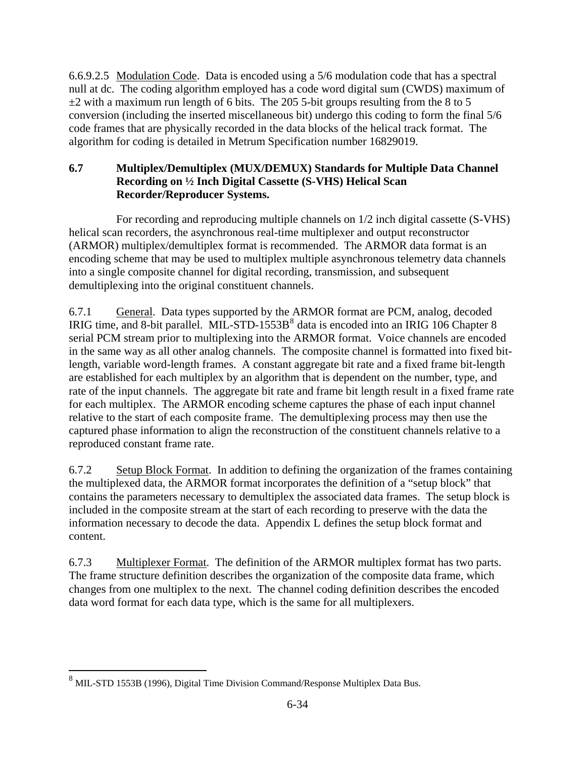6.6.9.2.5 Modulation Code. Data is encoded using a 5/6 modulation code that has a spectral null at dc. The coding algorithm employed has a code word digital sum (CWDS) maximum of ±2 with a maximum run length of 6 bits. The 205 5-bit groups resulting from the 8 to 5 conversion (including the inserted miscellaneous bit) undergo this coding to form the final 5/6 code frames that are physically recorded in the data blocks of the helical track format. The algorithm for coding is detailed in Metrum Specification number 16829019.

## 6.7 Multiplex/Demultiplex (MUX/DEMUX) Standards for Multiple Data Channel Recording on ½ Inch Digital Cassette (S-VHS) Helical Scan Recorder/Reproducer Systems.

For recording and reproducing multiple channels on 1/2 inch digital cassette (S-VHS) helical scan recorders, the asynchronous real-time multiplexer and output reconstructor (ARMOR) multiplex/demultiplex format is recommended. The ARMOR data format is an encoding scheme that may be used to multiplex multiple asynchronous telemetry data channels into a single composite channel for digital recording, transmission, and subsequent demultiplexing into the original constituent channels.

6.7.1 General. Data types supported by the ARMOR format are PCM, analog, decoded IRIG time, and 8-bit parallel. MIL-STD-1553B[8] data is encoded into an IRIG 106 Chapter 8 serial PCM stream prior to multiplexing into the ARMOR format. Voice channels are encoded in the same way as all other analog channels. The composite channel is formatted into fixed bit-length, variable word-length frames. A constant aggregate bit rate and a fixed frame bit-length are established for each multiplex by an algorithm that is dependent on the number, type, and rate of the input channels. The aggregate bit rate and frame bit length result in a fixed frame rate for each multiplex. The ARMOR encoding scheme captures the phase of each input channel relative to the start of each composite frame. The demultiplexing process may then use the captured phase information to align the reconstruction of the constituent channels relative to a reproduced constant frame rate.

6.7.2 Setup Block Format. In addition to defining the organization of the frames containing the multiplexed data, the ARMOR format incorporates the definition of a "setup block" that contains the parameters necessary to demultiplex the associated data frames. The setup block is included in the composite stream at the start of each recording to preserve with the data the information necessary to decode the data. Appendix L defines the setup block format and content.

6.7.3 Multiplexer Format. The definition of the ARMOR multiplex format has two parts. The frame structure definition describes the organization of the composite data frame, which changes from one multiplex to the next. The channel coding definition describes the encoded data word format for each data type, which is the same for all multiplexers.

---

[8] MIL-STD 1553B (1996), Digital Time Division Command/Response Multiplex Data Bus.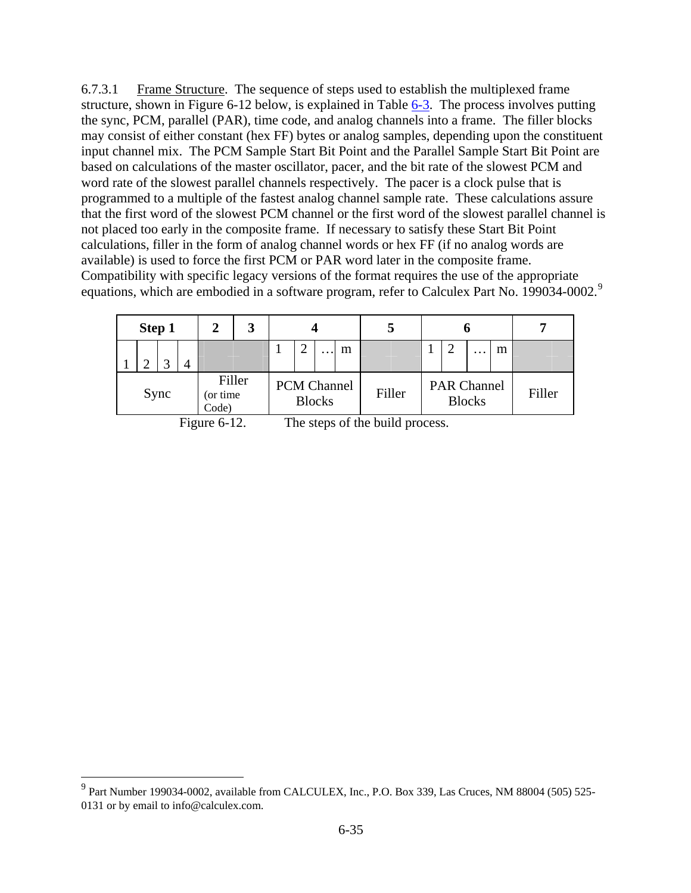6.7.3.1 Frame Structure. The sequence of steps used to establish the multiplexed frame structure, shown in Figure 6-12 below, is explained in Table 6-3. The process involves putting the sync, PCM, parallel (PAR), time code, and analog channels into a frame. The filler blocks may consist of either constant (hex FF) bytes or analog samples, depending upon the constituent input channel mix. The PCM Sample Start Bit Point and the Parallel Sample Start Bit Point are based on calculations of the master oscillator, pacer, and the bit rate of the slowest PCM and word rate of the slowest parallel channels respectively. The pacer is a clock pulse that is programmed to a multiple of the fastest analog channel sample rate. These calculations assure that the first word of the slowest PCM channel or the first word of the slowest parallel channel is not placed too early in the composite frame. If necessary to satisfy these Start Bit Point calculations, filler in the form of analog channel words or hex FF (if no analog words are available) is used to force the first PCM or PAR word later in the composite frame. Compatibility with specific legacy versions of the format requires the use of the appropriate equations, which are embodied in a software program, refer to Calculex Part No. 199034-0002.[9]

| **Step 1** | | | | **2** | **3** | **4** | | | | **5** | **6** | | | | **7** |
|---|---|---|---|---|---|---|---|---|---|---|---|---|---|---|---|
| 1 | 2 | 3 | 4 | | | 1 | 2 | … | m | | 1 | 2 | … | m | |
| Sync | | | | Filler (or time Code) | | PCM Channel Blocks | | | | Filler | PAR Channel Blocks | | | | Filler |

Figure 6-12. The steps of the build process.

[9] Part Number 199034-0002, available from CALCULEX, Inc., P.O. Box 339, Las Cruces, NM 88004 (505) 525-0131 or by email to info@calculex.com.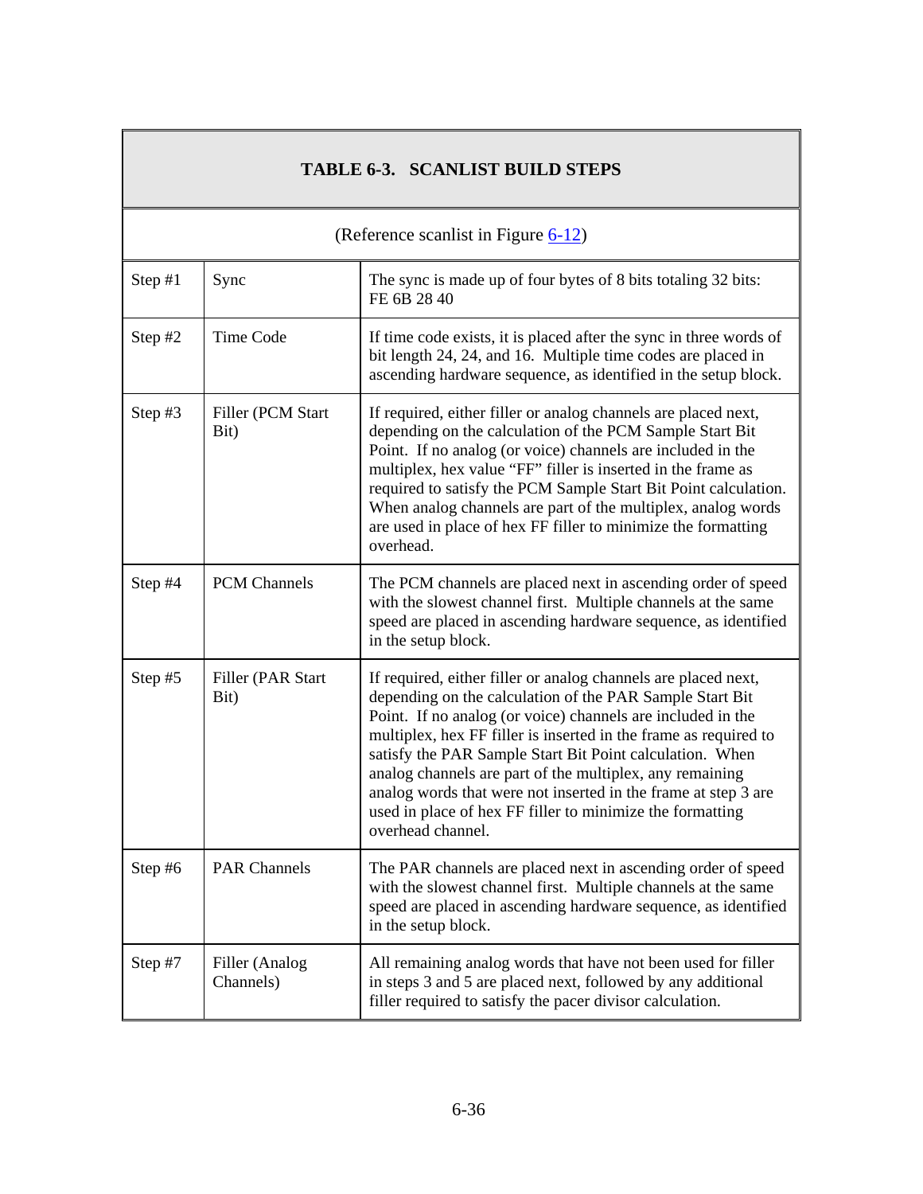## TABLE 6-3. SCANLIST BUILD STEPS

(Reference scanlist in Figure 6-12)

| | | |
|---|---|---|
| Step #1 | Sync | The sync is made up of four bytes of 8 bits totaling 32 bits: FE 6B 28 40 |
| Step #2 | Time Code | If time code exists, it is placed after the sync in three words of bit length 24, 24, and 16. Multiple time codes are placed in ascending hardware sequence, as identified in the setup block. |
| Step #3 | Filler (PCM Start Bit) | If required, either filler or analog channels are placed next, depending on the calculation of the PCM Sample Start Bit Point. If no analog (or voice) channels are included in the multiplex, hex value "FF" filler is inserted in the frame as required to satisfy the PCM Sample Start Bit Point calculation. When analog channels are part of the multiplex, analog words are used in place of hex FF filler to minimize the formatting overhead. |
| Step #4 | PCM Channels | The PCM channels are placed next in ascending order of speed with the slowest channel first. Multiple channels at the same speed are placed in ascending hardware sequence, as identified in the setup block. |
| Step #5 | Filler (PAR Start Bit) | If required, either filler or analog channels are placed next, depending on the calculation of the PAR Sample Start Bit Point. If no analog (or voice) channels are included in the multiplex, hex FF filler is inserted in the frame as required to satisfy the PAR Sample Start Bit Point calculation. When analog channels are part of the multiplex, any remaining analog words that were not inserted in the frame at step 3 are used in place of hex FF filler to minimize the formatting overhead channel. |
| Step #6 | PAR Channels | The PAR channels are placed next in ascending order of speed with the slowest channel first. Multiple channels at the same speed are placed in ascending hardware sequence, as identified in the setup block. |
| Step #7 | Filler (Analog Channels) | All remaining analog words that have not been used for filler in steps 3 and 5 are placed next, followed by any additional filler required to satisfy the pacer divisor calculation. |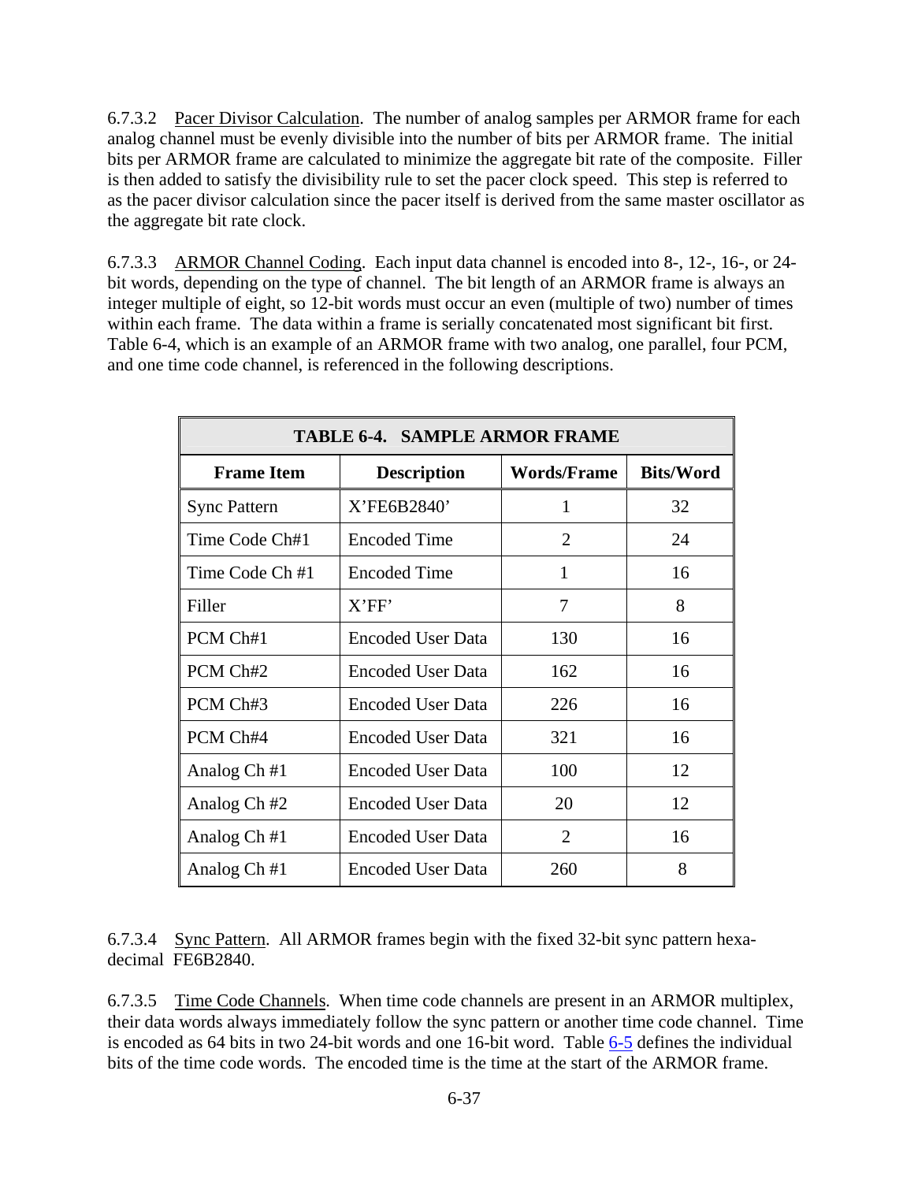6.7.3.2 Pacer Divisor Calculation. The number of analog samples per ARMOR frame for each analog channel must be evenly divisible into the number of bits per ARMOR frame. The initial bits per ARMOR frame are calculated to minimize the aggregate bit rate of the composite. Filler is then added to satisfy the divisibility rule to set the pacer clock speed. This step is referred to as the pacer divisor calculation since the pacer itself is derived from the same master oscillator as the aggregate bit rate clock.

6.7.3.3 ARMOR Channel Coding. Each input data channel is encoded into 8-, 12-, 16-, or 24-bit words, depending on the type of channel. The bit length of an ARMOR frame is always an integer multiple of eight, so 12-bit words must occur an even (multiple of two) number of times within each frame. The data within a frame is serially concatenated most significant bit first. Table 6-4, which is an example of an ARMOR frame with two analog, one parallel, four PCM, and one time code channel, is referenced in the following descriptions.

**TABLE 6-4. SAMPLE ARMOR FRAME**

| Frame Item | Description | Words/Frame | Bits/Word |
|---|---|---|---|
| Sync Pattern | X'FE6B2840' | 1 | 32 |
| Time Code Ch#1 | Encoded Time | 2 | 24 |
| Time Code Ch #1 | Encoded Time | 1 | 16 |
| Filler | X'FF' | 7 | 8 |
| PCM Ch#1 | Encoded User Data | 130 | 16 |
| PCM Ch#2 | Encoded User Data | 162 | 16 |
| PCM Ch#3 | Encoded User Data | 226 | 16 |
| PCM Ch#4 | Encoded User Data | 321 | 16 |
| Analog Ch #1 | Encoded User Data | 100 | 12 |
| Analog Ch #2 | Encoded User Data | 20 | 12 |
| Analog Ch #1 | Encoded User Data | 2 | 16 |
| Analog Ch #1 | Encoded User Data | 260 | 8 |

6.7.3.4 Sync Pattern. All ARMOR frames begin with the fixed 32-bit sync pattern hexadecimal FE6B2840.

6.7.3.5 Time Code Channels. When time code channels are present in an ARMOR multiplex, their data words always immediately follow the sync pattern or another time code channel. Time is encoded as 64 bits in two 24-bit words and one 16-bit word. Table 6-5 defines the individual bits of the time code words. The encoded time is the time at the start of the ARMOR frame.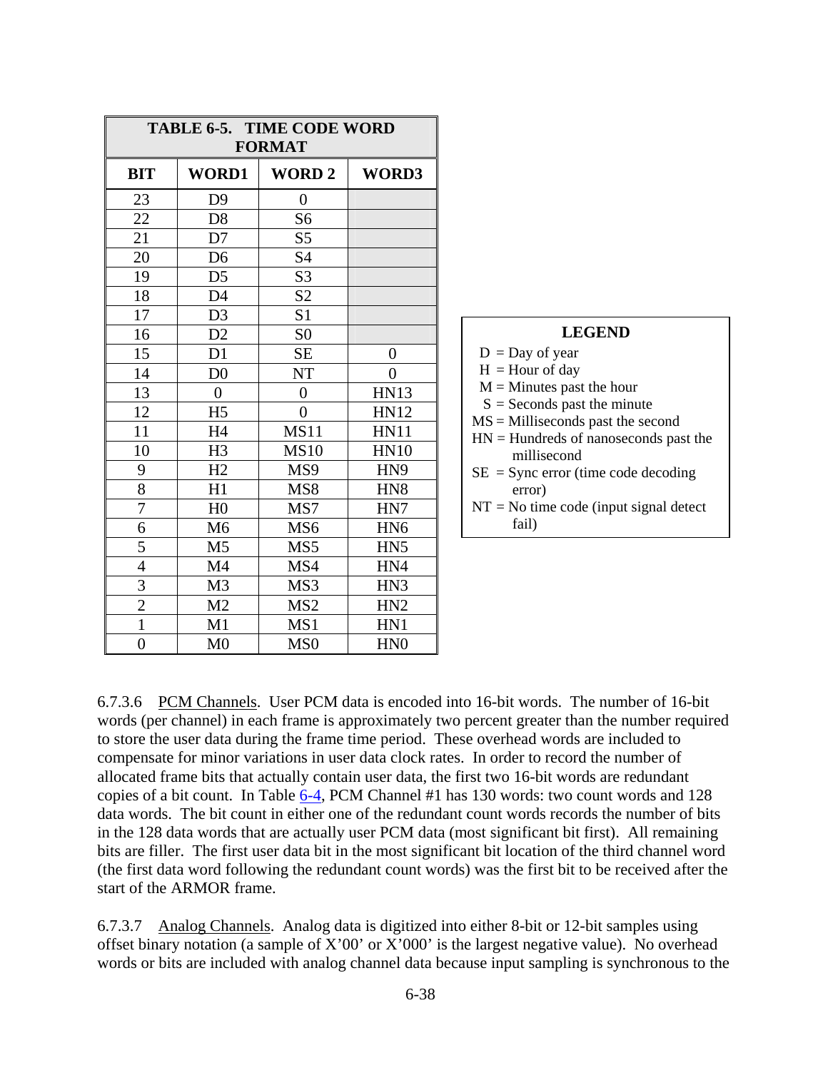**TABLE 6-5. TIME CODE WORD FORMAT**

| BIT | WORD1 | WORD 2 | WORD3 |
|---|---|---|---|
| 23 | D9 | 0 | |
| 22 | D8 | S6 | |
| 21 | D7 | S5 | |
| 20 | D6 | S4 | |
| 19 | D5 | S3 | |
| 18 | D4 | S2 | |
| 17 | D3 | S1 | |
| 16 | D2 | S0 | |
| 15 | D1 | SE | 0 |
| 14 | D0 | NT | 0 |
| 13 | 0 | 0 | HN13 |
| 12 | H5 | 0 | HN12 |
| 11 | H4 | MS11 | HN11 |
| 10 | H3 | MS10 | HN10 |
| 9 | H2 | MS9 | HN9 |
| 8 | H1 | MS8 | HN8 |
| 7 | H0 | MS7 | HN7 |
| 6 | M6 | MS6 | HN6 |
| 5 | M5 | MS5 | HN5 |
| 4 | M4 | MS4 | HN4 |
| 3 | M3 | MS3 | HN3 |
| 2 | M2 | MS2 | HN2 |
| 1 | M1 | MS1 | HN1 |
| 0 | M0 | MS0 | HN0 |

**LEGEND**

D = Day of year
H = Hour of day
M = Minutes past the hour
S = Seconds past the minute
MS = Milliseconds past the second
HN = Hundreds of nanoseconds past the millisecond
SE = Sync error (time code decoding error)
NT = No time code (input signal detect fail)

6.7.3.6 PCM Channels. User PCM data is encoded into 16-bit words. The number of 16-bit words (per channel) in each frame is approximately two percent greater than the number required to store the user data during the frame time period. These overhead words are included to compensate for minor variations in user data clock rates. In order to record the number of allocated frame bits that actually contain user data, the first two 16-bit words are redundant copies of a bit count. In Table 6-4, PCM Channel #1 has 130 words: two count words and 128 data words. The bit count in either one of the redundant count words records the number of bits in the 128 data words that are actually user PCM data (most significant bit first). All remaining bits are filler. The first user data bit in the most significant bit location of the third channel word (the first data word following the redundant count words) was the first bit to be received after the start of the ARMOR frame.

6.7.3.7 Analog Channels. Analog data is digitized into either 8-bit or 12-bit samples using offset binary notation (a sample of X'00' or X'000' is the largest negative value). No overhead words or bits are included with analog channel data because input sampling is synchronous to the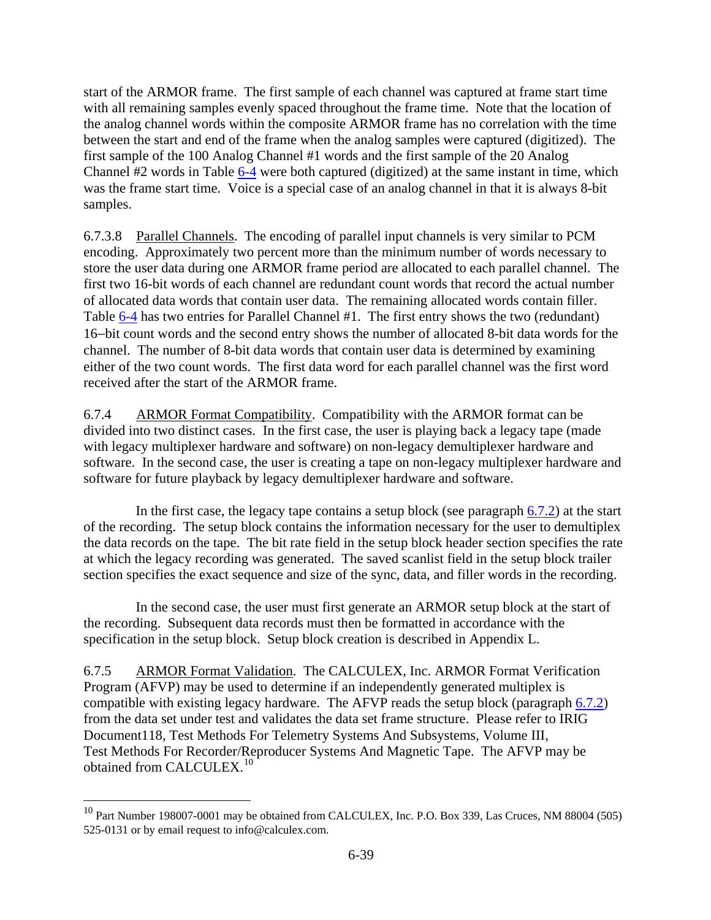start of the ARMOR frame. The first sample of each channel was captured at frame start time with all remaining samples evenly spaced throughout the frame time. Note that the location of the analog channel words within the composite ARMOR frame has no correlation with the time between the start and end of the frame when the analog samples were captured (digitized). The first sample of the 100 Analog Channel #1 words and the first sample of the 20 Analog Channel #2 words in Table 6-4 were both captured (digitized) at the same instant in time, which was the frame start time. Voice is a special case of an analog channel in that it is always 8-bit samples.

6.7.3.8 Parallel Channels. The encoding of parallel input channels is very similar to PCM encoding. Approximately two percent more than the minimum number of words necessary to store the user data during one ARMOR frame period are allocated to each parallel channel. The first two 16-bit words of each channel are redundant count words that record the actual number of allocated data words that contain user data. The remaining allocated words contain filler. Table 6-4 has two entries for Parallel Channel #1. The first entry shows the two (redundant) 16–bit count words and the second entry shows the number of allocated 8-bit data words for the channel. The number of 8-bit data words that contain user data is determined by examining either of the two count words. The first data word for each parallel channel was the first word received after the start of the ARMOR frame.

6.7.4 ARMOR Format Compatibility. Compatibility with the ARMOR format can be divided into two distinct cases. In the first case, the user is playing back a legacy tape (made with legacy multiplexer hardware and software) on non-legacy demultiplexer hardware and software. In the second case, the user is creating a tape on non-legacy multiplexer hardware and software for future playback by legacy demultiplexer hardware and software.

In the first case, the legacy tape contains a setup block (see paragraph 6.7.2) at the start of the recording. The setup block contains the information necessary for the user to demultiplex the data records on the tape. The bit rate field in the setup block header section specifies the rate at which the legacy recording was generated. The saved scanlist field in the setup block trailer section specifies the exact sequence and size of the sync, data, and filler words in the recording.

In the second case, the user must first generate an ARMOR setup block at the start of the recording. Subsequent data records must then be formatted in accordance with the specification in the setup block. Setup block creation is described in Appendix L.

6.7.5 ARMOR Format Validation. The CALCULEX, Inc. ARMOR Format Verification Program (AFVP) may be used to determine if an independently generated multiplex is compatible with existing legacy hardware. The AFVP reads the setup block (paragraph 6.7.2) from the data set under test and validates the data set frame structure. Please refer to IRIG Document118, Test Methods For Telemetry Systems And Subsystems, Volume III, Test Methods For Recorder/Reproducer Systems And Magnetic Tape. The AFVP may be obtained from CALCULEX.[10]

---

[10] Part Number 198007-0001 may be obtained from CALCULEX, Inc. P.O. Box 339, Las Cruces, NM 88004 (505) 525-0131 or by email request to info@calculex.com.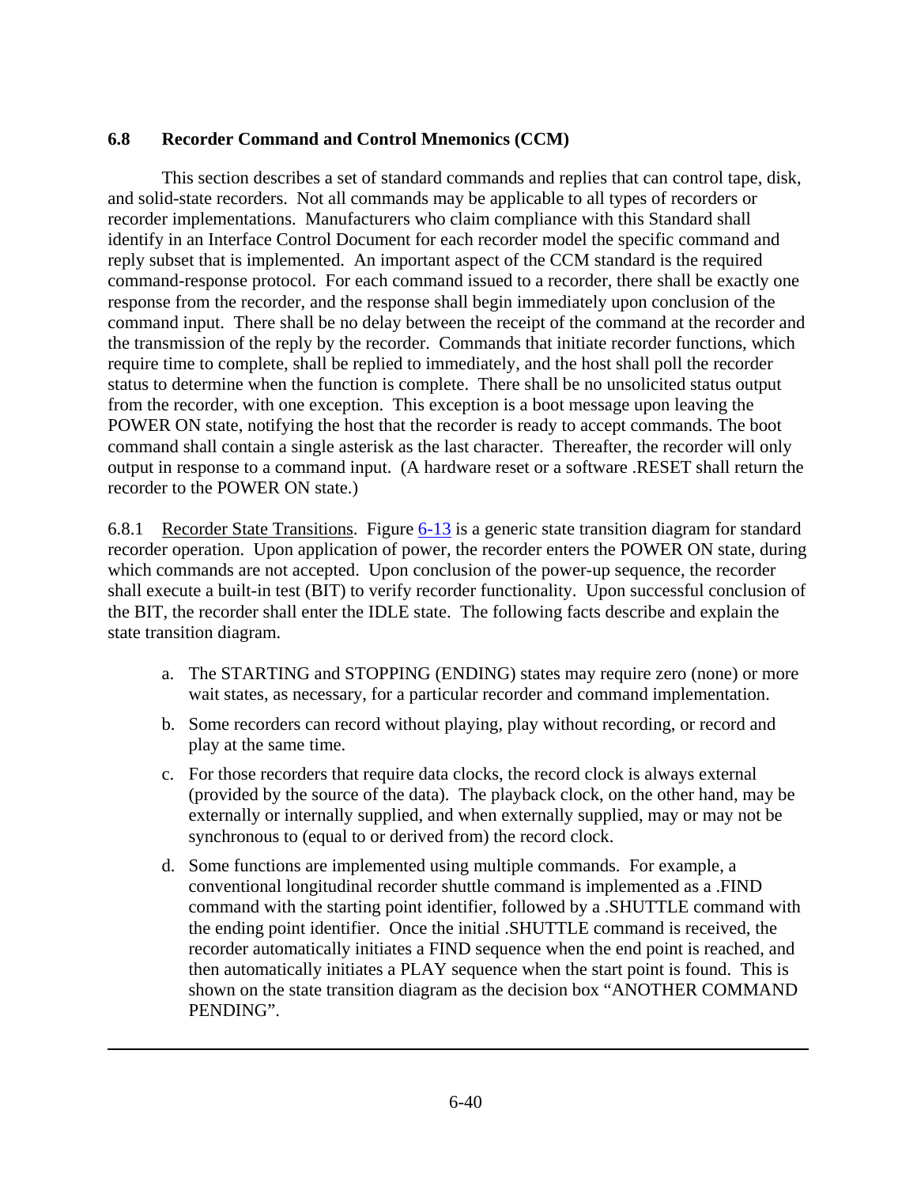## 6.8 Recorder Command and Control Mnemonics (CCM)

This section describes a set of standard commands and replies that can control tape, disk, and solid-state recorders. Not all commands may be applicable to all types of recorders or recorder implementations. Manufacturers who claim compliance with this Standard shall identify in an Interface Control Document for each recorder model the specific command and reply subset that is implemented. An important aspect of the CCM standard is the required command-response protocol. For each command issued to a recorder, there shall be exactly one response from the recorder, and the response shall begin immediately upon conclusion of the command input. There shall be no delay between the receipt of the command at the recorder and the transmission of the reply by the recorder. Commands that initiate recorder functions, which require time to complete, shall be replied to immediately, and the host shall poll the recorder status to determine when the function is complete. There shall be no unsolicited status output from the recorder, with one exception. This exception is a boot message upon leaving the POWER ON state, notifying the host that the recorder is ready to accept commands. The boot command shall contain a single asterisk as the last character. Thereafter, the recorder will only output in response to a command input. (A hardware reset or a software .RESET shall return the recorder to the POWER ON state.)

6.8.1 Recorder State Transitions. Figure 6-13 is a generic state transition diagram for standard recorder operation. Upon application of power, the recorder enters the POWER ON state, during which commands are not accepted. Upon conclusion of the power-up sequence, the recorder shall execute a built-in test (BIT) to verify recorder functionality. Upon successful conclusion of the BIT, the recorder shall enter the IDLE state. The following facts describe and explain the state transition diagram.

a. The STARTING and STOPPING (ENDING) states may require zero (none) or more wait states, as necessary, for a particular recorder and command implementation.

b. Some recorders can record without playing, play without recording, or record and play at the same time.

c. For those recorders that require data clocks, the record clock is always external (provided by the source of the data). The playback clock, on the other hand, may be externally or internally supplied, and when externally supplied, may or may not be synchronous to (equal to or derived from) the record clock.

d. Some functions are implemented using multiple commands. For example, a conventional longitudinal recorder shuttle command is implemented as a .FIND command with the starting point identifier, followed by a .SHUTTLE command with the ending point identifier. Once the initial .SHUTTLE command is received, the recorder automatically initiates a FIND sequence when the end point is reached, and then automatically initiates a PLAY sequence when the start point is found. This is shown on the state transition diagram as the decision box "ANOTHER COMMAND PENDING".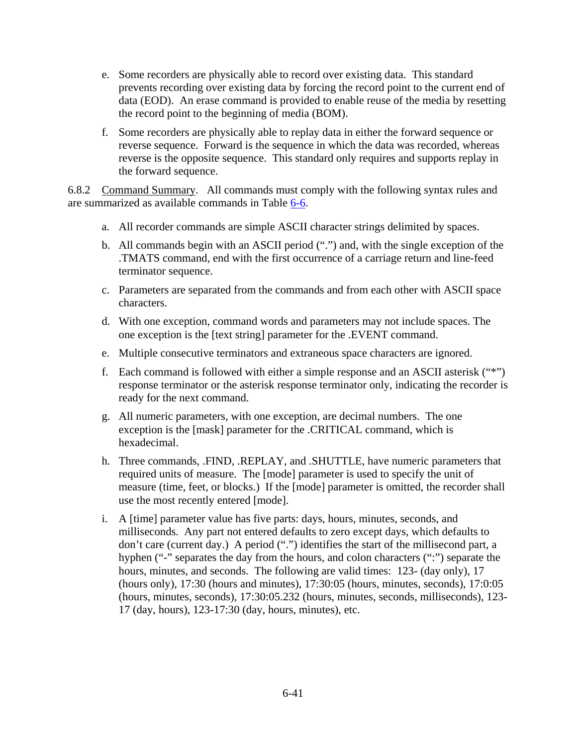e. Some recorders are physically able to record over existing data. This standard prevents recording over existing data by forcing the record point to the current end of data (EOD). An erase command is provided to enable reuse of the media by resetting the record point to the beginning of media (BOM).

f. Some recorders are physically able to replay data in either the forward sequence or reverse sequence. Forward is the sequence in which the data was recorded, whereas reverse is the opposite sequence. This standard only requires and supports replay in the forward sequence.

6.8.2 Command Summary. All commands must comply with the following syntax rules and are summarized as available commands in Table 6-6.

a. All recorder commands are simple ASCII character strings delimited by spaces.

b. All commands begin with an ASCII period (".") and, with the single exception of the .TMATS command, end with the first occurrence of a carriage return and line-feed terminator sequence.

c. Parameters are separated from the commands and from each other with ASCII space characters.

d. With one exception, command words and parameters may not include spaces. The one exception is the [text string] parameter for the .EVENT command.

e. Multiple consecutive terminators and extraneous space characters are ignored.

f. Each command is followed with either a simple response and an ASCII asterisk ("*") response terminator or the asterisk response terminator only, indicating the recorder is ready for the next command.

g. All numeric parameters, with one exception, are decimal numbers. The one exception is the [mask] parameter for the .CRITICAL command, which is hexadecimal.

h. Three commands, .FIND, .REPLAY, and .SHUTTLE, have numeric parameters that required units of measure. The [mode] parameter is used to specify the unit of measure (time, feet, or blocks.) If the [mode] parameter is omitted, the recorder shall use the most recently entered [mode].

i. A [time] parameter value has five parts: days, hours, minutes, seconds, and milliseconds. Any part not entered defaults to zero except days, which defaults to don't care (current day.) A period (".") identifies the start of the millisecond part, a hyphen ("-" separates the day from the hours, and colon characters (":") separate the hours, minutes, and seconds. The following are valid times: 123- (day only), 17 (hours only), 17:30 (hours and minutes), 17:30:05 (hours, minutes, seconds), 17:0:05 (hours, minutes, seconds), 17:30:05.232 (hours, minutes, seconds, milliseconds), 123-17 (day, hours), 123-17:30 (day, hours, minutes), etc.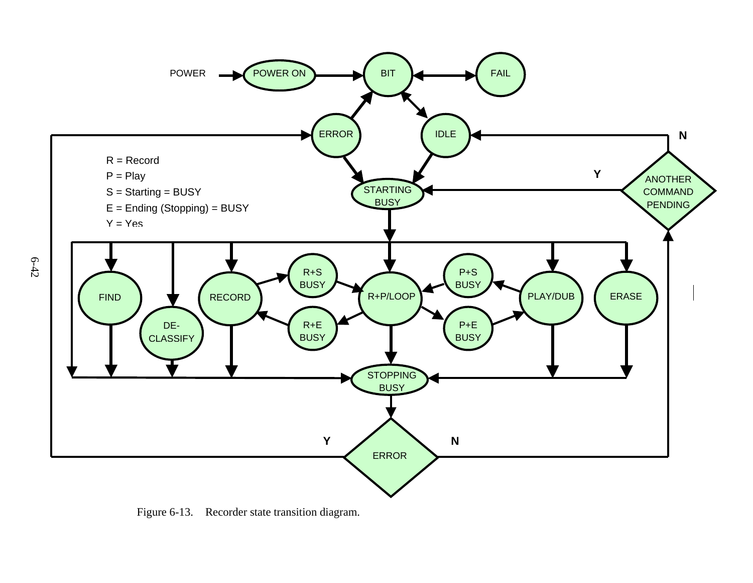Figure 6-13. Recorder state transition diagram.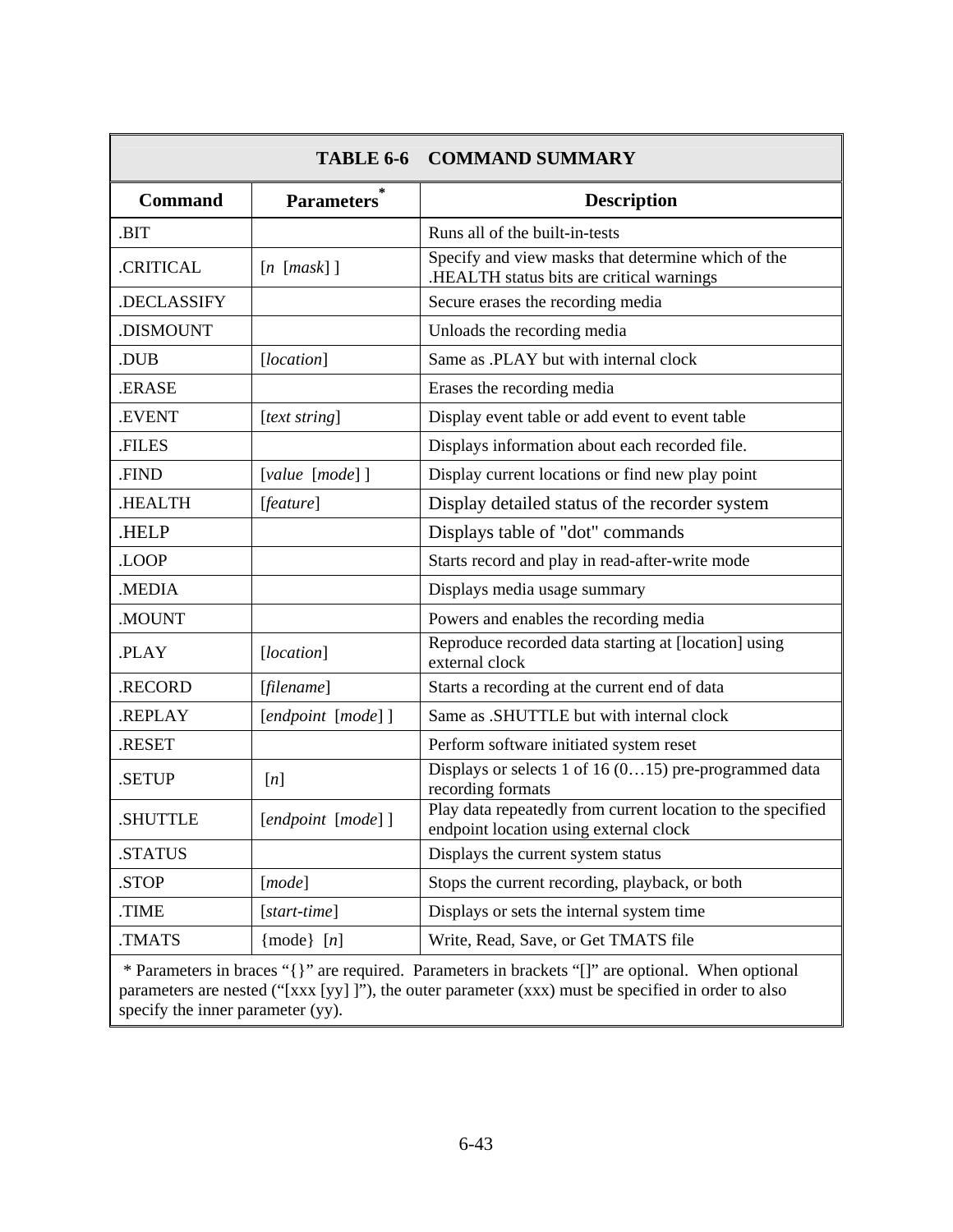**TABLE 6-6    COMMAND SUMMARY**

| Command | Parameters* | Description |
|---|---|---|
| .BIT | | Runs all of the built-in-tests |
| .CRITICAL | [*n* [*mask*] ] | Specify and view masks that determine which of the .HEALTH status bits are critical warnings |
| .DECLASSIFY | | Secure erases the recording media |
| .DISMOUNT | | Unloads the recording media |
| .DUB | [*location*] | Same as .PLAY but with internal clock |
| .ERASE | | Erases the recording media |
| .EVENT | [*text string*] | Display event table or add event to event table |
| .FILES | | Displays information about each recorded file. |
| .FIND | [*value* [*mode*] ] | Display current locations or find new play point |
| .HEALTH | [*feature*] | Display detailed status of the recorder system |
| .HELP | | Displays table of "dot" commands |
| .LOOP | | Starts record and play in read-after-write mode |
| .MEDIA | | Displays media usage summary |
| .MOUNT | | Powers and enables the recording media |
| .PLAY | [*location*] | Reproduce recorded data starting at [location] using external clock |
| .RECORD | [*filename*] | Starts a recording at the current end of data |
| .REPLAY | [*endpoint* [*mode*] ] | Same as .SHUTTLE but with internal clock |
| .RESET | | Perform software initiated system reset |
| .SETUP | [*n*] | Displays or selects 1 of 16 (0…15) pre-programmed data recording formats |
| .SHUTTLE | [*endpoint* [*mode*] ] | Play data repeatedly from current location to the specified endpoint location using external clock |
| .STATUS | | Displays the current system status |
| .STOP | [*mode*] | Stops the current recording, playback, or both |
| .TIME | [*start-time*] | Displays or sets the internal system time |
| .TMATS | {mode} [*n*] | Write, Read, Save, or Get TMATS file |

* Parameters in braces "{}" are required. Parameters in brackets "[]" are optional. When optional parameters are nested ("[xxx [yy] ]"), the outer parameter (xxx) must be specified in order to also specify the inner parameter (yy).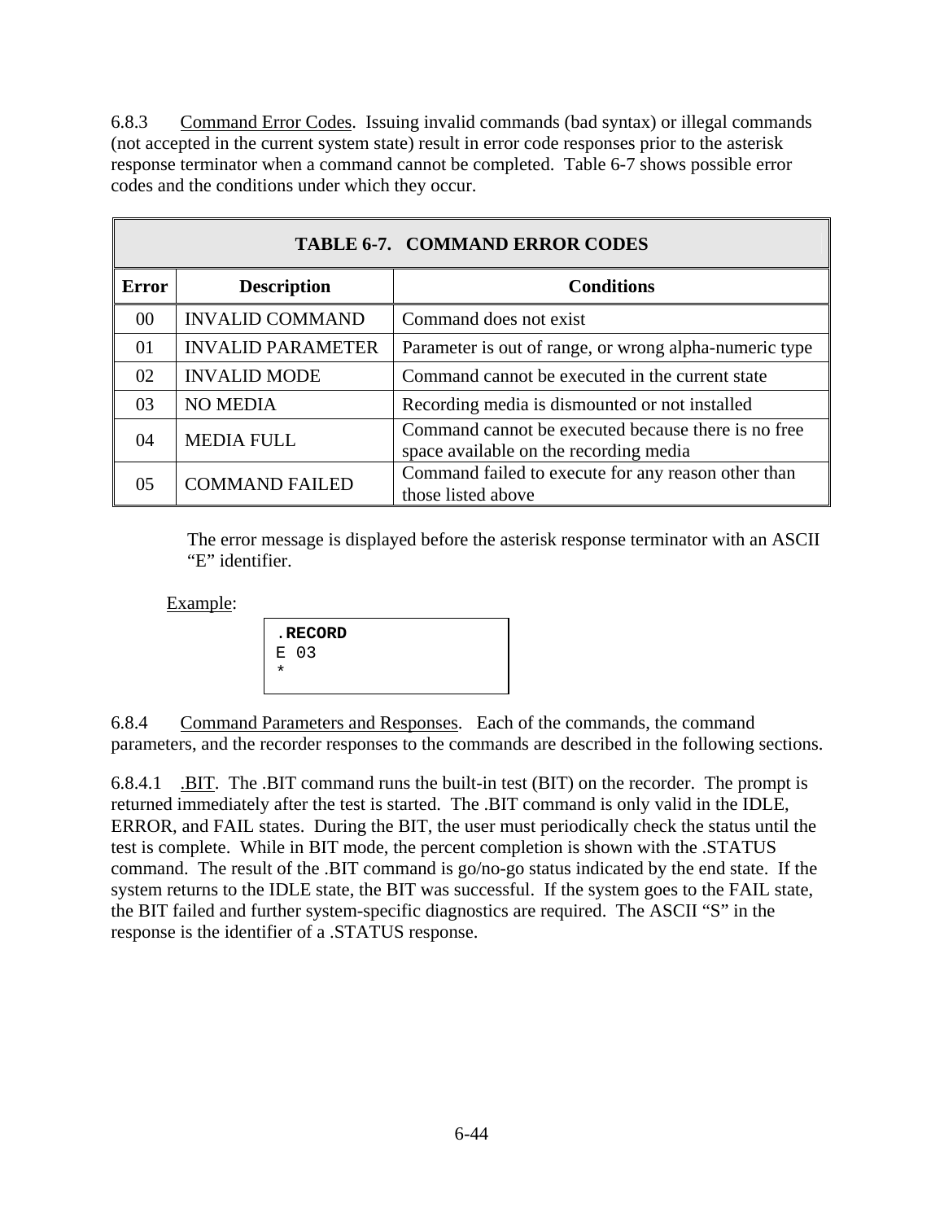6.8.3 Command Error Codes. Issuing invalid commands (bad syntax) or illegal commands (not accepted in the current system state) result in error code responses prior to the asterisk response terminator when a command cannot be completed. Table 6-7 shows possible error codes and the conditions under which they occur.

**TABLE 6-7. COMMAND ERROR CODES**

| Error | Description | Conditions |
|---|---|---|
| 00 | INVALID COMMAND | Command does not exist |
| 01 | INVALID PARAMETER | Parameter is out of range, or wrong alpha-numeric type |
| 02 | INVALID MODE | Command cannot be executed in the current state |
| 03 | NO MEDIA | Recording media is dismounted or not installed |
| 04 | MEDIA FULL | Command cannot be executed because there is no free space available on the recording media |
| 05 | COMMAND FAILED | Command failed to execute for any reason other than those listed above |

The error message is displayed before the asterisk response terminator with an ASCII "E" identifier.

Example:

```
.RECORD
E 03
*
```

6.8.4 Command Parameters and Responses. Each of the commands, the command parameters, and the recorder responses to the commands are described in the following sections.

6.8.4.1 .BIT. The .BIT command runs the built-in test (BIT) on the recorder. The prompt is returned immediately after the test is started. The .BIT command is only valid in the IDLE, ERROR, and FAIL states. During the BIT, the user must periodically check the status until the test is complete. While in BIT mode, the percent completion is shown with the .STATUS command. The result of the .BIT command is go/no-go status indicated by the end state. If the system returns to the IDLE state, the BIT was successful. If the system goes to the FAIL state, the BIT failed and further system-specific diagnostics are required. The ASCII "S" in the response is the identifier of a .STATUS response.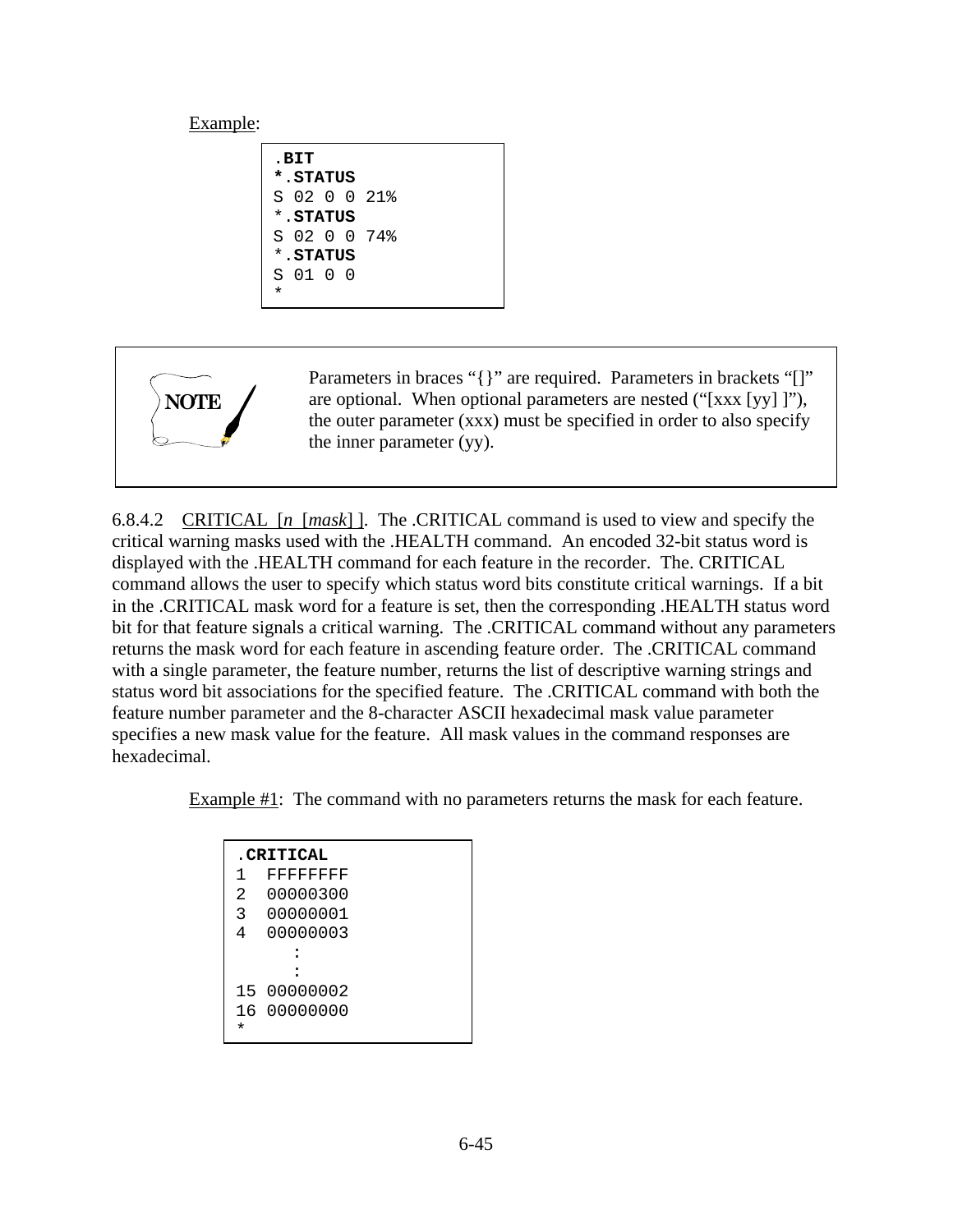Example:

```
.BIT
*.STATUS
S 02 0 0 21%
*.STATUS
S 02 0 0 74%
*.STATUS
S 01 0 0
*
```

> **NOTE**
>
> Parameters in braces "{}" are required. Parameters in brackets "[]" are optional. When optional parameters are nested ("[xxx [yy] ]"), the outer parameter (xxx) must be specified in order to also specify the inner parameter (yy).

6.8.4.2 CRITICAL [*n* [*mask*] ]. The .CRITICAL command is used to view and specify the critical warning masks used with the .HEALTH command. An encoded 32-bit status word is displayed with the .HEALTH command for each feature in the recorder. The. CRITICAL command allows the user to specify which status word bits constitute critical warnings. If a bit in the .CRITICAL mask word for a feature is set, then the corresponding .HEALTH status word bit for that feature signals a critical warning. The .CRITICAL command without any parameters returns the mask word for each feature in ascending feature order. The .CRITICAL command with a single parameter, the feature number, returns the list of descriptive warning strings and status word bit associations for the specified feature. The .CRITICAL command with both the feature number parameter and the 8-character ASCII hexadecimal mask value parameter specifies a new mask value for the feature. All mask values in the command responses are hexadecimal.

Example #1: The command with no parameters returns the mask for each feature.

```
.CRITICAL
1  FFFFFFFF
2  00000300
3  00000001
4  00000003
     :
     :
15 00000002
16 00000000
*
```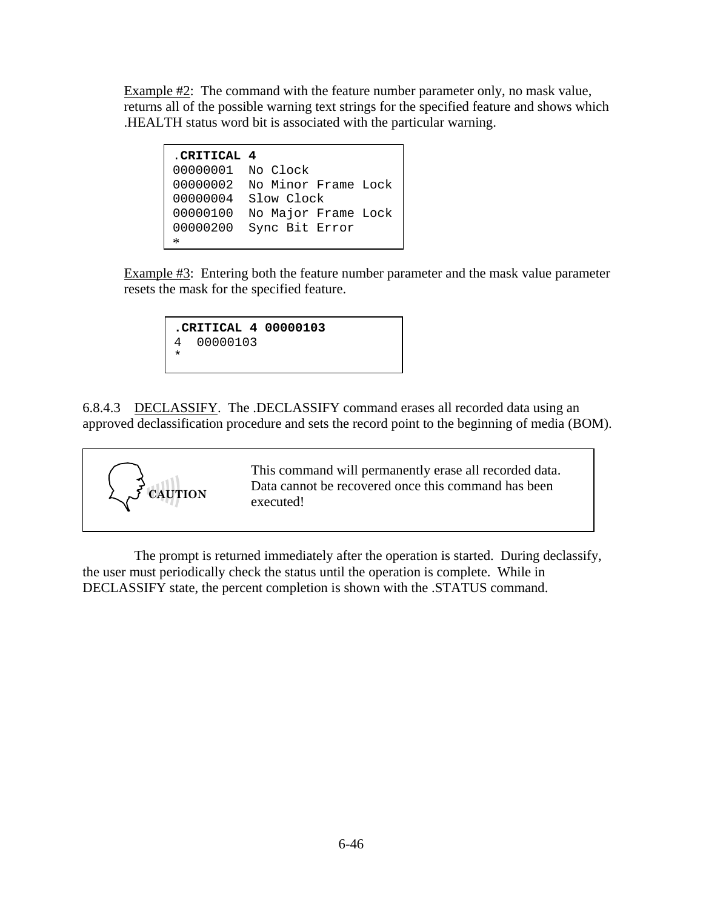Example #2: The command with the feature number parameter only, no mask value, returns all of the possible warning text strings for the specified feature and shows which .HEALTH status word bit is associated with the particular warning.

```
.CRITICAL 4
00000001  No Clock
00000002  No Minor Frame Lock
00000004  Slow Clock
00000100  No Major Frame Lock
00000200  Sync Bit Error
*
```

Example #3: Entering both the feature number parameter and the mask value parameter resets the mask for the specified feature.

```
.CRITICAL 4 00000103
4  00000103
*
```

6.8.4.3 DECLASSIFY. The .DECLASSIFY command erases all recorded data using an approved declassification procedure and sets the record point to the beginning of media (BOM).

> **CAUTION**
>
> This command will permanently erase all recorded data. Data cannot be recovered once this command has been executed!

The prompt is returned immediately after the operation is started. During declassify, the user must periodically check the status until the operation is complete. While in DECLASSIFY state, the percent completion is shown with the .STATUS command.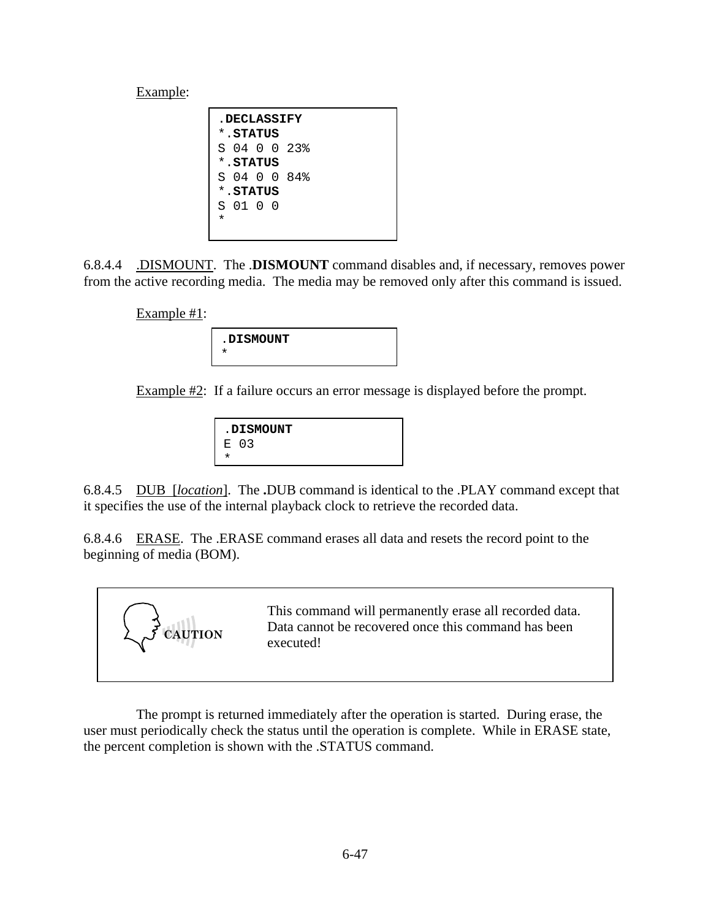Example:

```
.DECLASSIFY
*.STATUS
S 04 0 0 23%
*.STATUS
S 04 0 0 84%
*.STATUS
S 01 0 0
*
```

6.8.4.4 .DISMOUNT. The .**DISMOUNT** command disables and, if necessary, removes power from the active recording media. The media may be removed only after this command is issued.

Example #1:

```
.DISMOUNT
*
```

Example #2: If a failure occurs an error message is displayed before the prompt.

```
.DISMOUNT
E 03
*
```

6.8.4.5 DUB [*location*]. The **.**DUB command is identical to the .PLAY command except that it specifies the use of the internal playback clock to retrieve the recorded data.

6.8.4.6 ERASE. The .ERASE command erases all data and resets the record point to the beginning of media (BOM).

| CAUTION | This command will permanently erase all recorded data. Data cannot be recovered once this command has been executed! |
|---|---|

The prompt is returned immediately after the operation is started. During erase, the user must periodically check the status until the operation is complete. While in ERASE state, the percent completion is shown with the .STATUS command.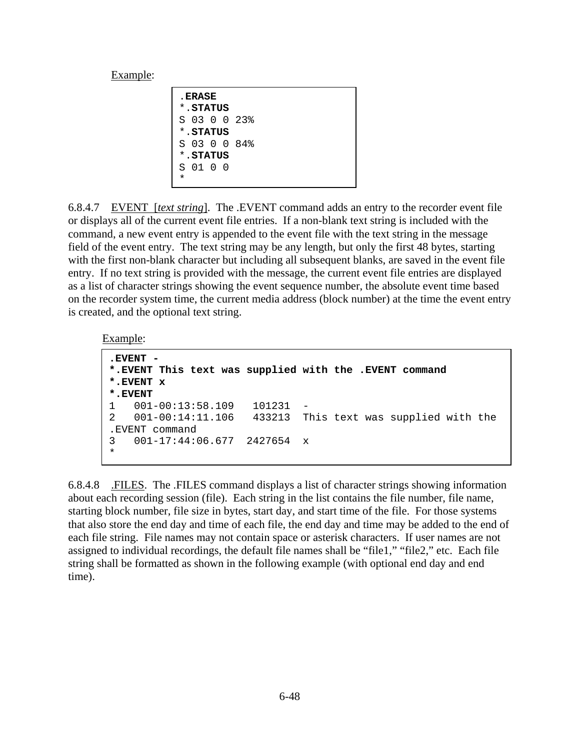Example:

```
.ERASE
*.STATUS
S 03 0 0 23%
*.STATUS
S 03 0 0 84%
*.STATUS
S 01 0 0
*
```

6.8.4.7 EVENT [*text string*]. The .EVENT command adds an entry to the recorder event file or displays all of the current event file entries. If a non-blank text string is included with the command, a new event entry is appended to the event file with the text string in the message field of the event entry. The text string may be any length, but only the first 48 bytes, starting with the first non-blank character but including all subsequent blanks, are saved in the event file entry. If no text string is provided with the message, the current event file entries are displayed as a list of character strings showing the event sequence number, the absolute event time based on the recorder system time, the current media address (block number) at the time the event entry is created, and the optional text string.

Example:

```
.EVENT -
*.EVENT This text was supplied with the .EVENT command
*.EVENT x
*.EVENT
1   001-00:13:58.109   101231  -
2   001-00:14:11.106   433213  This text was supplied with the
.EVENT command
3   001-17:44:06.677  2427654  x
*
```

6.8.4.8 .FILES. The .FILES command displays a list of character strings showing information about each recording session (file). Each string in the list contains the file number, file name, starting block number, file size in bytes, start day, and start time of the file. For those systems that also store the end day and time of each file, the end day and time may be added to the end of each file string. File names may not contain space or asterisk characters. If user names are not assigned to individual recordings, the default file names shall be "file1," "file2," etc. Each file string shall be formatted as shown in the following example (with optional end day and end time).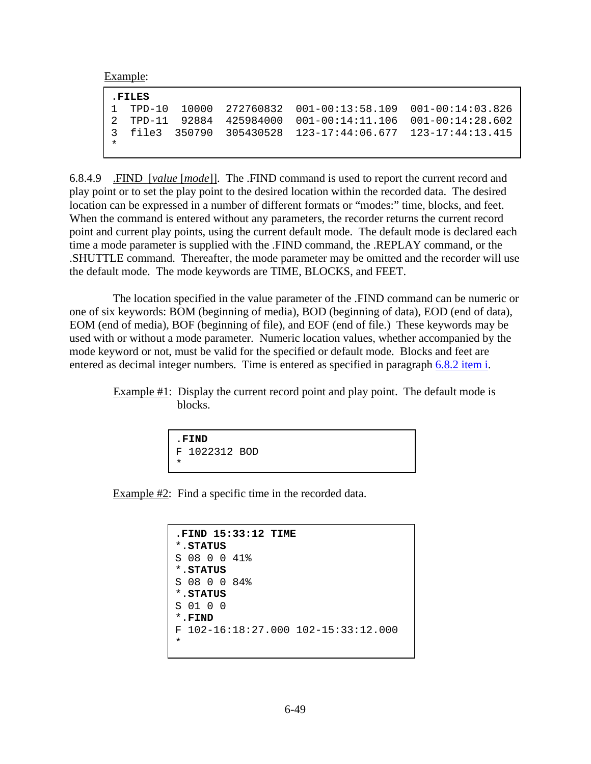Example:

```
.FILES
1  TPD-10   10000  272760832  001-00:13:58.109  001-00:14:03.826
2  TPD-11   92884  425984000  001-00:14:11.106  001-00:14:28.602
3  file3  350790  305430528  123-17:44:06.677  123-17:44:13.415
*
```

6.8.4.9 .FIND [*value* [*mode*]]. The .FIND command is used to report the current record and play point or to set the play point to the desired location within the recorded data. The desired location can be expressed in a number of different formats or "modes:" time, blocks, and feet. When the command is entered without any parameters, the recorder returns the current record point and current play points, using the current default mode. The default mode is declared each time a mode parameter is supplied with the .FIND command, the .REPLAY command, or the .SHUTTLE command. Thereafter, the mode parameter may be omitted and the recorder will use the default mode. The mode keywords are TIME, BLOCKS, and FEET.

The location specified in the value parameter of the .FIND command can be numeric or one of six keywords: BOM (beginning of media), BOD (beginning of data), EOD (end of data), EOM (end of media), BOF (beginning of file), and EOF (end of file.) These keywords may be used with or without a mode parameter. Numeric location values, whether accompanied by the mode keyword or not, must be valid for the specified or default mode. Blocks and feet are entered as decimal integer numbers. Time is entered as specified in paragraph 6.8.2 item i.

Example #1: Display the current record point and play point. The default mode is blocks.

```
.FIND
F 1022312 BOD
*
```

Example #2: Find a specific time in the recorded data.

```
.FIND 15:33:12 TIME
*.STATUS
S 08 0 0 41%
*.STATUS
S 08 0 0 84%
*.STATUS
S 01 0 0
*.FIND
F 102-16:18:27.000 102-15:33:12.000
*
```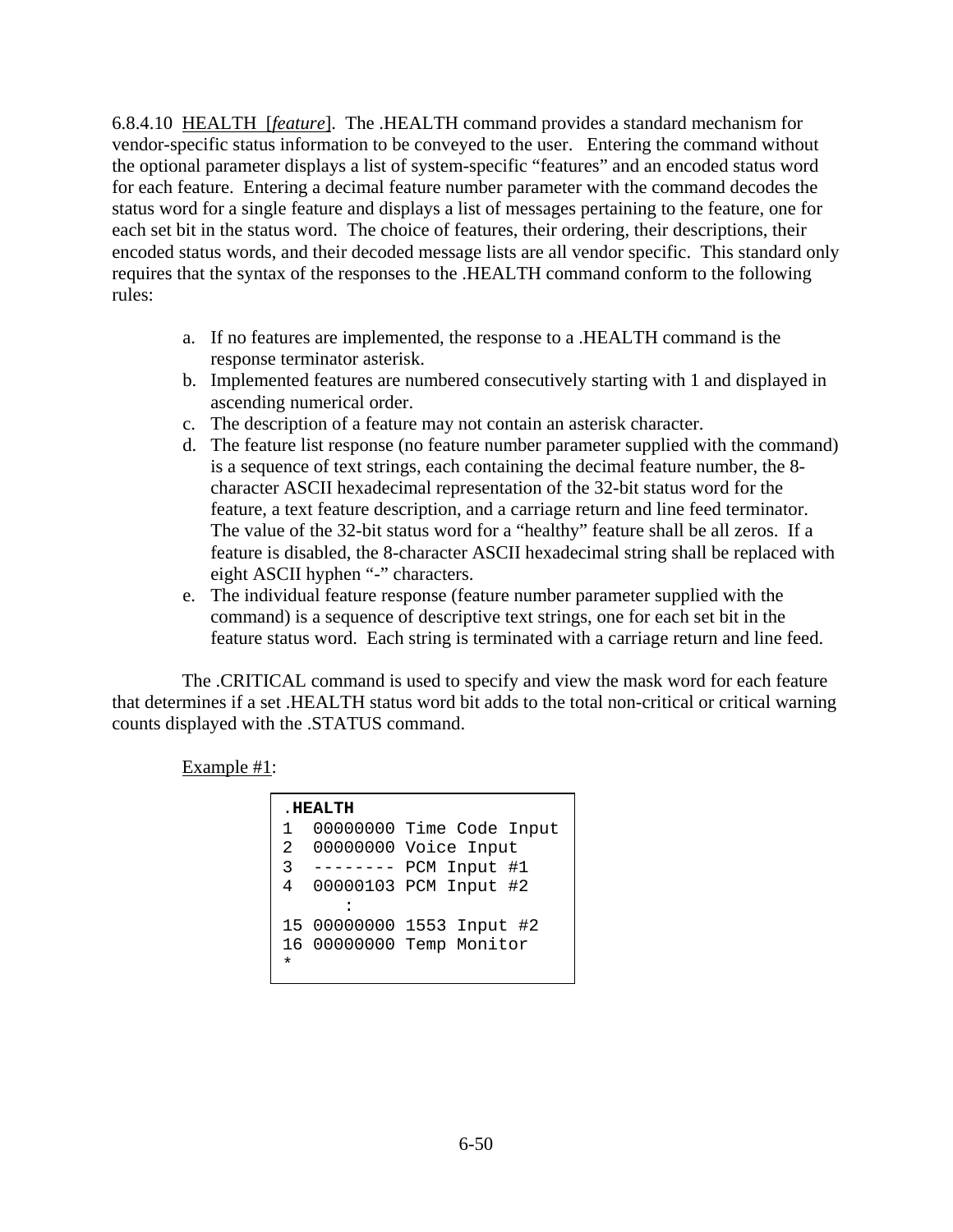6.8.4.10 <u>HEALTH [*feature*]</u>. The .HEALTH command provides a standard mechanism for vendor-specific status information to be conveyed to the user. Entering the command without the optional parameter displays a list of system-specific "features" and an encoded status word for each feature. Entering a decimal feature number parameter with the command decodes the status word for a single feature and displays a list of messages pertaining to the feature, one for each set bit in the status word. The choice of features, their ordering, their descriptions, their encoded status words, and their decoded message lists are all vendor specific. This standard only requires that the syntax of the responses to the .HEALTH command conform to the following rules:

a. If no features are implemented, the response to a .HEALTH command is the response terminator asterisk.
b. Implemented features are numbered consecutively starting with 1 and displayed in ascending numerical order.
c. The description of a feature may not contain an asterisk character.
d. The feature list response (no feature number parameter supplied with the command) is a sequence of text strings, each containing the decimal feature number, the 8-character ASCII hexadecimal representation of the 32-bit status word for the feature, a text feature description, and a carriage return and line feed terminator. The value of the 32-bit status word for a "healthy" feature shall be all zeros. If a feature is disabled, the 8-character ASCII hexadecimal string shall be replaced with eight ASCII hyphen "-" characters.
e. The individual feature response (feature number parameter supplied with the command) is a sequence of descriptive text strings, one for each set bit in the feature status word. Each string is terminated with a carriage return and line feed.

The .CRITICAL command is used to specify and view the mask word for each feature that determines if a set .HEALTH status word bit adds to the total non-critical or critical warning counts displayed with the .STATUS command.

<u>Example #1</u>:

```
.HEALTH
1  00000000 Time Code Input
2  00000000 Voice Input
3  -------- PCM Input #1
4  00000103 PCM Input #2
      :
15 00000000 1553 Input #2
16 00000000 Temp Monitor
*
```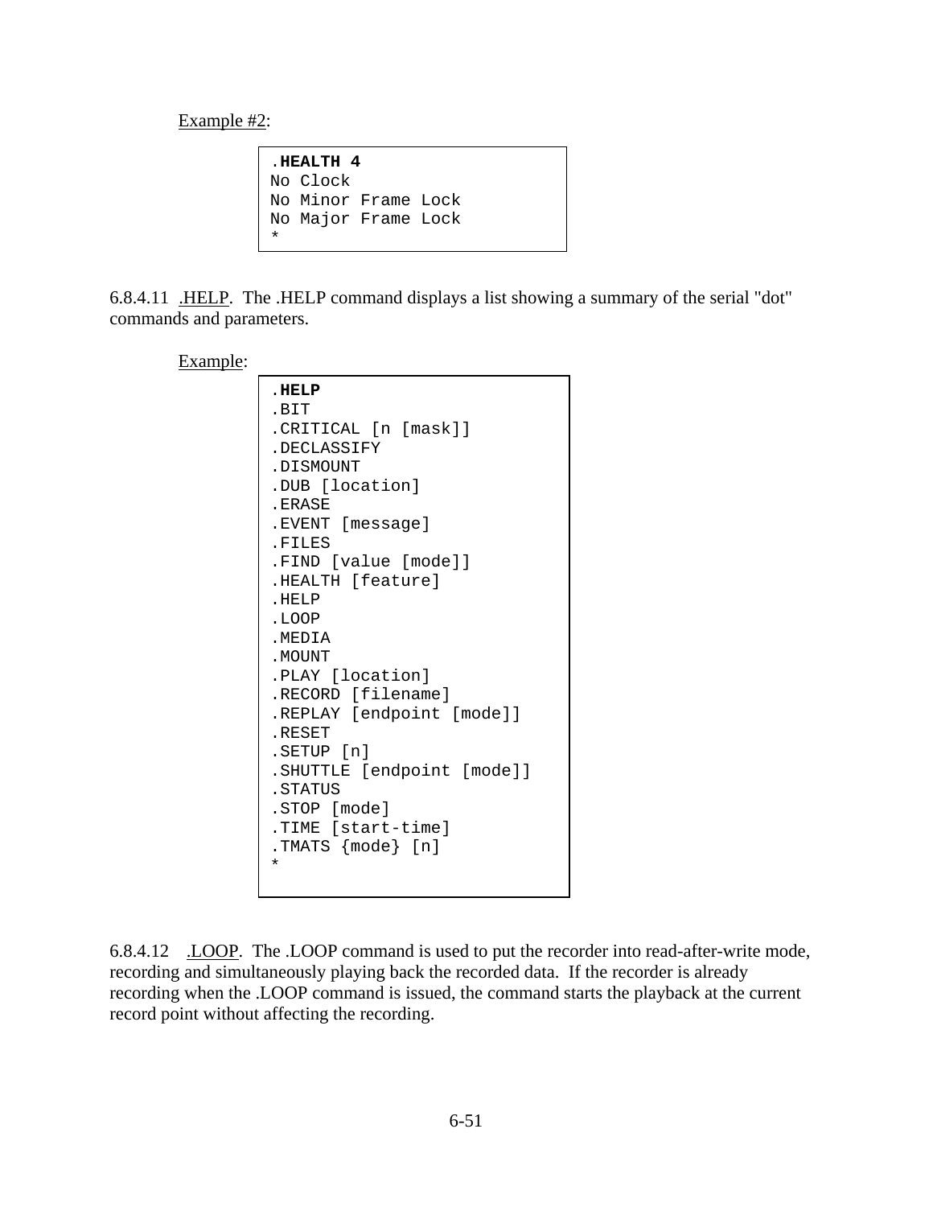Example #2:

```
.HEALTH 4
No Clock
No Minor Frame Lock
No Major Frame Lock
*
```

6.8.4.11 .HELP. The .HELP command displays a list showing a summary of the serial "dot" commands and parameters.

Example:

```
.HELP
.BIT
.CRITICAL [n [mask]]
.DECLASSIFY
.DISMOUNT
.DUB [location]
.ERASE
.EVENT [message]
.FILES
.FIND [value [mode]]
.HEALTH [feature]
.HELP
.LOOP
.MEDIA
.MOUNT
.PLAY [location]
.RECORD [filename]
.REPLAY [endpoint [mode]]
.RESET
.SETUP [n]
.SHUTTLE [endpoint [mode]]
.STATUS
.STOP [mode]
.TIME [start-time]
.TMATS {mode} [n]
*
```

6.8.4.12 .LOOP. The .LOOP command is used to put the recorder into read-after-write mode, recording and simultaneously playing back the recorded data. If the recorder is already recording when the .LOOP command is issued, the command starts the playback at the current record point without affecting the recording.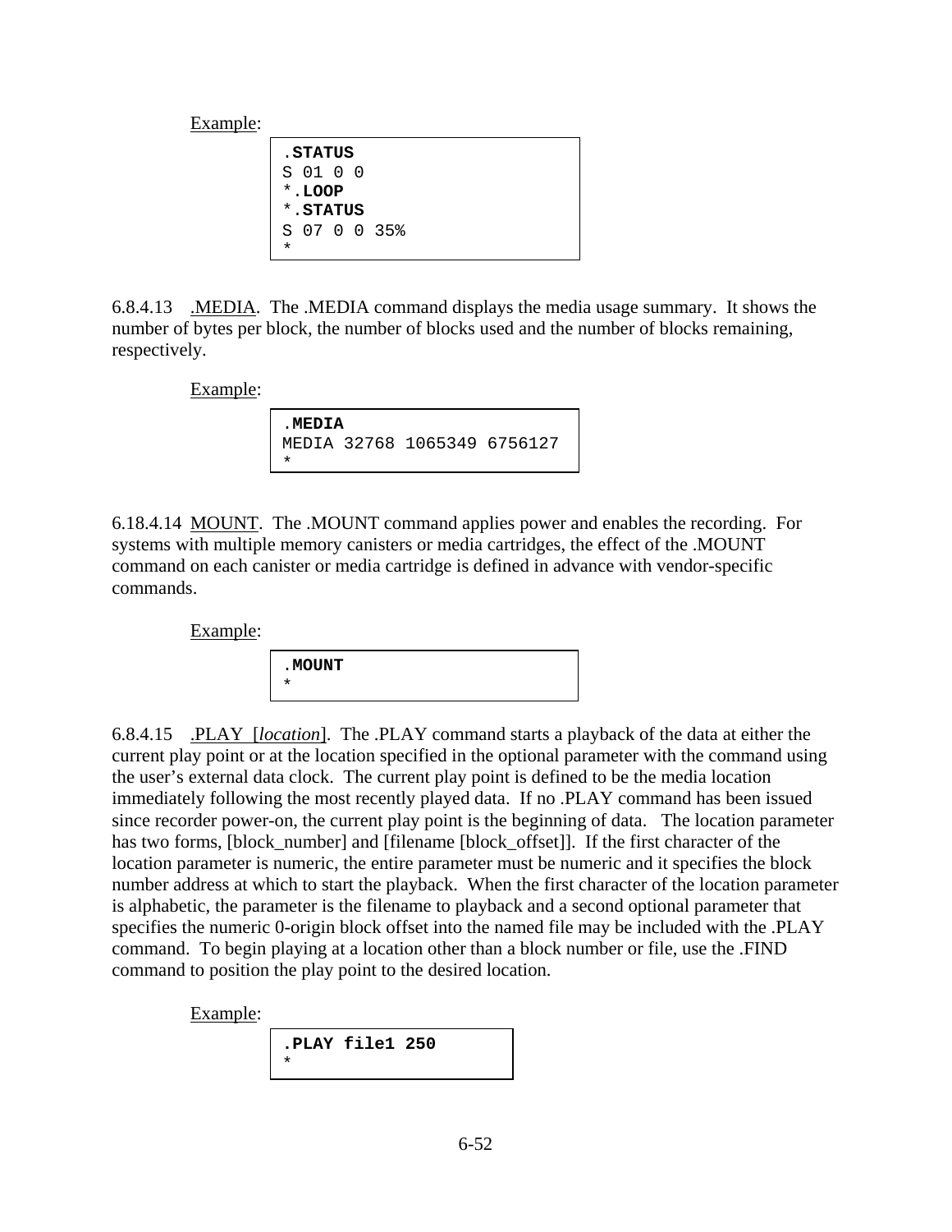Example:

```
.STATUS
S 01 0 0
*.LOOP
*.STATUS
S 07 0 0 35%
*
```

6.8.4.13 .MEDIA. The .MEDIA command displays the media usage summary. It shows the number of bytes per block, the number of blocks used and the number of blocks remaining, respectively.

Example:

```
.MEDIA
MEDIA 32768 1065349 6756127
*
```

6.18.4.14 MOUNT. The .MOUNT command applies power and enables the recording. For systems with multiple memory canisters or media cartridges, the effect of the .MOUNT command on each canister or media cartridge is defined in advance with vendor-specific commands.

Example:

```
.MOUNT
*
```

6.8.4.15 .PLAY [*location*]. The .PLAY command starts a playback of the data at either the current play point or at the location specified in the optional parameter with the command using the user's external data clock. The current play point is defined to be the media location immediately following the most recently played data. If no .PLAY command has been issued since recorder power-on, the current play point is the beginning of data. The location parameter has two forms, [block_number] and [filename [block_offset]]. If the first character of the location parameter is numeric, the entire parameter must be numeric and it specifies the block number address at which to start the playback. When the first character of the location parameter is alphabetic, the parameter is the filename to playback and a second optional parameter that specifies the numeric 0-origin block offset into the named file may be included with the .PLAY command. To begin playing at a location other than a block number or file, use the .FIND command to position the play point to the desired location.

Example:

```
.PLAY file1 250
*
```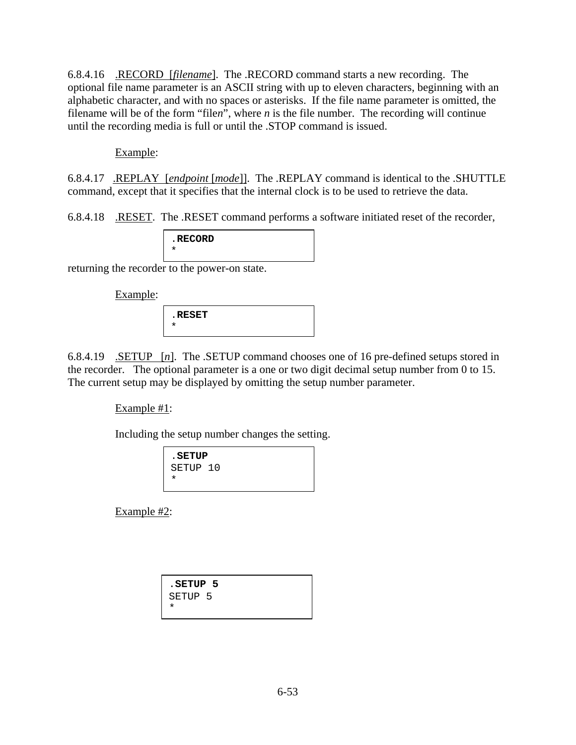6.8.4.16 .RECORD [*filename*]. The .RECORD command starts a new recording. The optional file name parameter is an ASCII string with up to eleven characters, beginning with an alphabetic character, and with no spaces or asterisks. If the file name parameter is omitted, the filename will be of the form "file*n*", where *n* is the file number. The recording will continue until the recording media is full or until the .STOP command is issued.

Example:

```
.RECORD
*
```

6.8.4.17 .REPLAY [*endpoint* [*mode*]]. The .REPLAY command is identical to the .SHUTTLE command, except that it specifies that the internal clock is to be used to retrieve the data.

6.8.4.18 .RESET. The .RESET command performs a software initiated reset of the recorder, returning the recorder to the power-on state.

Example:

```
.RESET
*
```

6.8.4.19 .SETUP [*n*]. The .SETUP command chooses one of 16 pre-defined setups stored in the recorder. The optional parameter is a one or two digit decimal setup number from 0 to 15. The current setup may be displayed by omitting the setup number parameter.

Example #1:

Including the setup number changes the setting.

```
.SETUP
SETUP 10
*
```

Example #2:

```
.SETUP 5
SETUP 5
*
```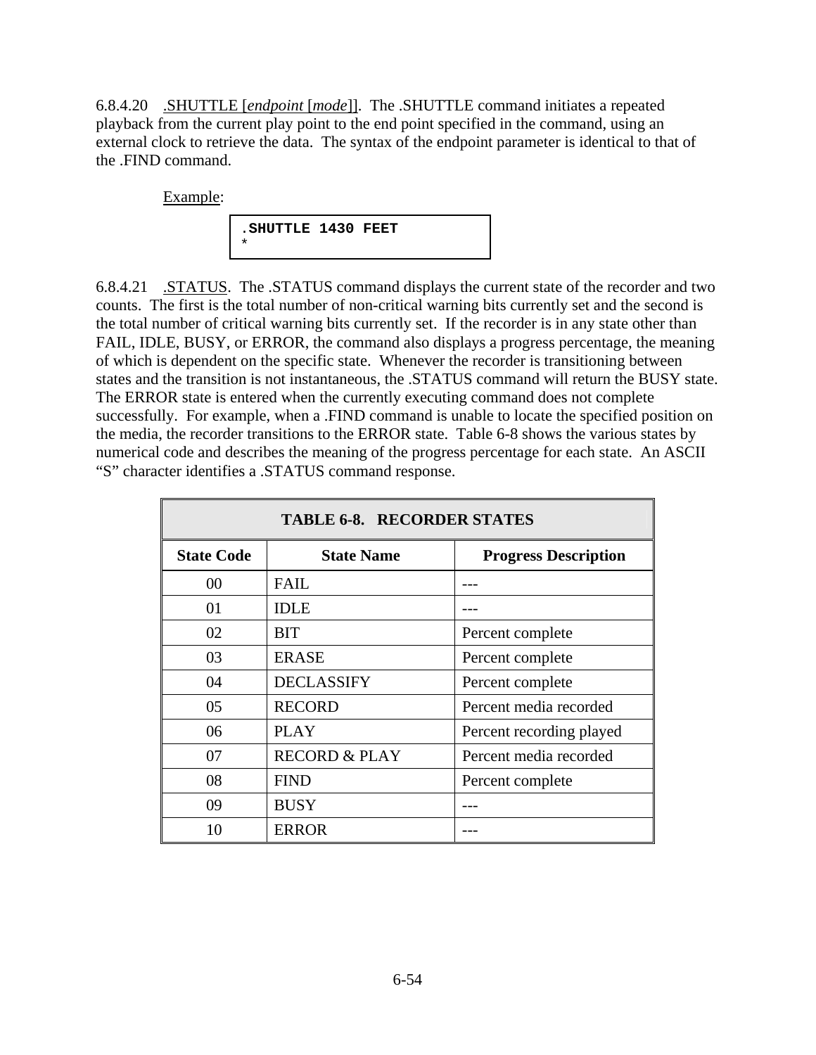6.8.4.20 .SHUTTLE [*endpoint* [*mode*]]. The .SHUTTLE command initiates a repeated playback from the current play point to the end point specified in the command, using an external clock to retrieve the data. The syntax of the endpoint parameter is identical to that of the .FIND command.

Example:

```
.SHUTTLE 1430 FEET
*
```

6.8.4.21 .STATUS. The .STATUS command displays the current state of the recorder and two counts. The first is the total number of non-critical warning bits currently set and the second is the total number of critical warning bits currently set. If the recorder is in any state other than FAIL, IDLE, BUSY, or ERROR, the command also displays a progress percentage, the meaning of which is dependent on the specific state. Whenever the recorder is transitioning between states and the transition is not instantaneous, the .STATUS command will return the BUSY state. The ERROR state is entered when the currently executing command does not complete successfully. For example, when a .FIND command is unable to locate the specified position on the media, the recorder transitions to the ERROR state. Table 6-8 shows the various states by numerical code and describes the meaning of the progress percentage for each state. An ASCII “S” character identifies a .STATUS command response.

**TABLE 6-8. RECORDER STATES**

| State Code | State Name | Progress Description |
|---|---|---|
| 00 | FAIL | --- |
| 01 | IDLE | --- |
| 02 | BIT | Percent complete |
| 03 | ERASE | Percent complete |
| 04 | DECLASSIFY | Percent complete |
| 05 | RECORD | Percent media recorded |
| 06 | PLAY | Percent recording played |
| 07 | RECORD & PLAY | Percent media recorded |
| 08 | FIND | Percent complete |
| 09 | BUSY | --- |
| 10 | ERROR | --- |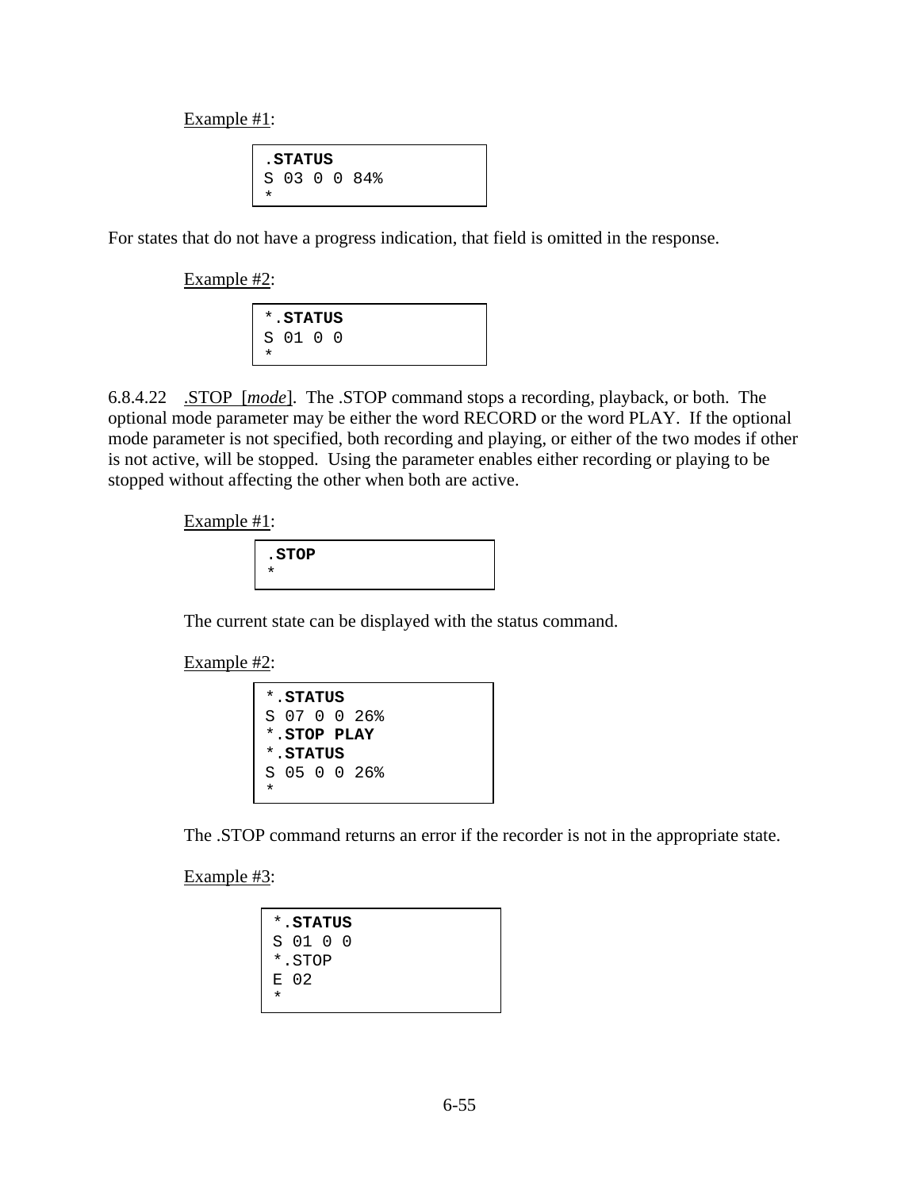Example #1:

```
.STATUS
S 03 0 0 84%
*
```

For states that do not have a progress indication, that field is omitted in the response.

Example #2:

```
*.STATUS
S 01 0 0
*
```

6.8.4.22 .STOP [*mode*]. The .STOP command stops a recording, playback, or both. The optional mode parameter may be either the word RECORD or the word PLAY. If the optional mode parameter is not specified, both recording and playing, or either of the two modes if other is not active, will be stopped. Using the parameter enables either recording or playing to be stopped without affecting the other when both are active.

Example #1:

```
.STOP
*
```

The current state can be displayed with the status command.

Example #2:

```
*.STATUS
S 07 0 0 26%
*.STOP PLAY
*.STATUS
S 05 0 0 26%
*
```

The .STOP command returns an error if the recorder is not in the appropriate state.

Example #3:

```
*.STATUS
S 01 0 0
*.STOP
E 02
*
```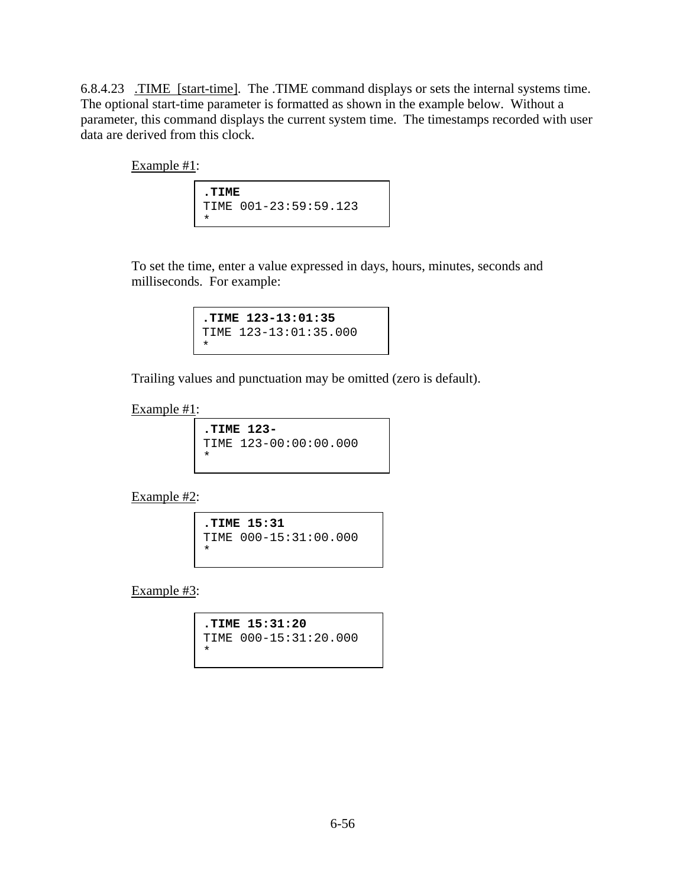6.8.4.23 .TIME [start-time]. The .TIME command displays or sets the internal systems time. The optional start-time parameter is formatted as shown in the example below. Without a parameter, this command displays the current system time. The timestamps recorded with user data are derived from this clock.

Example #1:

```
.TIME
TIME 001-23:59:59.123
*
```

To set the time, enter a value expressed in days, hours, minutes, seconds and milliseconds. For example:

```
.TIME 123-13:01:35
TIME 123-13:01:35.000
*
```

Trailing values and punctuation may be omitted (zero is default).

Example #1:

```
.TIME 123-
TIME 123-00:00:00.000
*
```

Example #2:

```
.TIME 15:31
TIME 000-15:31:00.000
*
```

Example #3:

```
.TIME 15:31:20
TIME 000-15:31:20.000
*
```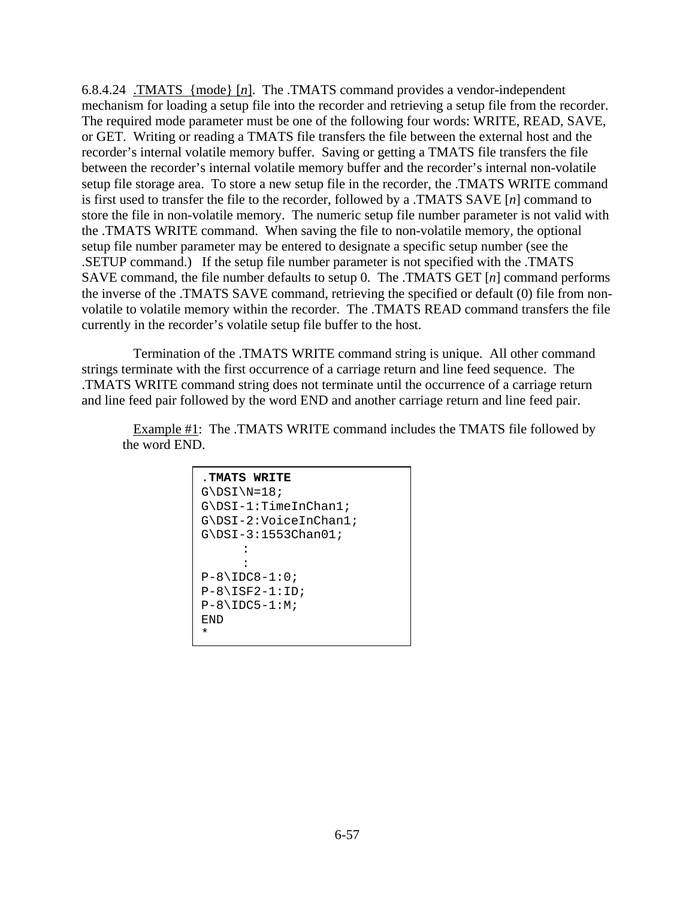6.8.4.24 <u>.TMATS {mode} [*n*]</u>. The .TMATS command provides a vendor-independent mechanism for loading a setup file into the recorder and retrieving a setup file from the recorder. The required mode parameter must be one of the following four words: WRITE, READ, SAVE, or GET. Writing or reading a TMATS file transfers the file between the external host and the recorder's internal volatile memory buffer. Saving or getting a TMATS file transfers the file between the recorder's internal volatile memory buffer and the recorder's internal non-volatile setup file storage area. To store a new setup file in the recorder, the .TMATS WRITE command is first used to transfer the file to the recorder, followed by a .TMATS SAVE [*n*] command to store the file in non-volatile memory. The numeric setup file number parameter is not valid with the .TMATS WRITE command. When saving the file to non-volatile memory, the optional setup file number parameter may be entered to designate a specific setup number (see the .SETUP command.) If the setup file number parameter is not specified with the .TMATS SAVE command, the file number defaults to setup 0. The .TMATS GET [*n*] command performs the inverse of the .TMATS SAVE command, retrieving the specified or default (0) file from non-volatile to volatile memory within the recorder. The .TMATS READ command transfers the file currently in the recorder's volatile setup file buffer to the host.

Termination of the .TMATS WRITE command string is unique. All other command strings terminate with the first occurrence of a carriage return and line feed sequence. The .TMATS WRITE command string does not terminate until the occurrence of a carriage return and line feed pair followed by the word END and another carriage return and line feed pair.

<u>Example #1</u>: The .TMATS WRITE command includes the TMATS file followed by the word END.

```
.TMATS WRITE
G\DSI\N=18;
G\DSI-1:TimeInChan1;
G\DSI-2:VoiceInChan1;
G\DSI-3:1553Chan01;
      :
      :
P-8\IDC8-1:0;
P-8\ISF2-1:ID;
P-8\IDC5-1:M;
END
*
```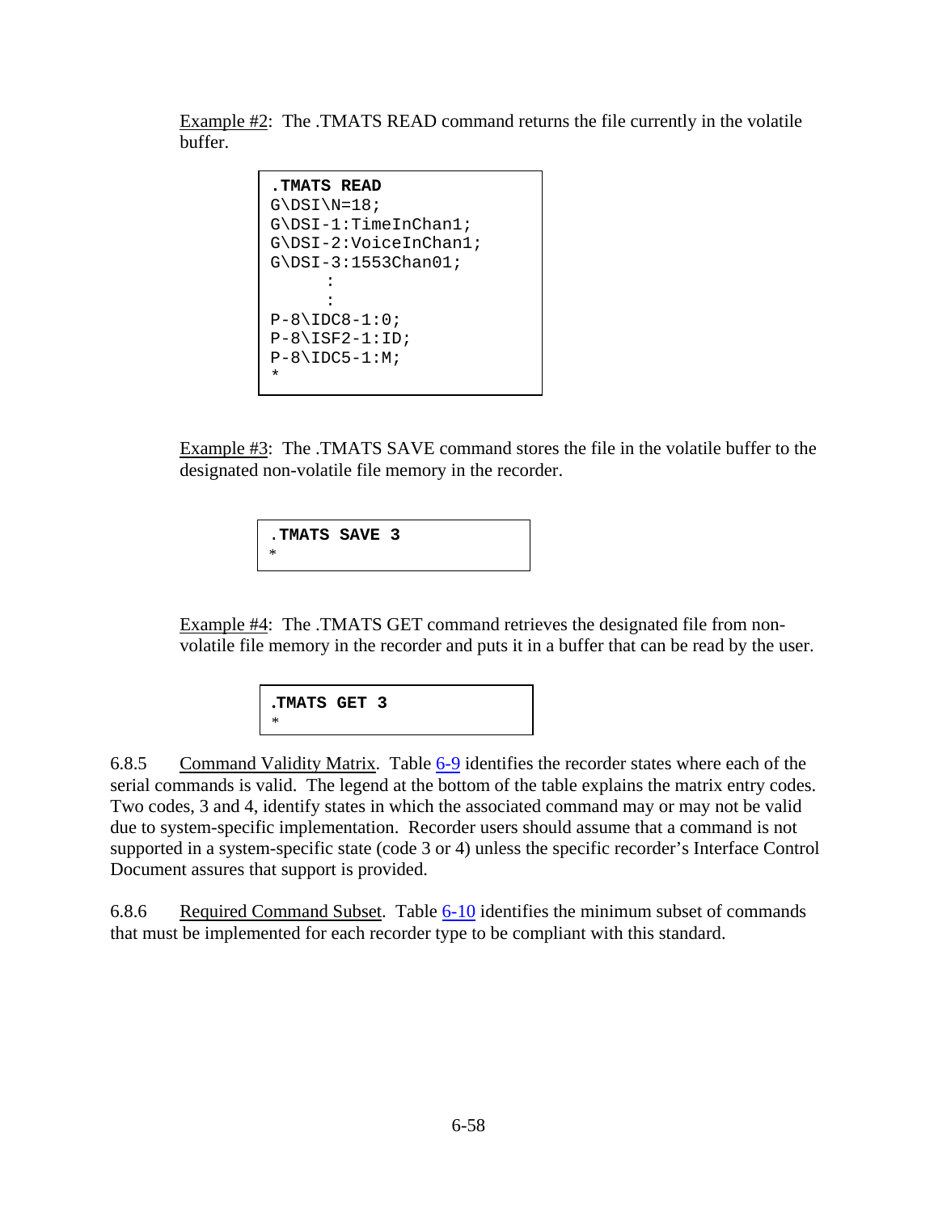Example #2: The .TMATS READ command returns the file currently in the volatile buffer.

```
.TMATS READ
G\DSI\N=18;
G\DSI-1:TimeInChan1;
G\DSI-2:VoiceInChan1;
G\DSI-3:1553Chan01;
      :
      :
P-8\IDC8-1:0;
P-8\ISF2-1:ID;
P-8\IDC5-1:M;
*
```

Example #3: The .TMATS SAVE command stores the file in the volatile buffer to the designated non-volatile file memory in the recorder.

```
.TMATS SAVE 3
*
```

Example #4: The .TMATS GET command retrieves the designated file from non-volatile file memory in the recorder and puts it in a buffer that can be read by the user.

```
.TMATS GET 3
*
```

6.8.5 Command Validity Matrix. Table 6-9 identifies the recorder states where each of the serial commands is valid. The legend at the bottom of the table explains the matrix entry codes. Two codes, 3 and 4, identify states in which the associated command may or may not be valid due to system-specific implementation. Recorder users should assume that a command is not supported in a system-specific state (code 3 or 4) unless the specific recorder's Interface Control Document assures that support is provided.

6.8.6 Required Command Subset. Table 6-10 identifies the minimum subset of commands that must be implemented for each recorder type to be compliant with this standard.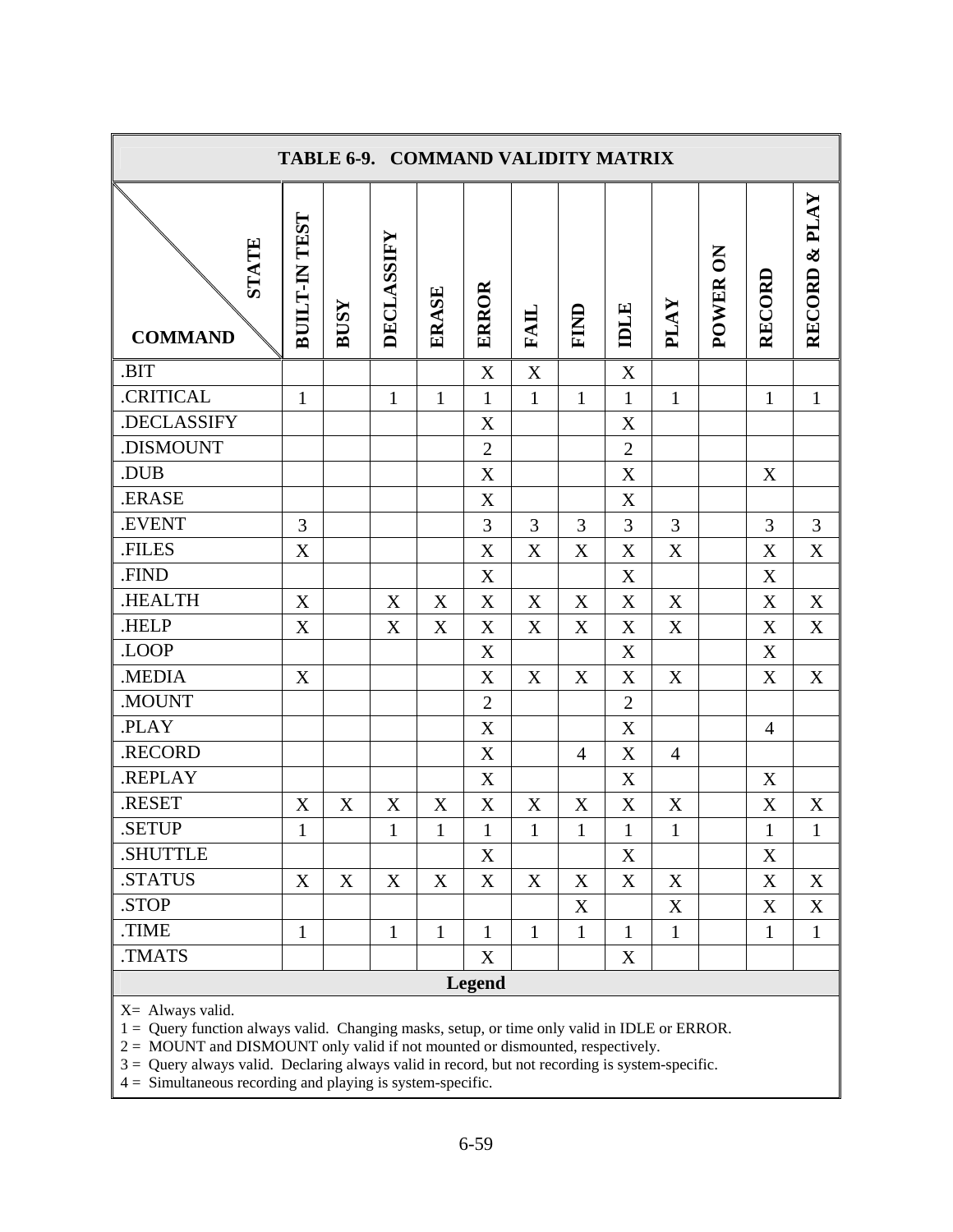**TABLE 6-9. COMMAND VALIDITY MATRIX**

| COMMAND \ STATE | BUILT-IN TEST | BUSY | DECLASSIFY | ERASE | ERROR | FAIL | FIND | IDLE | PLAY | POWER ON | RECORD | RECORD & PLAY |
|---|---|---|---|---|---|---|---|---|---|---|---|---|
| .BIT | | | | | X | X | | X | | | | |
| .CRITICAL | 1 | | 1 | 1 | 1 | 1 | 1 | 1 | 1 | | 1 | 1 |
| .DECLASSIFY | | | | | X | | | X | | | | |
| .DISMOUNT | | | | | 2 | | | 2 | | | | |
| .DUB | | | | | X | | | X | | | X | |
| .ERASE | | | | | X | | | X | | | | |
| .EVENT | 3 | | | | 3 | 3 | 3 | 3 | 3 | | 3 | 3 |
| .FILES | X | | | | X | X | X | X | X | | X | X |
| .FIND | | | | | X | | | X | | | X | |
| .HEALTH | X | | X | X | X | X | X | X | X | | X | X |
| .HELP | X | | X | X | X | X | X | X | X | | X | X |
| .LOOP | | | | | X | | | X | | | X | |
| .MEDIA | X | | | | X | X | X | X | X | | X | X |
| .MOUNT | | | | | 2 | | | 2 | | | | |
| .PLAY | | | | | X | | | X | | | 4 | |
| .RECORD | | | | | X | | 4 | X | 4 | | | |
| .REPLAY | | | | | X | | | X | | | X | |
| .RESET | X | X | X | X | X | X | X | X | X | | X | X |
| .SETUP | 1 | | 1 | 1 | 1 | 1 | 1 | 1 | 1 | | 1 | 1 |
| .SHUTTLE | | | | | X | | | X | | | X | |
| .STATUS | X | X | X | X | X | X | X | X | X | | X | X |
| .STOP | | | | | | | X | | X | | X | X |
| .TIME | 1 | | 1 | 1 | 1 | 1 | 1 | 1 | 1 | | 1 | 1 |
| .TMATS | | | | | X | | | X | | | | |

**Legend**

X= Always valid.
1 = Query function always valid. Changing masks, setup, or time only valid in IDLE or ERROR.
2 = MOUNT and DISMOUNT only valid if not mounted or dismounted, respectively.
3 = Query always valid. Declaring always valid in record, but not recording is system-specific.
4 = Simultaneous recording and playing is system-specific.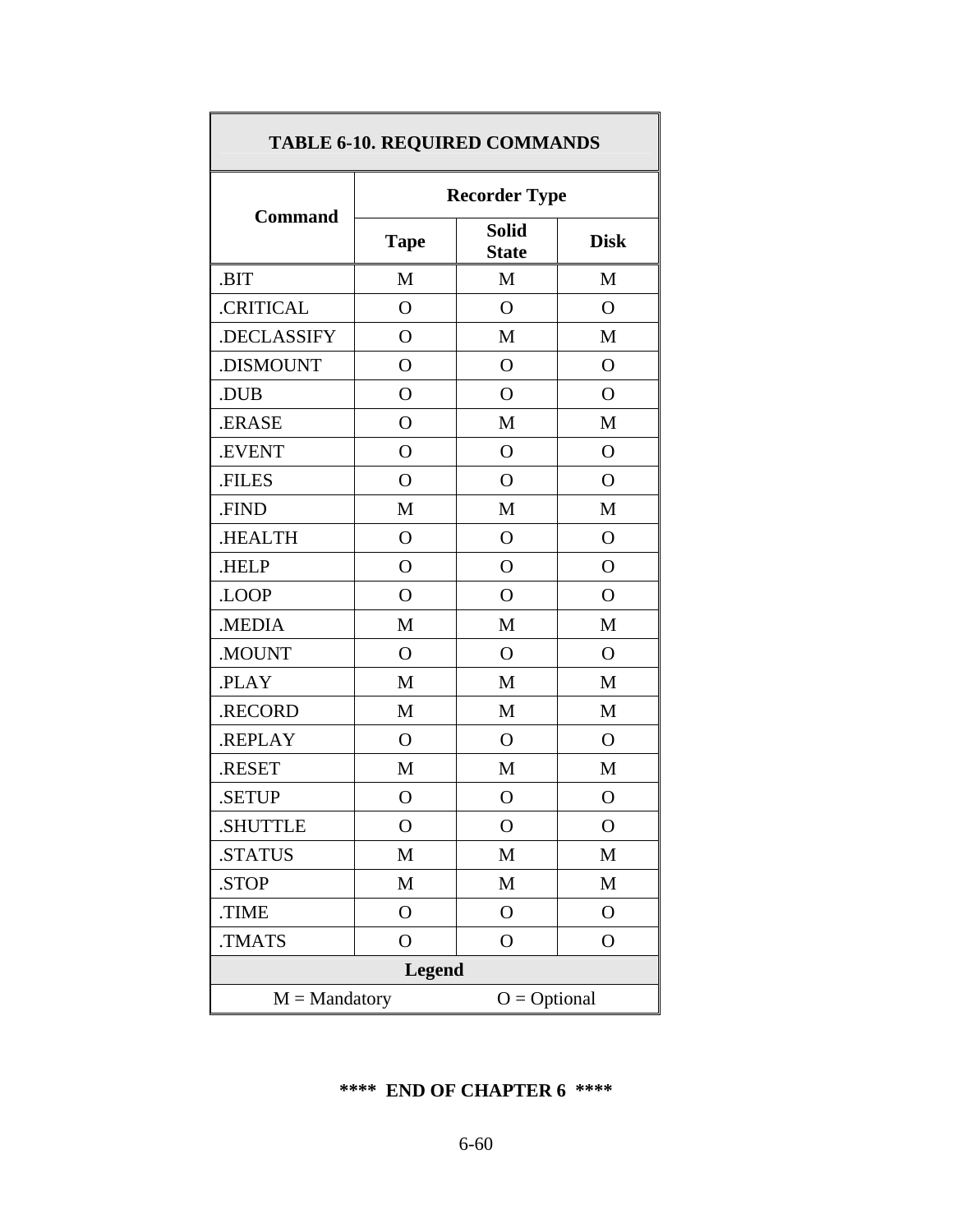**TABLE 6-10. REQUIRED COMMANDS**

| Command | Recorder Type | | |
|---|---|---|---|
| | Tape | Solid State | Disk |
| .BIT | M | M | M |
| .CRITICAL | O | O | O |
| .DECLASSIFY | O | M | M |
| .DISMOUNT | O | O | O |
| .DUB | O | O | O |
| .ERASE | O | M | M |
| .EVENT | O | O | O |
| .FILES | O | O | O |
| .FIND | M | M | M |
| .HEALTH | O | O | O |
| .HELP | O | O | O |
| .LOOP | O | O | O |
| .MEDIA | M | M | M |
| .MOUNT | O | O | O |
| .PLAY | M | M | M |
| .RECORD | M | M | M |
| .REPLAY | O | O | O |
| .RESET | M | M | M |
| .SETUP | O | O | O |
| .SHUTTLE | O | O | O |
| .STATUS | M | M | M |
| .STOP | M | M | M |
| .TIME | O | O | O |
| .TMATS | O | O | O |
| **Legend** | | | |
| M = Mandatory | | O = Optional | |

**\*\*\*\* END OF CHAPTER 6 \*\*\*\***